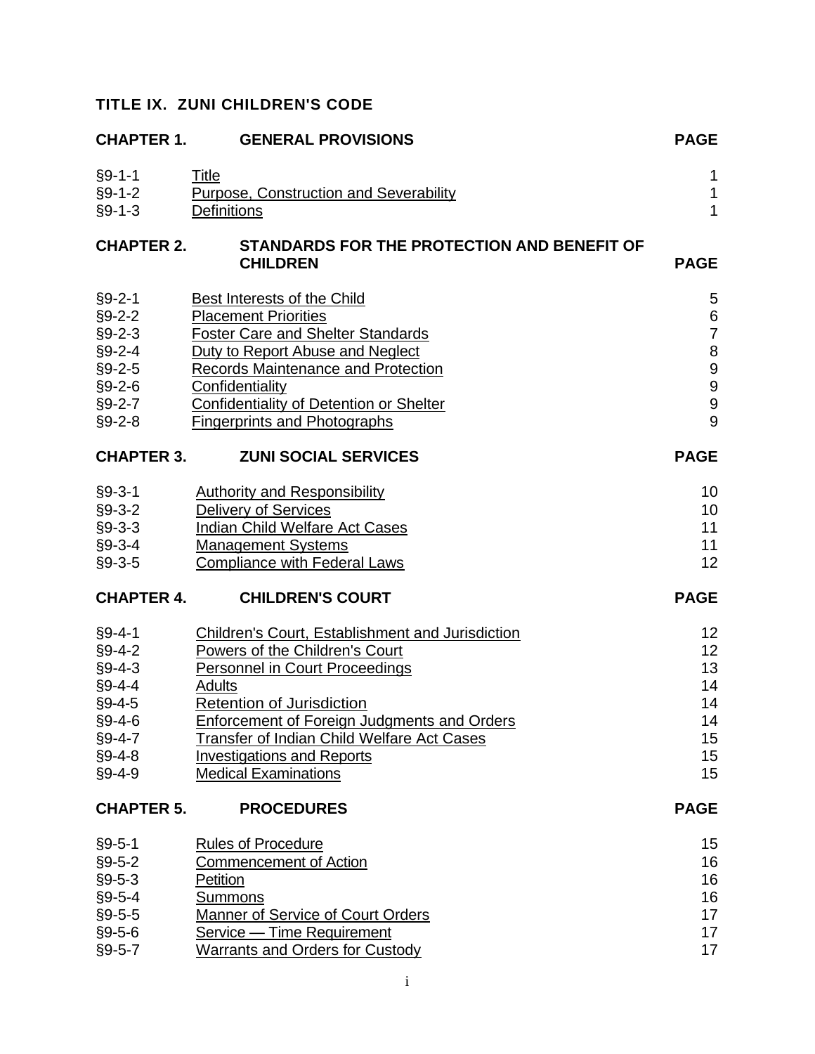# TITLE IX. ZUNI CHILDREN'S CODE

| **CHAPTER 1.** | **GENERAL PROVISIONS** | **PAGE** |
|---|---|---|
| §9-1-1 | Title | 1 |
| §9-1-2 | Purpose, Construction and Severability | 1 |
| §9-1-3 | Definitions | 1 |

| **CHAPTER 2.** | **STANDARDS FOR THE PROTECTION AND BENEFIT OF CHILDREN** | **PAGE** |
|---|---|---|
| §9-2-1 | Best Interests of the Child | 5 |
| §9-2-2 | Placement Priorities | 6 |
| §9-2-3 | Foster Care and Shelter Standards | 7 |
| §9-2-4 | Duty to Report Abuse and Neglect | 8 |
| §9-2-5 | Records Maintenance and Protection | 9 |
| §9-2-6 | Confidentiality | 9 |
| §9-2-7 | Confidentiality of Detention or Shelter | 9 |
| §9-2-8 | Fingerprints and Photographs | 9 |

| **CHAPTER 3.** | **ZUNI SOCIAL SERVICES** | **PAGE** |
|---|---|---|
| §9-3-1 | Authority and Responsibility | 10 |
| §9-3-2 | Delivery of Services | 10 |
| §9-3-3 | Indian Child Welfare Act Cases | 11 |
| §9-3-4 | Management Systems | 11 |
| §9-3-5 | Compliance with Federal Laws | 12 |

| **CHAPTER 4.** | **CHILDREN'S COURT** | **PAGE** |
|---|---|---|
| §9-4-1 | Children's Court, Establishment and Jurisdiction | 12 |
| §9-4-2 | Powers of the Children's Court | 12 |
| §9-4-3 | Personnel in Court Proceedings | 13 |
| §9-4-4 | Adults | 14 |
| §9-4-5 | Retention of Jurisdiction | 14 |
| §9-4-6 | Enforcement of Foreign Judgments and Orders | 14 |
| §9-4-7 | Transfer of Indian Child Welfare Act Cases | 15 |
| §9-4-8 | Investigations and Reports | 15 |
| §9-4-9 | Medical Examinations | 15 |

| **CHAPTER 5.** | **PROCEDURES** | **PAGE** |
|---|---|---|
| §9-5-1 | Rules of Procedure | 15 |
| §9-5-2 | Commencement of Action | 16 |
| §9-5-3 | Petition | 16 |
| §9-5-4 | Summons | 16 |
| §9-5-5 | Manner of Service of Court Orders | 17 |
| §9-5-6 | Service — Time Requirement | 17 |
| §9-5-7 | Warrants and Orders for Custody | 17 |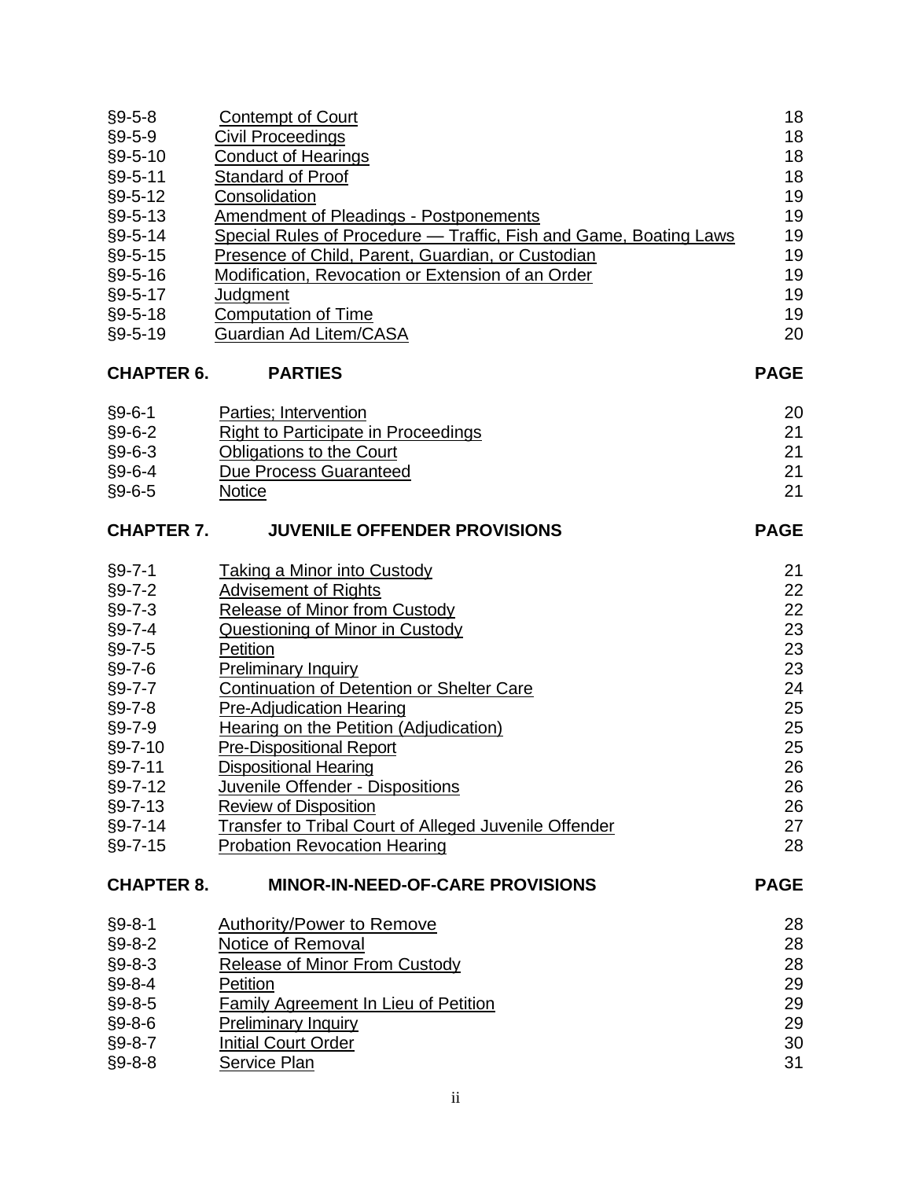| | | |
|---|---|---|
| §9-5-8 | Contempt of Court | 18 |
| §9-5-9 | Civil Proceedings | 18 |
| §9-5-10 | Conduct of Hearings | 18 |
| §9-5-11 | Standard of Proof | 18 |
| §9-5-12 | Consolidation | 19 |
| §9-5-13 | Amendment of Pleadings - Postponements | 19 |
| §9-5-14 | Special Rules of Procedure — Traffic, Fish and Game, Boating Laws | 19 |
| §9-5-15 | Presence of Child, Parent, Guardian, or Custodian | 19 |
| §9-5-16 | Modification, Revocation or Extension of an Order | 19 |
| §9-5-17 | Judgment | 19 |
| §9-5-18 | Computation of Time | 19 |
| §9-5-19 | Guardian Ad Litem/CASA | 20 |

| **CHAPTER 6.** | **PARTIES** | **PAGE** |
|---|---|---|
| §9-6-1 | Parties; Intervention | 20 |
| §9-6-2 | Right to Participate in Proceedings | 21 |
| §9-6-3 | Obligations to the Court | 21 |
| §9-6-4 | Due Process Guaranteed | 21 |
| §9-6-5 | Notice | 21 |

| **CHAPTER 7.** | **JUVENILE OFFENDER PROVISIONS** | **PAGE** |
|---|---|---|
| §9-7-1 | Taking a Minor into Custody | 21 |
| §9-7-2 | Advisement of Rights | 22 |
| §9-7-3 | Release of Minor from Custody | 22 |
| §9-7-4 | Questioning of Minor in Custody | 23 |
| §9-7-5 | Petition | 23 |
| §9-7-6 | Preliminary Inquiry | 23 |
| §9-7-7 | Continuation of Detention or Shelter Care | 24 |
| §9-7-8 | Pre-Adjudication Hearing | 25 |
| §9-7-9 | Hearing on the Petition (Adjudication) | 25 |
| §9-7-10 | Pre-Dispositional Report | 25 |
| §9-7-11 | Dispositional Hearing | 26 |
| §9-7-12 | Juvenile Offender - Dispositions | 26 |
| §9-7-13 | Review of Disposition | 26 |
| §9-7-14 | Transfer to Tribal Court of Alleged Juvenile Offender | 27 |
| §9-7-15 | Probation Revocation Hearing | 28 |

| **CHAPTER 8.** | **MINOR-IN-NEED-OF-CARE PROVISIONS** | **PAGE** |
|---|---|---|
| §9-8-1 | Authority/Power to Remove | 28 |
| §9-8-2 | Notice of Removal | 28 |
| §9-8-3 | Release of Minor From Custody | 28 |
| §9-8-4 | Petition | 29 |
| §9-8-5 | Family Agreement In Lieu of Petition | 29 |
| §9-8-6 | Preliminary Inquiry | 29 |
| §9-8-7 | Initial Court Order | 30 |
| §9-8-8 | Service Plan | 31 |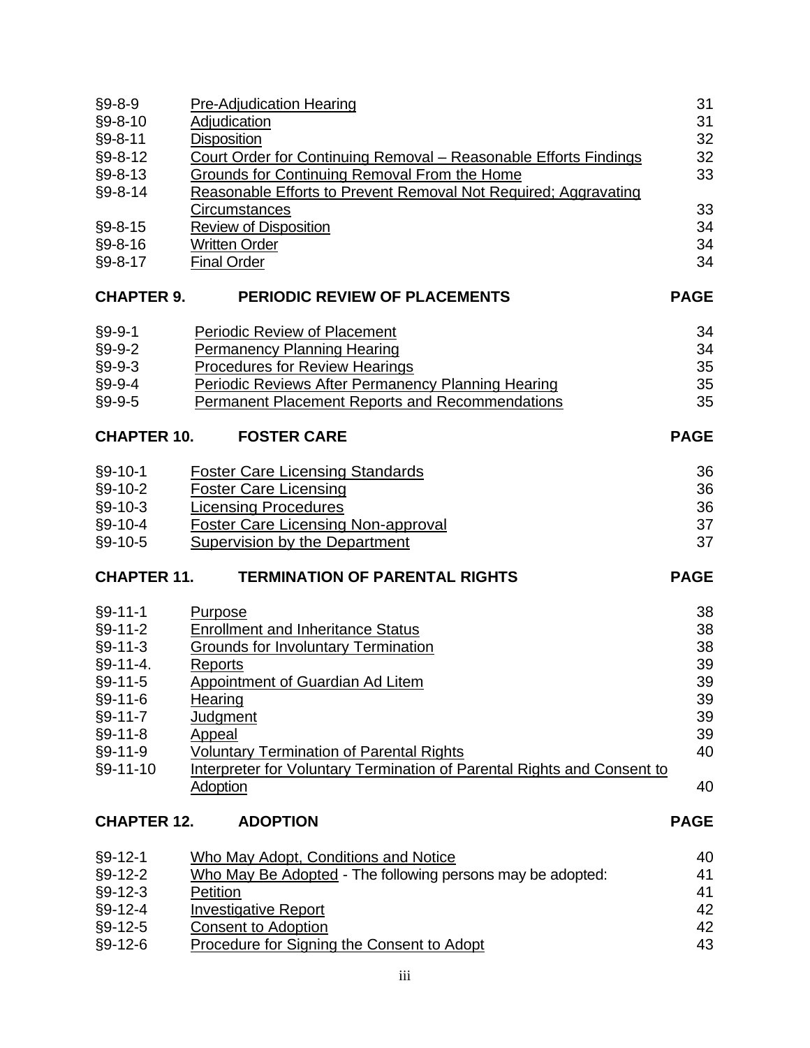| | | |
|---|---|---|
| §9-8-9 | Pre-Adjudication Hearing | 31 |
| §9-8-10 | Adjudication | 31 |
| §9-8-11 | Disposition | 32 |
| §9-8-12 | Court Order for Continuing Removal – Reasonable Efforts Findings | 32 |
| §9-8-13 | Grounds for Continuing Removal From the Home | 33 |
| §9-8-14 | Reasonable Efforts to Prevent Removal Not Required; Aggravating Circumstances | 33 |
| §9-8-15 | Review of Disposition | 34 |
| §9-8-16 | Written Order | 34 |
| §9-8-17 | Final Order | 34 |

| **CHAPTER 9.** | **PERIODIC REVIEW OF PLACEMENTS** | **PAGE** |
|---|---|---|
| §9-9-1 | Periodic Review of Placement | 34 |
| §9-9-2 | Permanency Planning Hearing | 34 |
| §9-9-3 | Procedures for Review Hearings | 35 |
| §9-9-4 | Periodic Reviews After Permanency Planning Hearing | 35 |
| §9-9-5 | Permanent Placement Reports and Recommendations | 35 |

| **CHAPTER 10.** | **FOSTER CARE** | **PAGE** |
|---|---|---|
| §9-10-1 | Foster Care Licensing Standards | 36 |
| §9-10-2 | Foster Care Licensing | 36 |
| §9-10-3 | Licensing Procedures | 36 |
| §9-10-4 | Foster Care Licensing Non-approval | 37 |
| §9-10-5 | Supervision by the Department | 37 |

| **CHAPTER 11.** | **TERMINATION OF PARENTAL RIGHTS** | **PAGE** |
|---|---|---|
| §9-11-1 | Purpose | 38 |
| §9-11-2 | Enrollment and Inheritance Status | 38 |
| §9-11-3 | Grounds for Involuntary Termination | 38 |
| §9-11-4. | Reports | 39 |
| §9-11-5 | Appointment of Guardian Ad Litem | 39 |
| §9-11-6 | Hearing | 39 |
| §9-11-7 | Judgment | 39 |
| §9-11-8 | Appeal | 39 |
| §9-11-9 | Voluntary Termination of Parental Rights | 40 |
| §9-11-10 | Interpreter for Voluntary Termination of Parental Rights and Consent to Adoption | 40 |

| **CHAPTER 12.** | **ADOPTION** | **PAGE** |
|---|---|---|
| §9-12-1 | Who May Adopt, Conditions and Notice | 40 |
| §9-12-2 | Who May Be Adopted - The following persons may be adopted: | 41 |
| §9-12-3 | Petition | 41 |
| §9-12-4 | Investigative Report | 42 |
| §9-12-5 | Consent to Adoption | 42 |
| §9-12-6 | Procedure for Signing the Consent to Adopt | 43 |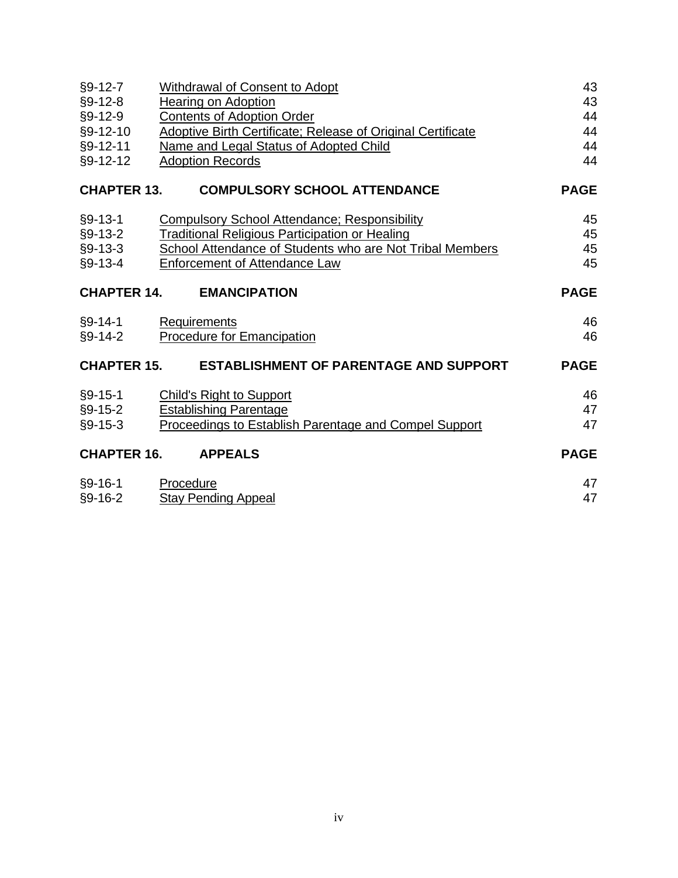| | | |
|---|---|---|
| §9-12-7 | Withdrawal of Consent to Adopt | 43 |
| §9-12-8 | Hearing on Adoption | 43 |
| §9-12-9 | Contents of Adoption Order | 44 |
| §9-12-10 | Adoptive Birth Certificate; Release of Original Certificate | 44 |
| §9-12-11 | Name and Legal Status of Adopted Child | 44 |
| §9-12-12 | Adoption Records | 44 |

| **CHAPTER 13.** | **COMPULSORY SCHOOL ATTENDANCE** | **PAGE** |
|---|---|---|
| §9-13-1 | Compulsory School Attendance; Responsibility | 45 |
| §9-13-2 | Traditional Religious Participation or Healing | 45 |
| §9-13-3 | School Attendance of Students who are Not Tribal Members | 45 |
| §9-13-4 | Enforcement of Attendance Law | 45 |

| **CHAPTER 14.** | **EMANCIPATION** | **PAGE** |
|---|---|---|
| §9-14-1 | Requirements | 46 |
| §9-14-2 | Procedure for Emancipation | 46 |

| **CHAPTER 15.** | **ESTABLISHMENT OF PARENTAGE AND SUPPORT** | **PAGE** |
|---|---|---|
| §9-15-1 | Child's Right to Support | 46 |
| §9-15-2 | Establishing Parentage | 47 |
| §9-15-3 | Proceedings to Establish Parentage and Compel Support | 47 |

| **CHAPTER 16.** | **APPEALS** | **PAGE** |
|---|---|---|
| §9-16-1 | Procedure | 47 |
| §9-16-2 | Stay Pending Appeal | 47 |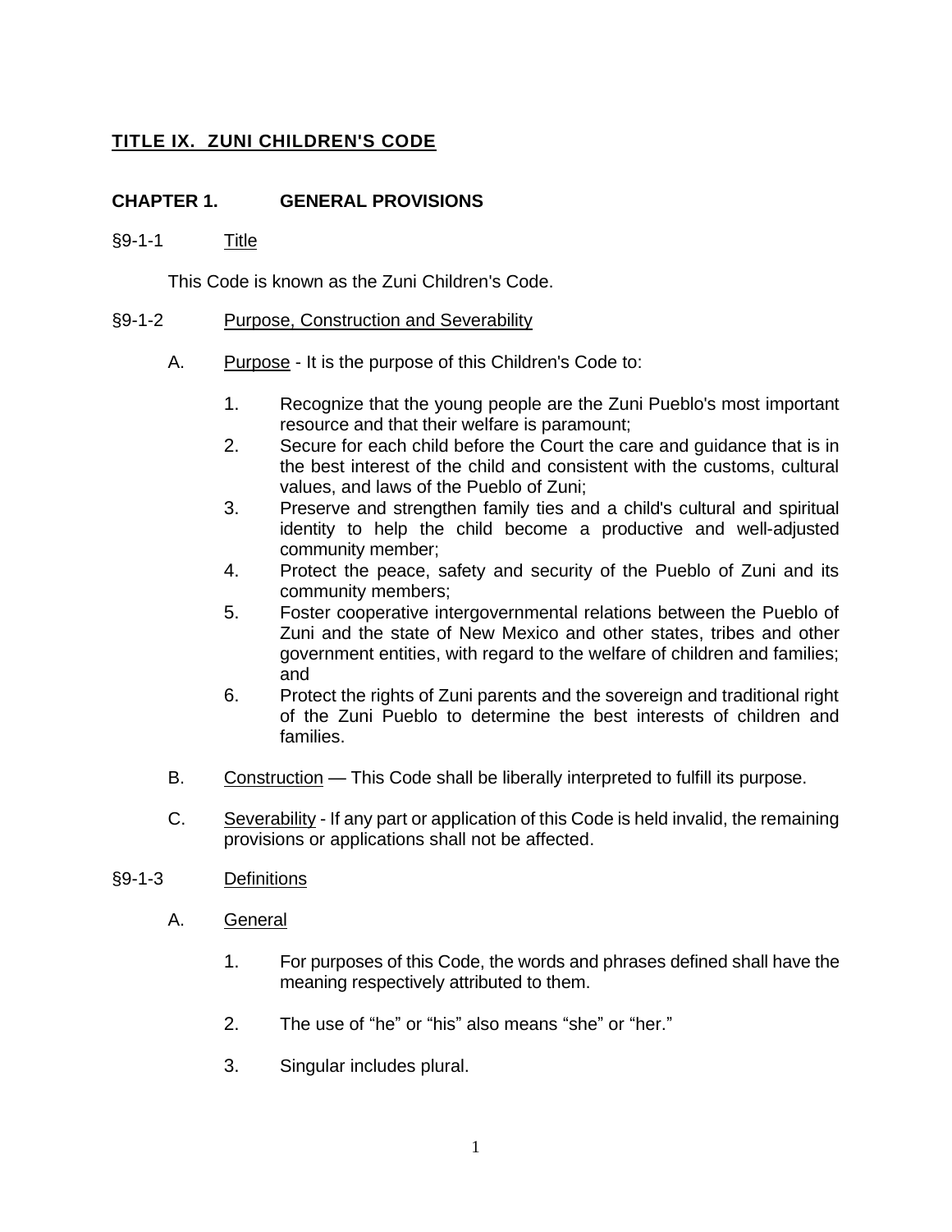# TITLE IX. ZUNI CHILDREN'S CODE

## CHAPTER 1. GENERAL PROVISIONS

§9-1-1 Title

This Code is known as the Zuni Children's Code.

§9-1-2 Purpose, Construction and Severability

A. Purpose - It is the purpose of this Children's Code to:

1. Recognize that the young people are the Zuni Pueblo's most important resource and that their welfare is paramount;
2. Secure for each child before the Court the care and guidance that is in the best interest of the child and consistent with the customs, cultural values, and laws of the Pueblo of Zuni;
3. Preserve and strengthen family ties and a child's cultural and spiritual identity to help the child become a productive and well-adjusted community member;
4. Protect the peace, safety and security of the Pueblo of Zuni and its community members;
5. Foster cooperative intergovernmental relations between the Pueblo of Zuni and the state of New Mexico and other states, tribes and other government entities, with regard to the welfare of children and families; and
6. Protect the rights of Zuni parents and the sovereign and traditional right of the Zuni Pueblo to determine the best interests of children and families.

B. Construction — This Code shall be liberally interpreted to fulfill its purpose.

C. Severability - If any part or application of this Code is held invalid, the remaining provisions or applications shall not be affected.

§9-1-3 Definitions

A. General

1. For purposes of this Code, the words and phrases defined shall have the meaning respectively attributed to them.

2. The use of "he" or "his" also means "she" or "her."

3. Singular includes plural.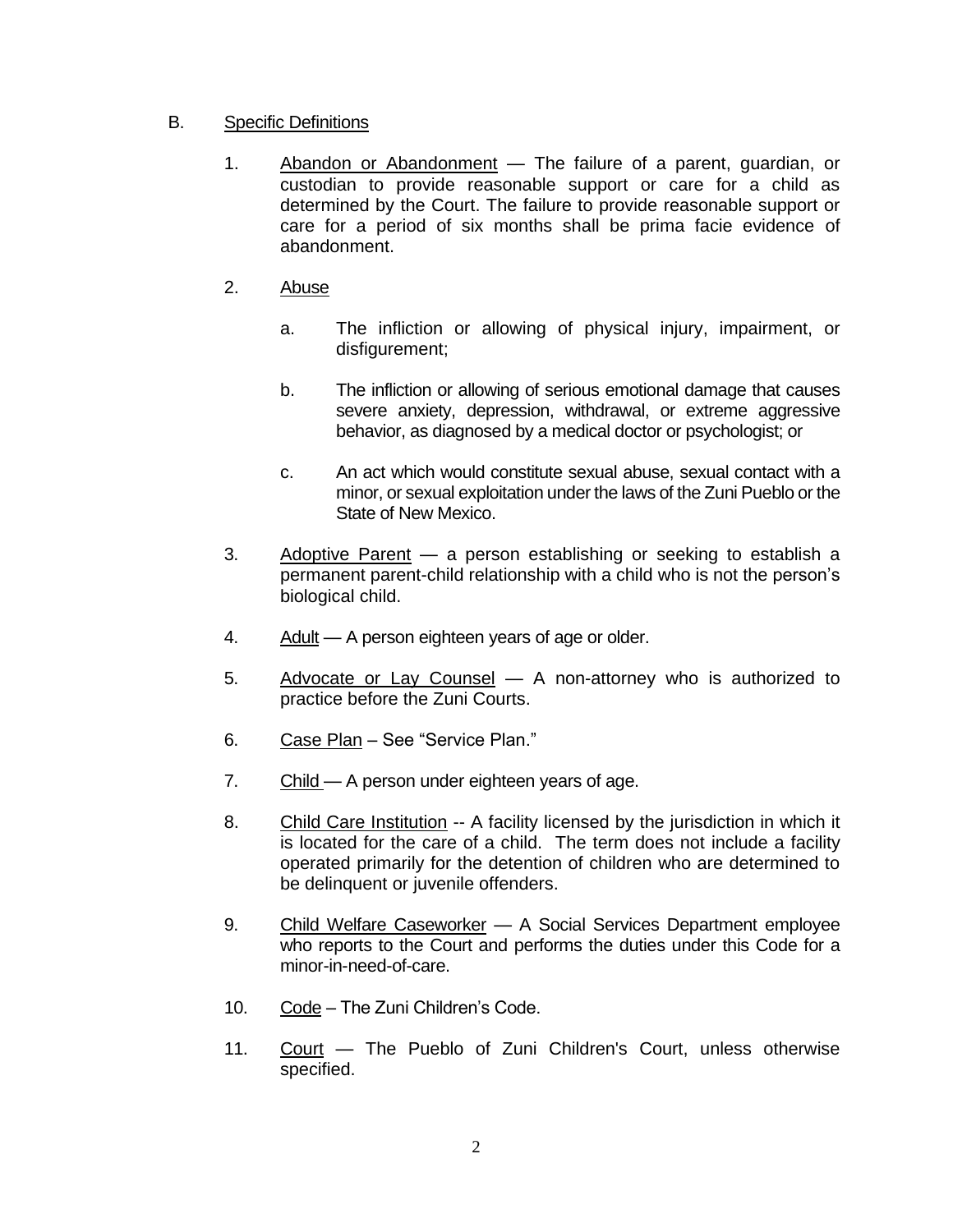B. Specific Definitions

1. Abandon or Abandonment — The failure of a parent, guardian, or custodian to provide reasonable support or care for a child as determined by the Court. The failure to provide reasonable support or care for a period of six months shall be prima facie evidence of abandonment.

2. Abuse

   a. The infliction or allowing of physical injury, impairment, or disfigurement;

   b. The infliction or allowing of serious emotional damage that causes severe anxiety, depression, withdrawal, or extreme aggressive behavior, as diagnosed by a medical doctor or psychologist; or

   c. An act which would constitute sexual abuse, sexual contact with a minor, or sexual exploitation under the laws of the Zuni Pueblo or the State of New Mexico.

3. Adoptive Parent — a person establishing or seeking to establish a permanent parent-child relationship with a child who is not the person's biological child.

4. Adult — A person eighteen years of age or older.

5. Advocate or Lay Counsel — A non-attorney who is authorized to practice before the Zuni Courts.

6. Case Plan – See "Service Plan."

7. Child — A person under eighteen years of age.

8. Child Care Institution -- A facility licensed by the jurisdiction in which it is located for the care of a child. The term does not include a facility operated primarily for the detention of children who are determined to be delinquent or juvenile offenders.

9. Child Welfare Caseworker — A Social Services Department employee who reports to the Court and performs the duties under this Code for a minor-in-need-of-care.

10. Code – The Zuni Children's Code.

11. Court — The Pueblo of Zuni Children's Court, unless otherwise specified.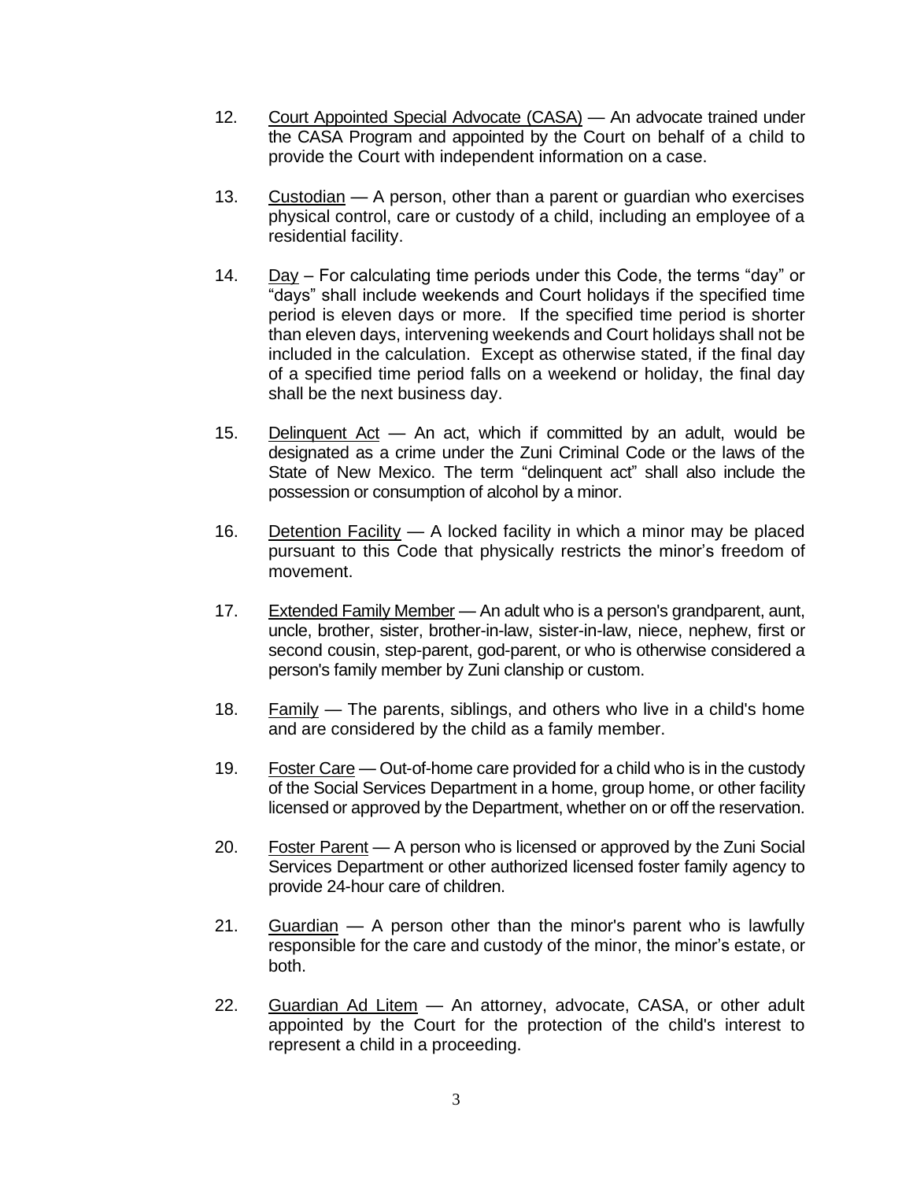12. Court Appointed Special Advocate (CASA) — An advocate trained under the CASA Program and appointed by the Court on behalf of a child to provide the Court with independent information on a case.

13. Custodian — A person, other than a parent or guardian who exercises physical control, care or custody of a child, including an employee of a residential facility.

14. Day – For calculating time periods under this Code, the terms "day" or "days" shall include weekends and Court holidays if the specified time period is eleven days or more. If the specified time period is shorter than eleven days, intervening weekends and Court holidays shall not be included in the calculation. Except as otherwise stated, if the final day of a specified time period falls on a weekend or holiday, the final day shall be the next business day.

15. Delinquent Act — An act, which if committed by an adult, would be designated as a crime under the Zuni Criminal Code or the laws of the State of New Mexico. The term "delinquent act" shall also include the possession or consumption of alcohol by a minor.

16. Detention Facility — A locked facility in which a minor may be placed pursuant to this Code that physically restricts the minor's freedom of movement.

17. Extended Family Member — An adult who is a person's grandparent, aunt, uncle, brother, sister, brother-in-law, sister-in-law, niece, nephew, first or second cousin, step-parent, god-parent, or who is otherwise considered a person's family member by Zuni clanship or custom.

18. Family — The parents, siblings, and others who live in a child's home and are considered by the child as a family member.

19. Foster Care — Out-of-home care provided for a child who is in the custody of the Social Services Department in a home, group home, or other facility licensed or approved by the Department, whether on or off the reservation.

20. Foster Parent — A person who is licensed or approved by the Zuni Social Services Department or other authorized licensed foster family agency to provide 24-hour care of children.

21. Guardian — A person other than the minor's parent who is lawfully responsible for the care and custody of the minor, the minor's estate, or both.

22. Guardian Ad Litem — An attorney, advocate, CASA, or other adult appointed by the Court for the protection of the child's interest to represent a child in a proceeding.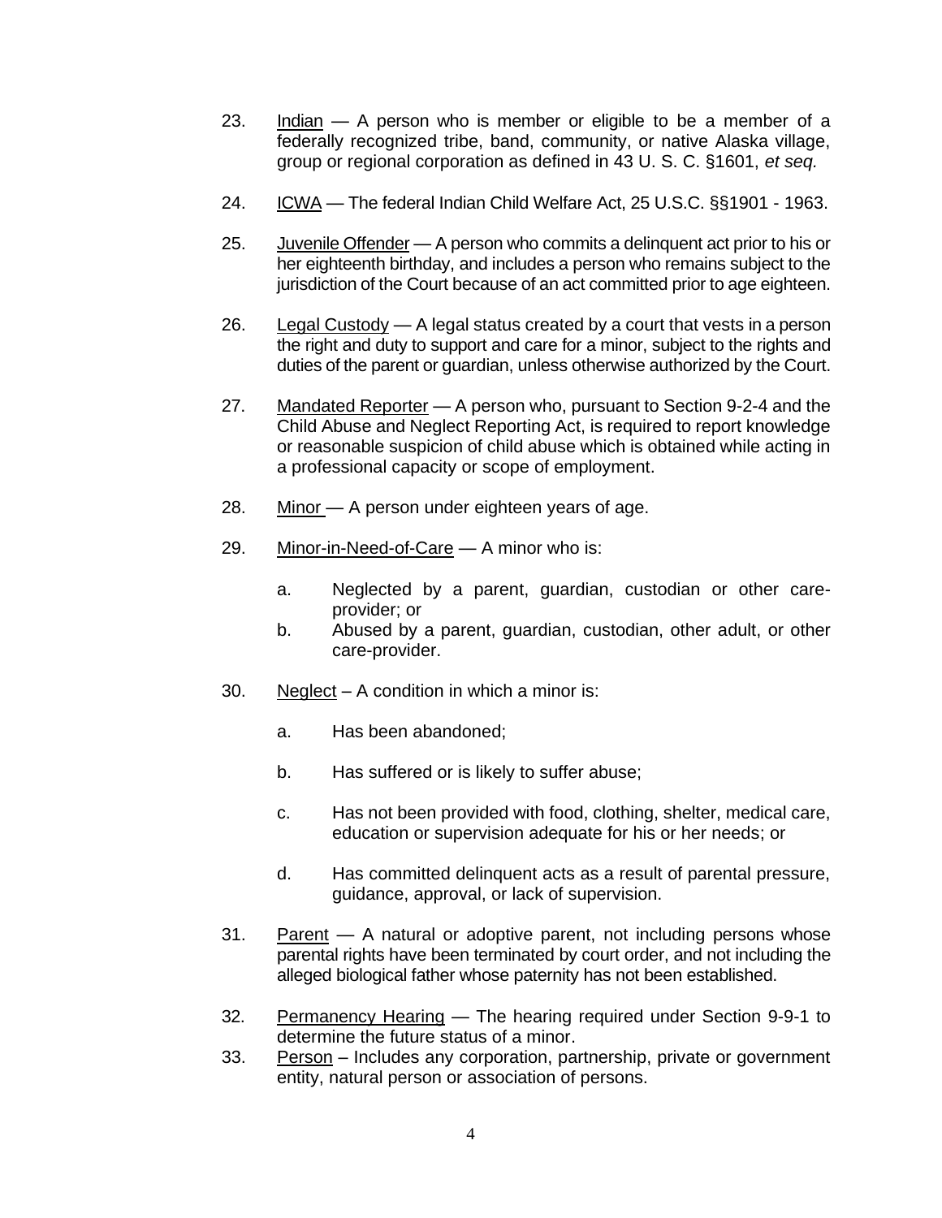23. Indian — A person who is member or eligible to be a member of a federally recognized tribe, band, community, or native Alaska village, group or regional corporation as defined in 43 U. S. C. §1601, *et seq.*

24. ICWA — The federal Indian Child Welfare Act, 25 U.S.C. §§1901 - 1963.

25. Juvenile Offender — A person who commits a delinquent act prior to his or her eighteenth birthday, and includes a person who remains subject to the jurisdiction of the Court because of an act committed prior to age eighteen.

26. Legal Custody — A legal status created by a court that vests in a person the right and duty to support and care for a minor, subject to the rights and duties of the parent or guardian, unless otherwise authorized by the Court.

27. Mandated Reporter — A person who, pursuant to Section 9-2-4 and the Child Abuse and Neglect Reporting Act, is required to report knowledge or reasonable suspicion of child abuse which is obtained while acting in a professional capacity or scope of employment.

28. Minor — A person under eighteen years of age.

29. Minor-in-Need-of-Care — A minor who is:

    a. Neglected by a parent, guardian, custodian or other care-provider; or
    b. Abused by a parent, guardian, custodian, other adult, or other care-provider.

30. Neglect – A condition in which a minor is:

    a. Has been abandoned;

    b. Has suffered or is likely to suffer abuse;

    c. Has not been provided with food, clothing, shelter, medical care, education or supervision adequate for his or her needs; or

    d. Has committed delinquent acts as a result of parental pressure, guidance, approval, or lack of supervision.

31. Parent — A natural or adoptive parent, not including persons whose parental rights have been terminated by court order, and not including the alleged biological father whose paternity has not been established.

32. Permanency Hearing — The hearing required under Section 9-9-1 to determine the future status of a minor.

33. Person – Includes any corporation, partnership, private or government entity, natural person or association of persons.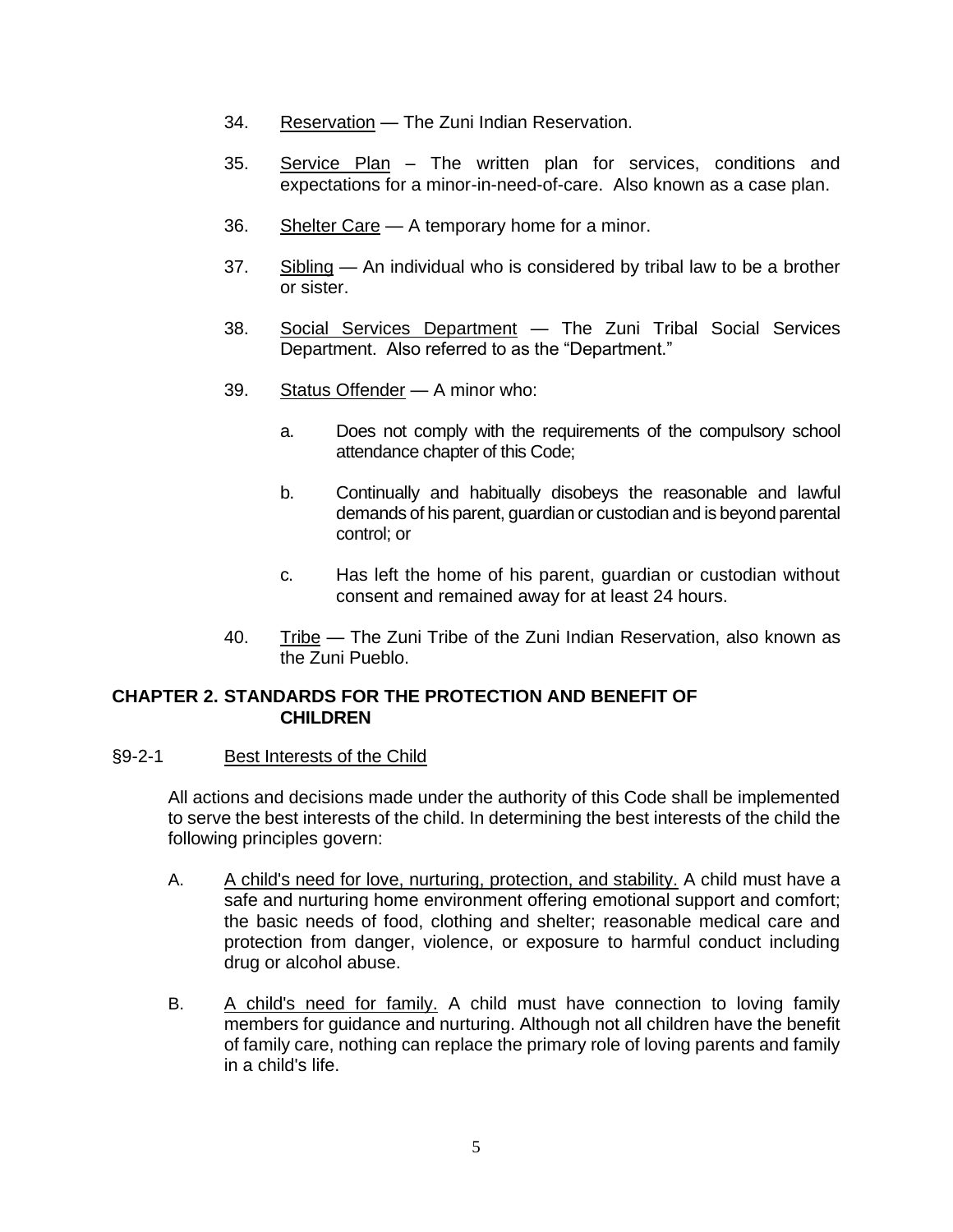34. Reservation — The Zuni Indian Reservation.

35. Service Plan – The written plan for services, conditions and expectations for a minor-in-need-of-care. Also known as a case plan.

36. Shelter Care — A temporary home for a minor.

37. Sibling — An individual who is considered by tribal law to be a brother or sister.

38. Social Services Department — The Zuni Tribal Social Services Department. Also referred to as the "Department."

39. Status Offender — A minor who:

    a. Does not comply with the requirements of the compulsory school attendance chapter of this Code;

    b. Continually and habitually disobeys the reasonable and lawful demands of his parent, guardian or custodian and is beyond parental control; or

    c. Has left the home of his parent, guardian or custodian without consent and remained away for at least 24 hours.

40. Tribe — The Zuni Tribe of the Zuni Indian Reservation, also known as the Zuni Pueblo.

## CHAPTER 2. STANDARDS FOR THE PROTECTION AND BENEFIT OF CHILDREN

### §9-2-1 Best Interests of the Child

All actions and decisions made under the authority of this Code shall be implemented to serve the best interests of the child. In determining the best interests of the child the following principles govern:

A. A child's need for love, nurturing, protection, and stability. A child must have a safe and nurturing home environment offering emotional support and comfort; the basic needs of food, clothing and shelter; reasonable medical care and protection from danger, violence, or exposure to harmful conduct including drug or alcohol abuse.

B. A child's need for family. A child must have connection to loving family members for guidance and nurturing. Although not all children have the benefit of family care, nothing can replace the primary role of loving parents and family in a child's life.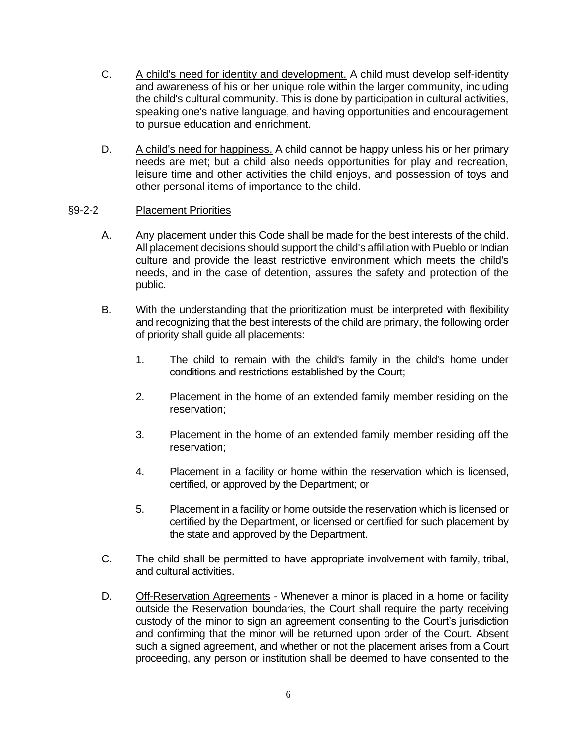C. A child's need for identity and development. A child must develop self-identity and awareness of his or her unique role within the larger community, including the child's cultural community. This is done by participation in cultural activities, speaking one's native language, and having opportunities and encouragement to pursue education and enrichment.

D. A child's need for happiness. A child cannot be happy unless his or her primary needs are met; but a child also needs opportunities for play and recreation, leisure time and other activities the child enjoys, and possession of toys and other personal items of importance to the child.

## §9-2-2 Placement Priorities

A. Any placement under this Code shall be made for the best interests of the child. All placement decisions should support the child's affiliation with Pueblo or Indian culture and provide the least restrictive environment which meets the child's needs, and in the case of detention, assures the safety and protection of the public.

B. With the understanding that the prioritization must be interpreted with flexibility and recognizing that the best interests of the child are primary, the following order of priority shall guide all placements:

1. The child to remain with the child's family in the child's home under conditions and restrictions established by the Court;

2. Placement in the home of an extended family member residing on the reservation;

3. Placement in the home of an extended family member residing off the reservation;

4. Placement in a facility or home within the reservation which is licensed, certified, or approved by the Department; or

5. Placement in a facility or home outside the reservation which is licensed or certified by the Department, or licensed or certified for such placement by the state and approved by the Department.

C. The child shall be permitted to have appropriate involvement with family, tribal, and cultural activities.

D. Off-Reservation Agreements - Whenever a minor is placed in a home or facility outside the Reservation boundaries, the Court shall require the party receiving custody of the minor to sign an agreement consenting to the Court's jurisdiction and confirming that the minor will be returned upon order of the Court. Absent such a signed agreement, and whether or not the placement arises from a Court proceeding, any person or institution shall be deemed to have consented to the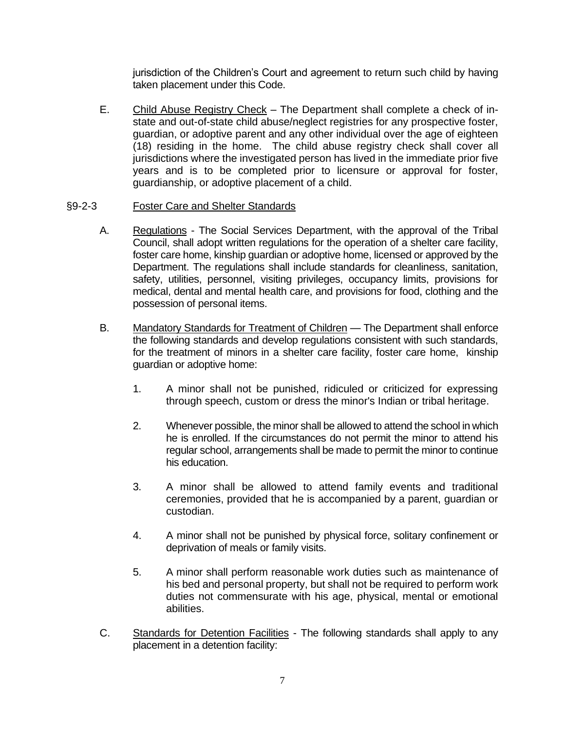jurisdiction of the Children's Court and agreement to return such child by having taken placement under this Code.

E. Child Abuse Registry Check – The Department shall complete a check of in-state and out-of-state child abuse/neglect registries for any prospective foster, guardian, or adoptive parent and any other individual over the age of eighteen (18) residing in the home. The child abuse registry check shall cover all jurisdictions where the investigated person has lived in the immediate prior five years and is to be completed prior to licensure or approval for foster, guardianship, or adoptive placement of a child.

## §9-2-3 Foster Care and Shelter Standards

A. Regulations - The Social Services Department, with the approval of the Tribal Council, shall adopt written regulations for the operation of a shelter care facility, foster care home, kinship guardian or adoptive home, licensed or approved by the Department. The regulations shall include standards for cleanliness, sanitation, safety, utilities, personnel, visiting privileges, occupancy limits, provisions for medical, dental and mental health care, and provisions for food, clothing and the possession of personal items.

B. Mandatory Standards for Treatment of Children — The Department shall enforce the following standards and develop regulations consistent with such standards, for the treatment of minors in a shelter care facility, foster care home, kinship guardian or adoptive home:

1. A minor shall not be punished, ridiculed or criticized for expressing through speech, custom or dress the minor's Indian or tribal heritage.

2. Whenever possible, the minor shall be allowed to attend the school in which he is enrolled. If the circumstances do not permit the minor to attend his regular school, arrangements shall be made to permit the minor to continue his education.

3. A minor shall be allowed to attend family events and traditional ceremonies, provided that he is accompanied by a parent, guardian or custodian.

4. A minor shall not be punished by physical force, solitary confinement or deprivation of meals or family visits.

5. A minor shall perform reasonable work duties such as maintenance of his bed and personal property, but shall not be required to perform work duties not commensurate with his age, physical, mental or emotional abilities.

C. Standards for Detention Facilities - The following standards shall apply to any placement in a detention facility: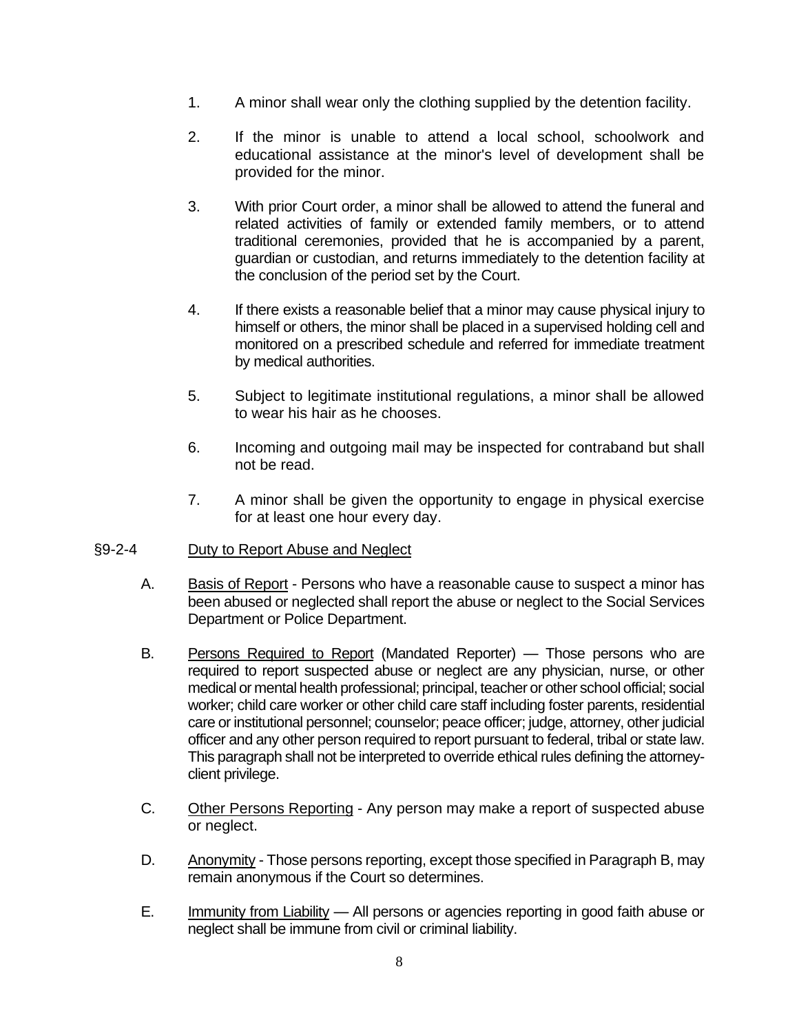1. A minor shall wear only the clothing supplied by the detention facility.

2. If the minor is unable to attend a local school, schoolwork and educational assistance at the minor's level of development shall be provided for the minor.

3. With prior Court order, a minor shall be allowed to attend the funeral and related activities of family or extended family members, or to attend traditional ceremonies, provided that he is accompanied by a parent, guardian or custodian, and returns immediately to the detention facility at the conclusion of the period set by the Court.

4. If there exists a reasonable belief that a minor may cause physical injury to himself or others, the minor shall be placed in a supervised holding cell and monitored on a prescribed schedule and referred for immediate treatment by medical authorities.

5. Subject to legitimate institutional regulations, a minor shall be allowed to wear his hair as he chooses.

6. Incoming and outgoing mail may be inspected for contraband but shall not be read.

7. A minor shall be given the opportunity to engage in physical exercise for at least one hour every day.

§9-2-4 Duty to Report Abuse and Neglect

A. Basis of Report - Persons who have a reasonable cause to suspect a minor has been abused or neglected shall report the abuse or neglect to the Social Services Department or Police Department.

B. Persons Required to Report (Mandated Reporter) — Those persons who are required to report suspected abuse or neglect are any physician, nurse, or other medical or mental health professional; principal, teacher or other school official; social worker; child care worker or other child care staff including foster parents, residential care or institutional personnel; counselor; peace officer; judge, attorney, other judicial officer and any other person required to report pursuant to federal, tribal or state law. This paragraph shall not be interpreted to override ethical rules defining the attorney-client privilege.

C. Other Persons Reporting - Any person may make a report of suspected abuse or neglect.

D. Anonymity - Those persons reporting, except those specified in Paragraph B, may remain anonymous if the Court so determines.

E. Immunity from Liability — All persons or agencies reporting in good faith abuse or neglect shall be immune from civil or criminal liability.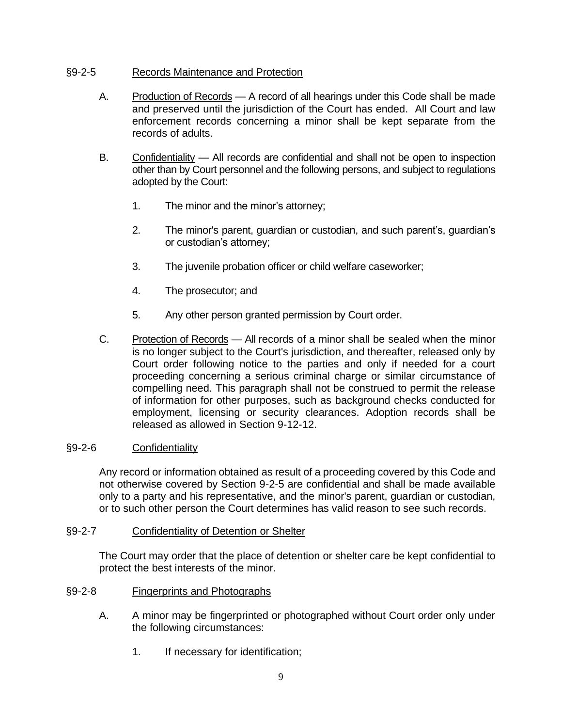## §9-2-5 Records Maintenance and Protection

A. Production of Records — A record of all hearings under this Code shall be made and preserved until the jurisdiction of the Court has ended. All Court and law enforcement records concerning a minor shall be kept separate from the records of adults.

B. Confidentiality — All records are confidential and shall not be open to inspection other than by Court personnel and the following persons, and subject to regulations adopted by the Court:

1. The minor and the minor's attorney;

2. The minor's parent, guardian or custodian, and such parent's, guardian's or custodian's attorney;

3. The juvenile probation officer or child welfare caseworker;

4. The prosecutor; and

5. Any other person granted permission by Court order.

C. Protection of Records — All records of a minor shall be sealed when the minor is no longer subject to the Court's jurisdiction, and thereafter, released only by Court order following notice to the parties and only if needed for a court proceeding concerning a serious criminal charge or similar circumstance of compelling need. This paragraph shall not be construed to permit the release of information for other purposes, such as background checks conducted for employment, licensing or security clearances. Adoption records shall be released as allowed in Section 9-12-12.

## §9-2-6 Confidentiality

Any record or information obtained as result of a proceeding covered by this Code and not otherwise covered by Section 9-2-5 are confidential and shall be made available only to a party and his representative, and the minor's parent, guardian or custodian, or to such other person the Court determines has valid reason to see such records.

## §9-2-7 Confidentiality of Detention or Shelter

The Court may order that the place of detention or shelter care be kept confidential to protect the best interests of the minor.

## §9-2-8 Fingerprints and Photographs

A. A minor may be fingerprinted or photographed without Court order only under the following circumstances:

1. If necessary for identification;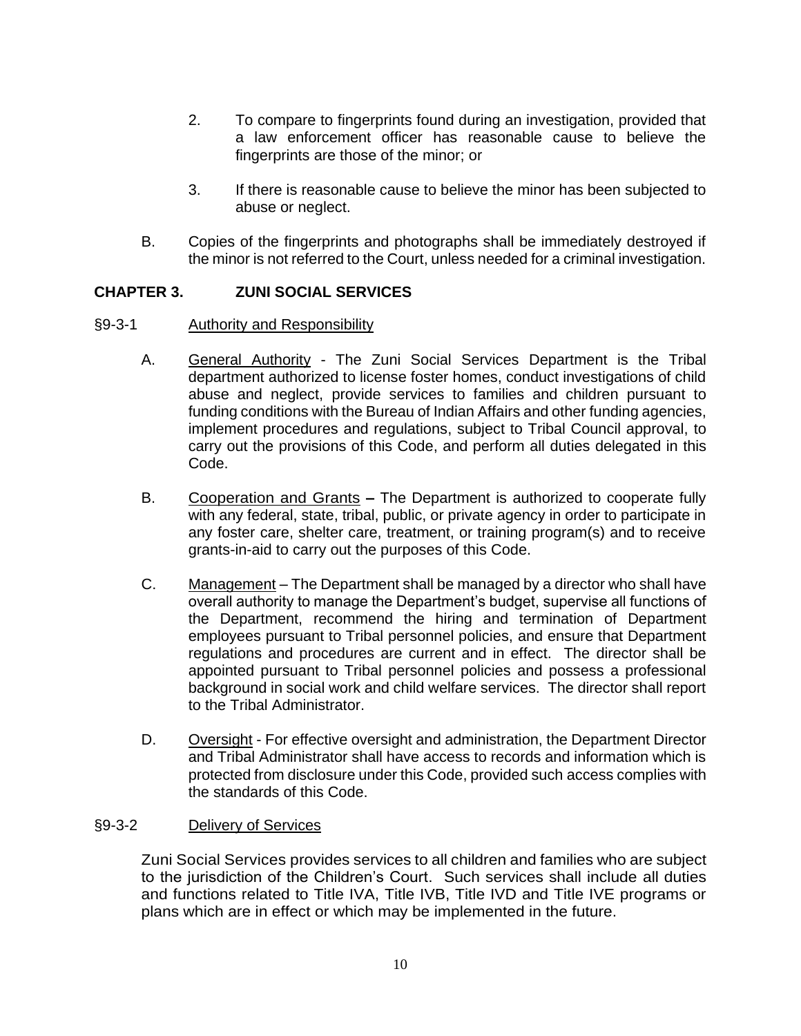2. To compare to fingerprints found during an investigation, provided that a law enforcement officer has reasonable cause to believe the fingerprints are those of the minor; or

3. If there is reasonable cause to believe the minor has been subjected to abuse or neglect.

B. Copies of the fingerprints and photographs shall be immediately destroyed if the minor is not referred to the Court, unless needed for a criminal investigation.

## CHAPTER 3. ZUNI SOCIAL SERVICES

### §9-3-1 Authority and Responsibility

A. General Authority - The Zuni Social Services Department is the Tribal department authorized to license foster homes, conduct investigations of child abuse and neglect, provide services to families and children pursuant to funding conditions with the Bureau of Indian Affairs and other funding agencies, implement procedures and regulations, subject to Tribal Council approval, to carry out the provisions of this Code, and perform all duties delegated in this Code.

B. Cooperation and Grants **–** The Department is authorized to cooperate fully with any federal, state, tribal, public, or private agency in order to participate in any foster care, shelter care, treatment, or training program(s) and to receive grants-in-aid to carry out the purposes of this Code.

C. Management – The Department shall be managed by a director who shall have overall authority to manage the Department's budget, supervise all functions of the Department, recommend the hiring and termination of Department employees pursuant to Tribal personnel policies, and ensure that Department regulations and procedures are current and in effect. The director shall be appointed pursuant to Tribal personnel policies and possess a professional background in social work and child welfare services. The director shall report to the Tribal Administrator.

D. Oversight - For effective oversight and administration, the Department Director and Tribal Administrator shall have access to records and information which is protected from disclosure under this Code, provided such access complies with the standards of this Code.

### §9-3-2 Delivery of Services

Zuni Social Services provides services to all children and families who are subject to the jurisdiction of the Children's Court. Such services shall include all duties and functions related to Title IVA, Title IVB, Title IVD and Title IVE programs or plans which are in effect or which may be implemented in the future.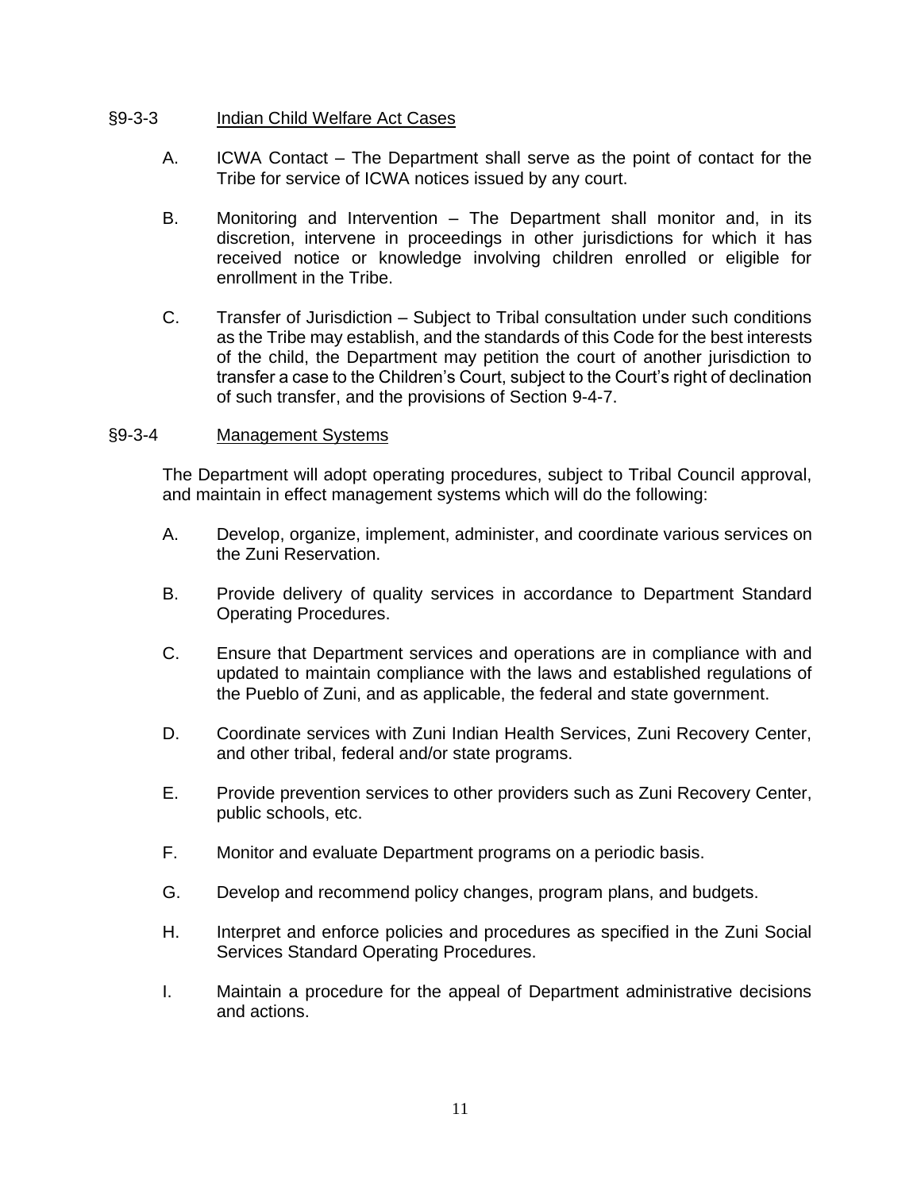### §9-3-3 Indian Child Welfare Act Cases

A. ICWA Contact – The Department shall serve as the point of contact for the Tribe for service of ICWA notices issued by any court.

B. Monitoring and Intervention – The Department shall monitor and, in its discretion, intervene in proceedings in other jurisdictions for which it has received notice or knowledge involving children enrolled or eligible for enrollment in the Tribe.

C. Transfer of Jurisdiction – Subject to Tribal consultation under such conditions as the Tribe may establish, and the standards of this Code for the best interests of the child, the Department may petition the court of another jurisdiction to transfer a case to the Children's Court, subject to the Court's right of declination of such transfer, and the provisions of Section 9-4-7.

### §9-3-4 Management Systems

The Department will adopt operating procedures, subject to Tribal Council approval, and maintain in effect management systems which will do the following:

A. Develop, organize, implement, administer, and coordinate various services on the Zuni Reservation.

B. Provide delivery of quality services in accordance to Department Standard Operating Procedures.

C. Ensure that Department services and operations are in compliance with and updated to maintain compliance with the laws and established regulations of the Pueblo of Zuni, and as applicable, the federal and state government.

D. Coordinate services with Zuni Indian Health Services, Zuni Recovery Center, and other tribal, federal and/or state programs.

E. Provide prevention services to other providers such as Zuni Recovery Center, public schools, etc.

F. Monitor and evaluate Department programs on a periodic basis.

G. Develop and recommend policy changes, program plans, and budgets.

H. Interpret and enforce policies and procedures as specified in the Zuni Social Services Standard Operating Procedures.

I. Maintain a procedure for the appeal of Department administrative decisions and actions.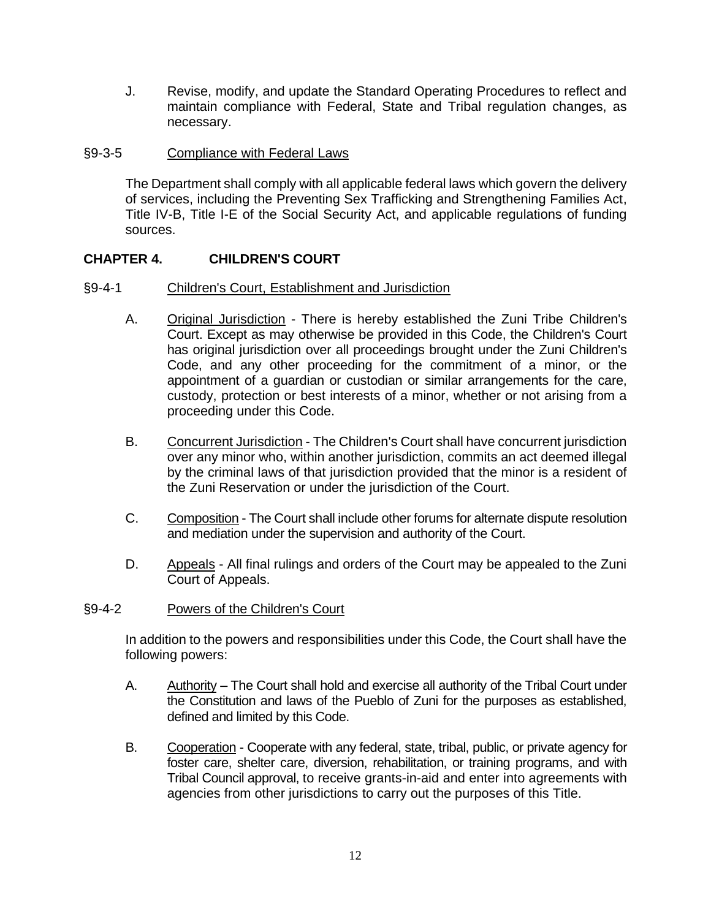J. Revise, modify, and update the Standard Operating Procedures to reflect and maintain compliance with Federal, State and Tribal regulation changes, as necessary.

§9-3-5 Compliance with Federal Laws

The Department shall comply with all applicable federal laws which govern the delivery of services, including the Preventing Sex Trafficking and Strengthening Families Act, Title IV-B, Title I-E of the Social Security Act, and applicable regulations of funding sources.

## CHAPTER 4. CHILDREN'S COURT

§9-4-1 Children's Court, Establishment and Jurisdiction

A. Original Jurisdiction - There is hereby established the Zuni Tribe Children's Court. Except as may otherwise be provided in this Code, the Children's Court has original jurisdiction over all proceedings brought under the Zuni Children's Code, and any other proceeding for the commitment of a minor, or the appointment of a guardian or custodian or similar arrangements for the care, custody, protection or best interests of a minor, whether or not arising from a proceeding under this Code.

B. Concurrent Jurisdiction - The Children's Court shall have concurrent jurisdiction over any minor who, within another jurisdiction, commits an act deemed illegal by the criminal laws of that jurisdiction provided that the minor is a resident of the Zuni Reservation or under the jurisdiction of the Court.

C. Composition - The Court shall include other forums for alternate dispute resolution and mediation under the supervision and authority of the Court.

D. Appeals - All final rulings and orders of the Court may be appealed to the Zuni Court of Appeals.

§9-4-2 Powers of the Children's Court

In addition to the powers and responsibilities under this Code, the Court shall have the following powers:

A. Authority – The Court shall hold and exercise all authority of the Tribal Court under the Constitution and laws of the Pueblo of Zuni for the purposes as established, defined and limited by this Code.

B. Cooperation - Cooperate with any federal, state, tribal, public, or private agency for foster care, shelter care, diversion, rehabilitation, or training programs, and with Tribal Council approval, to receive grants-in-aid and enter into agreements with agencies from other jurisdictions to carry out the purposes of this Title.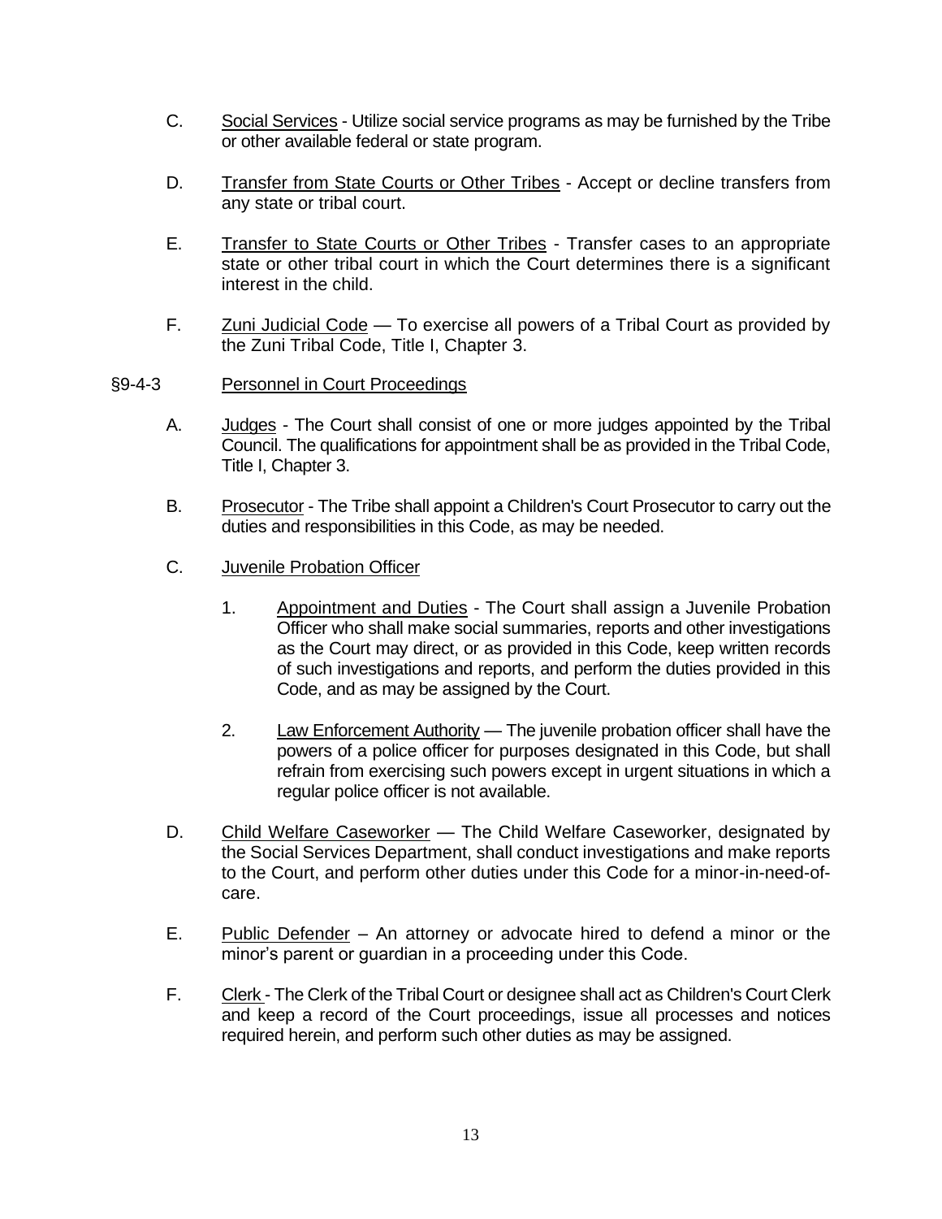C. Social Services - Utilize social service programs as may be furnished by the Tribe or other available federal or state program.

D. Transfer from State Courts or Other Tribes - Accept or decline transfers from any state or tribal court.

E. Transfer to State Courts or Other Tribes - Transfer cases to an appropriate state or other tribal court in which the Court determines there is a significant interest in the child.

F. Zuni Judicial Code — To exercise all powers of a Tribal Court as provided by the Zuni Tribal Code, Title I, Chapter 3.

## §9-4-3 Personnel in Court Proceedings

A. Judges - The Court shall consist of one or more judges appointed by the Tribal Council. The qualifications for appointment shall be as provided in the Tribal Code, Title I, Chapter 3.

B. Prosecutor - The Tribe shall appoint a Children's Court Prosecutor to carry out the duties and responsibilities in this Code, as may be needed.

C. Juvenile Probation Officer

1. Appointment and Duties - The Court shall assign a Juvenile Probation Officer who shall make social summaries, reports and other investigations as the Court may direct, or as provided in this Code, keep written records of such investigations and reports, and perform the duties provided in this Code, and as may be assigned by the Court.

2. Law Enforcement Authority — The juvenile probation officer shall have the powers of a police officer for purposes designated in this Code, but shall refrain from exercising such powers except in urgent situations in which a regular police officer is not available.

D. Child Welfare Caseworker — The Child Welfare Caseworker, designated by the Social Services Department, shall conduct investigations and make reports to the Court, and perform other duties under this Code for a minor-in-need-of-care.

E. Public Defender – An attorney or advocate hired to defend a minor or the minor's parent or guardian in a proceeding under this Code.

F. Clerk - The Clerk of the Tribal Court or designee shall act as Children's Court Clerk and keep a record of the Court proceedings, issue all processes and notices required herein, and perform such other duties as may be assigned.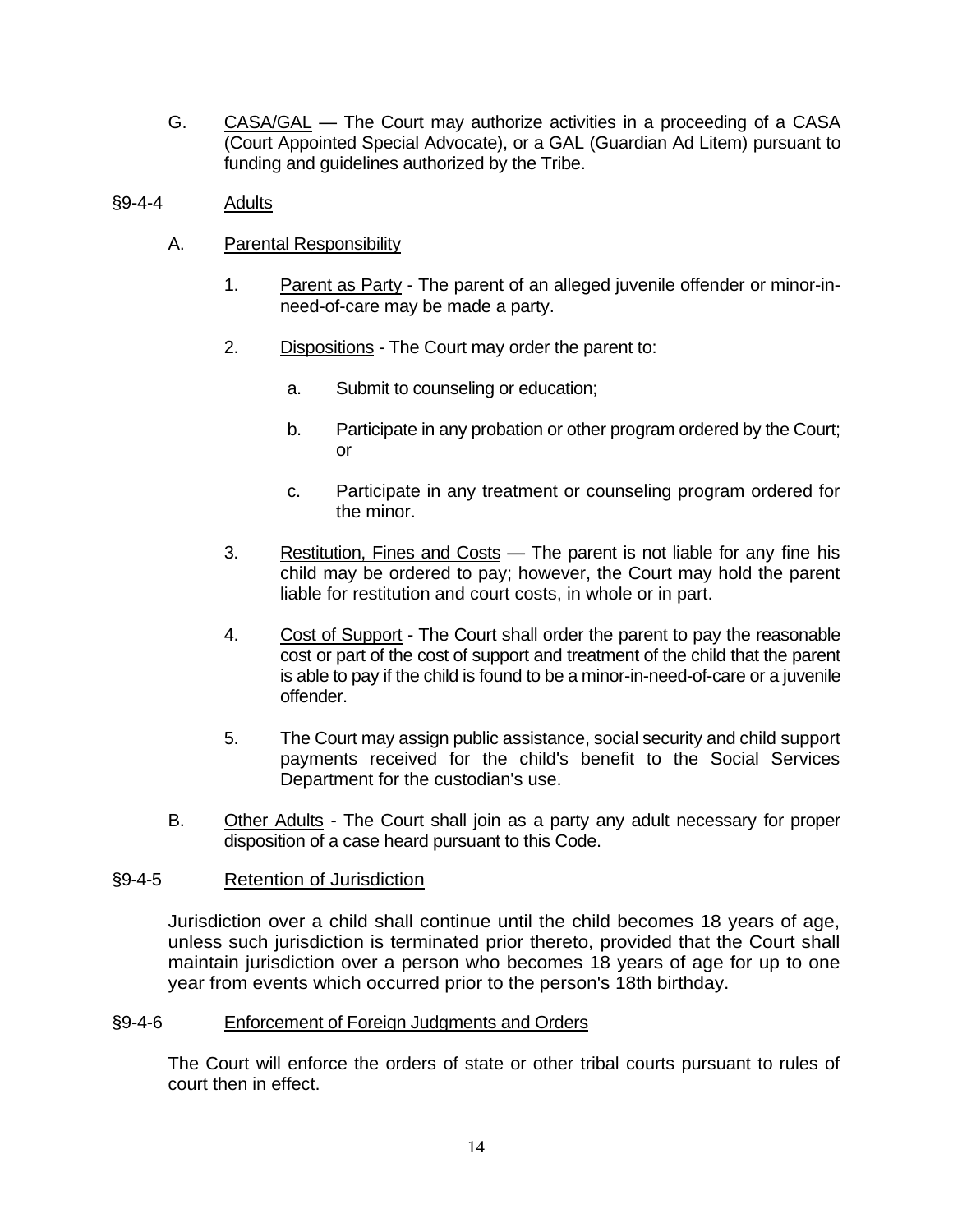G. CASA/GAL — The Court may authorize activities in a proceeding of a CASA (Court Appointed Special Advocate), or a GAL (Guardian Ad Litem) pursuant to funding and guidelines authorized by the Tribe.

### §9-4-4 Adults

A. Parental Responsibility

1. Parent as Party - The parent of an alleged juvenile offender or minor-in-need-of-care may be made a party.

2. Dispositions - The Court may order the parent to:

   a. Submit to counseling or education;

   b. Participate in any probation or other program ordered by the Court; or

   c. Participate in any treatment or counseling program ordered for the minor.

3. Restitution, Fines and Costs — The parent is not liable for any fine his child may be ordered to pay; however, the Court may hold the parent liable for restitution and court costs, in whole or in part.

4. Cost of Support - The Court shall order the parent to pay the reasonable cost or part of the cost of support and treatment of the child that the parent is able to pay if the child is found to be a minor-in-need-of-care or a juvenile offender.

5. The Court may assign public assistance, social security and child support payments received for the child's benefit to the Social Services Department for the custodian's use.

B. Other Adults - The Court shall join as a party any adult necessary for proper disposition of a case heard pursuant to this Code.

### §9-4-5 Retention of Jurisdiction

Jurisdiction over a child shall continue until the child becomes 18 years of age, unless such jurisdiction is terminated prior thereto, provided that the Court shall maintain jurisdiction over a person who becomes 18 years of age for up to one year from events which occurred prior to the person's 18th birthday.

### §9-4-6 Enforcement of Foreign Judgments and Orders

The Court will enforce the orders of state or other tribal courts pursuant to rules of court then in effect.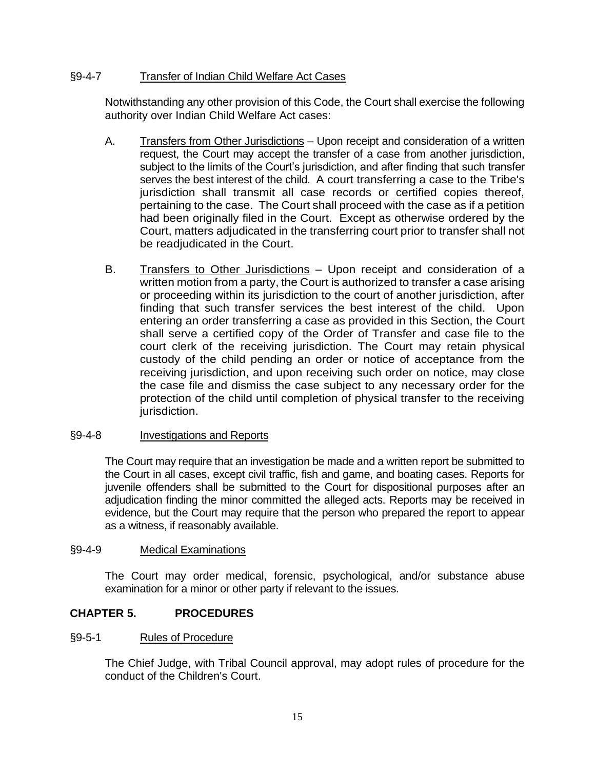### §9-4-7 Transfer of Indian Child Welfare Act Cases

Notwithstanding any other provision of this Code, the Court shall exercise the following authority over Indian Child Welfare Act cases:

A. Transfers from Other Jurisdictions – Upon receipt and consideration of a written request, the Court may accept the transfer of a case from another jurisdiction, subject to the limits of the Court's jurisdiction, and after finding that such transfer serves the best interest of the child. A court transferring a case to the Tribe's jurisdiction shall transmit all case records or certified copies thereof, pertaining to the case. The Court shall proceed with the case as if a petition had been originally filed in the Court. Except as otherwise ordered by the Court, matters adjudicated in the transferring court prior to transfer shall not be readjudicated in the Court.

B. Transfers to Other Jurisdictions – Upon receipt and consideration of a written motion from a party, the Court is authorized to transfer a case arising or proceeding within its jurisdiction to the court of another jurisdiction, after finding that such transfer services the best interest of the child. Upon entering an order transferring a case as provided in this Section, the Court shall serve a certified copy of the Order of Transfer and case file to the court clerk of the receiving jurisdiction. The Court may retain physical custody of the child pending an order or notice of acceptance from the receiving jurisdiction, and upon receiving such order on notice, may close the case file and dismiss the case subject to any necessary order for the protection of the child until completion of physical transfer to the receiving jurisdiction.

### §9-4-8 Investigations and Reports

The Court may require that an investigation be made and a written report be submitted to the Court in all cases, except civil traffic, fish and game, and boating cases. Reports for juvenile offenders shall be submitted to the Court for dispositional purposes after an adjudication finding the minor committed the alleged acts. Reports may be received in evidence, but the Court may require that the person who prepared the report to appear as a witness, if reasonably available.

### §9-4-9 Medical Examinations

The Court may order medical, forensic, psychological, and/or substance abuse examination for a minor or other party if relevant to the issues.

## CHAPTER 5. PROCEDURES

### §9-5-1 Rules of Procedure

The Chief Judge, with Tribal Council approval, may adopt rules of procedure for the conduct of the Children's Court.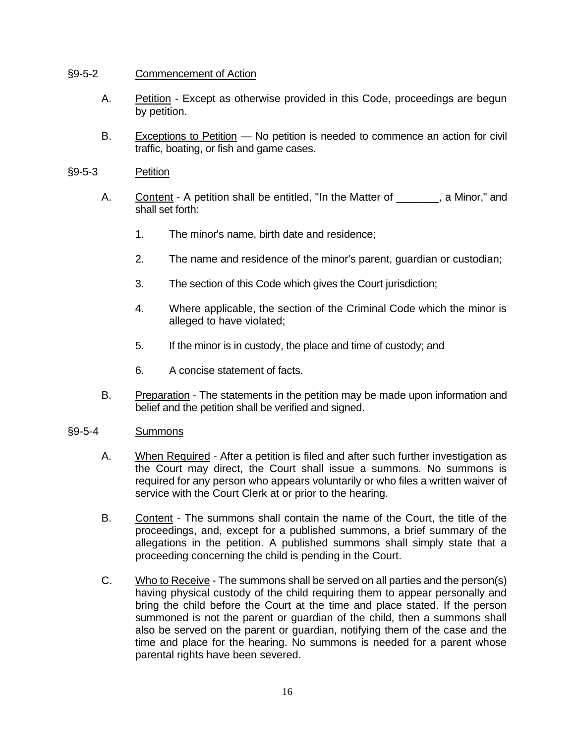## §9-5-2 Commencement of Action

A. Petition - Except as otherwise provided in this Code, proceedings are begun by petition.

B. Exceptions to Petition — No petition is needed to commence an action for civil traffic, boating, or fish and game cases.

## §9-5-3 Petition

A. Content - A petition shall be entitled, "In the Matter of _______, a Minor," and shall set forth:

1. The minor's name, birth date and residence;
2. The name and residence of the minor's parent, guardian or custodian;
3. The section of this Code which gives the Court jurisdiction;
4. Where applicable, the section of the Criminal Code which the minor is alleged to have violated;
5. If the minor is in custody, the place and time of custody; and
6. A concise statement of facts.

B. Preparation - The statements in the petition may be made upon information and belief and the petition shall be verified and signed.

## §9-5-4 Summons

A. When Required - After a petition is filed and after such further investigation as the Court may direct, the Court shall issue a summons. No summons is required for any person who appears voluntarily or who files a written waiver of service with the Court Clerk at or prior to the hearing.

B. Content - The summons shall contain the name of the Court, the title of the proceedings, and, except for a published summons, a brief summary of the allegations in the petition. A published summons shall simply state that a proceeding concerning the child is pending in the Court.

C. Who to Receive - The summons shall be served on all parties and the person(s) having physical custody of the child requiring them to appear personally and bring the child before the Court at the time and place stated. If the person summoned is not the parent or guardian of the child, then a summons shall also be served on the parent or guardian, notifying them of the case and the time and place for the hearing. No summons is needed for a parent whose parental rights have been severed.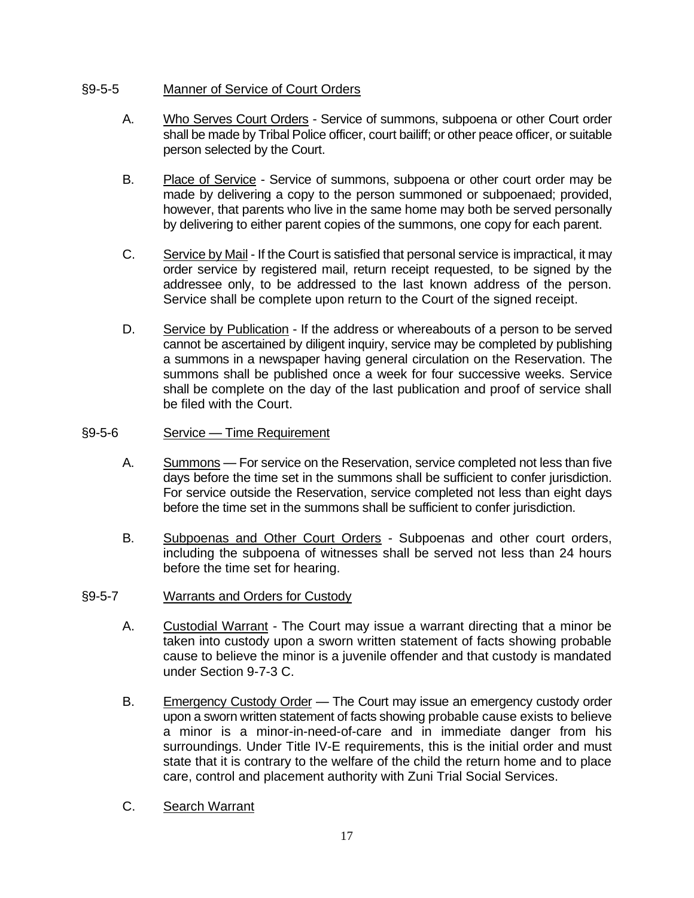## §9-5-5 Manner of Service of Court Orders

A. Who Serves Court Orders - Service of summons, subpoena or other Court order shall be made by Tribal Police officer, court bailiff; or other peace officer, or suitable person selected by the Court.

B. Place of Service - Service of summons, subpoena or other court order may be made by delivering a copy to the person summoned or subpoenaed; provided, however, that parents who live in the same home may both be served personally by delivering to either parent copies of the summons, one copy for each parent.

C. Service by Mail - If the Court is satisfied that personal service is impractical, it may order service by registered mail, return receipt requested, to be signed by the addressee only, to be addressed to the last known address of the person. Service shall be complete upon return to the Court of the signed receipt.

D. Service by Publication - If the address or whereabouts of a person to be served cannot be ascertained by diligent inquiry, service may be completed by publishing a summons in a newspaper having general circulation on the Reservation. The summons shall be published once a week for four successive weeks. Service shall be complete on the day of the last publication and proof of service shall be filed with the Court.

## §9-5-6 Service — Time Requirement

A. Summons — For service on the Reservation, service completed not less than five days before the time set in the summons shall be sufficient to confer jurisdiction. For service outside the Reservation, service completed not less than eight days before the time set in the summons shall be sufficient to confer jurisdiction.

B. Subpoenas and Other Court Orders - Subpoenas and other court orders, including the subpoena of witnesses shall be served not less than 24 hours before the time set for hearing.

## §9-5-7 Warrants and Orders for Custody

A. Custodial Warrant - The Court may issue a warrant directing that a minor be taken into custody upon a sworn written statement of facts showing probable cause to believe the minor is a juvenile offender and that custody is mandated under Section 9-7-3 C.

B. Emergency Custody Order — The Court may issue an emergency custody order upon a sworn written statement of facts showing probable cause exists to believe a minor is a minor-in-need-of-care and in immediate danger from his surroundings. Under Title IV-E requirements, this is the initial order and must state that it is contrary to the welfare of the child the return home and to place care, control and placement authority with Zuni Trial Social Services.

C. Search Warrant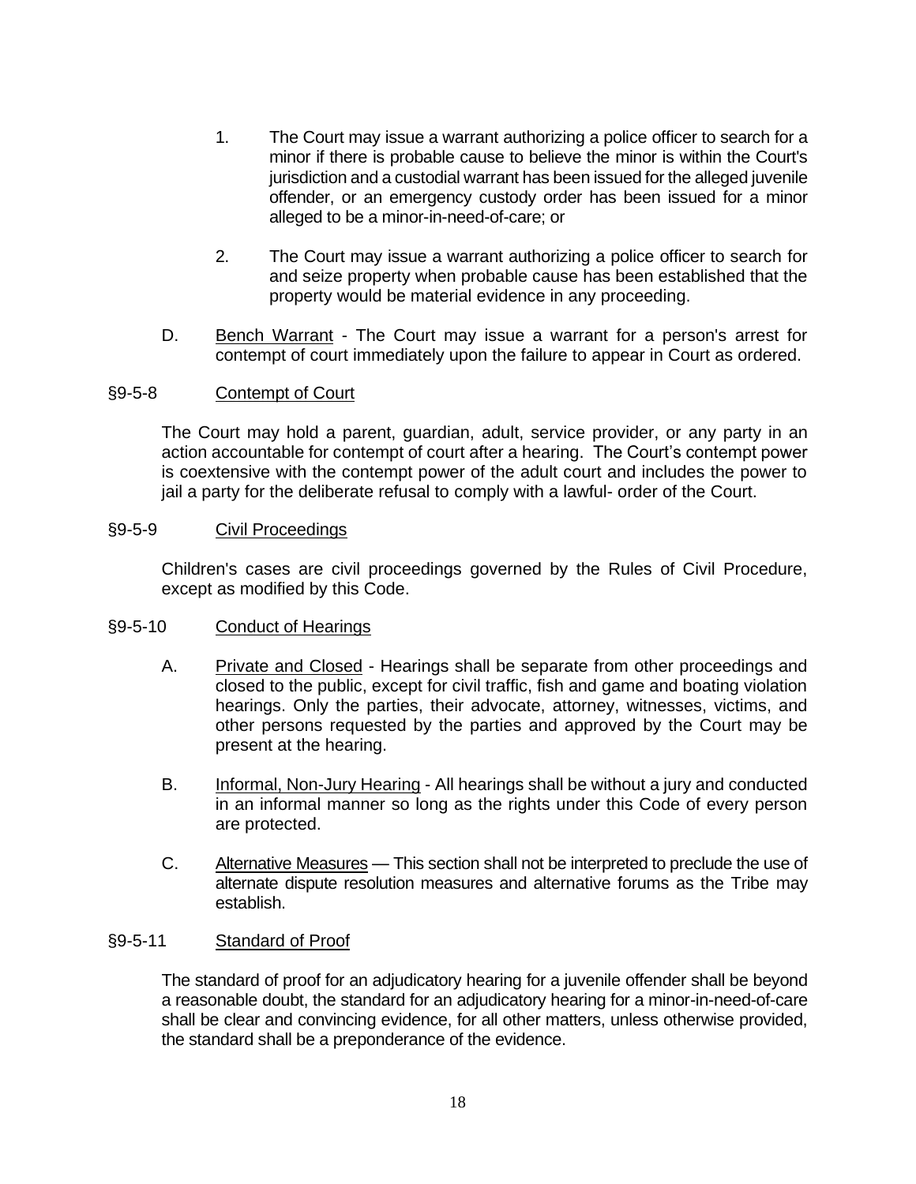1. The Court may issue a warrant authorizing a police officer to search for a minor if there is probable cause to believe the minor is within the Court's jurisdiction and a custodial warrant has been issued for the alleged juvenile offender, or an emergency custody order has been issued for a minor alleged to be a minor-in-need-of-care; or

2. The Court may issue a warrant authorizing a police officer to search for and seize property when probable cause has been established that the property would be material evidence in any proceeding.

D. Bench Warrant - The Court may issue a warrant for a person's arrest for contempt of court immediately upon the failure to appear in Court as ordered.

### §9-5-8 Contempt of Court

The Court may hold a parent, guardian, adult, service provider, or any party in an action accountable for contempt of court after a hearing. The Court's contempt power is coextensive with the contempt power of the adult court and includes the power to jail a party for the deliberate refusal to comply with a lawful- order of the Court.

### §9-5-9 Civil Proceedings

Children's cases are civil proceedings governed by the Rules of Civil Procedure, except as modified by this Code.

### §9-5-10 Conduct of Hearings

A. Private and Closed - Hearings shall be separate from other proceedings and closed to the public, except for civil traffic, fish and game and boating violation hearings. Only the parties, their advocate, attorney, witnesses, victims, and other persons requested by the parties and approved by the Court may be present at the hearing.

B. Informal, Non-Jury Hearing - All hearings shall be without a jury and conducted in an informal manner so long as the rights under this Code of every person are protected.

C. Alternative Measures — This section shall not be interpreted to preclude the use of alternate dispute resolution measures and alternative forums as the Tribe may establish.

### §9-5-11 Standard of Proof

The standard of proof for an adjudicatory hearing for a juvenile offender shall be beyond a reasonable doubt, the standard for an adjudicatory hearing for a minor-in-need-of-care shall be clear and convincing evidence, for all other matters, unless otherwise provided, the standard shall be a preponderance of the evidence.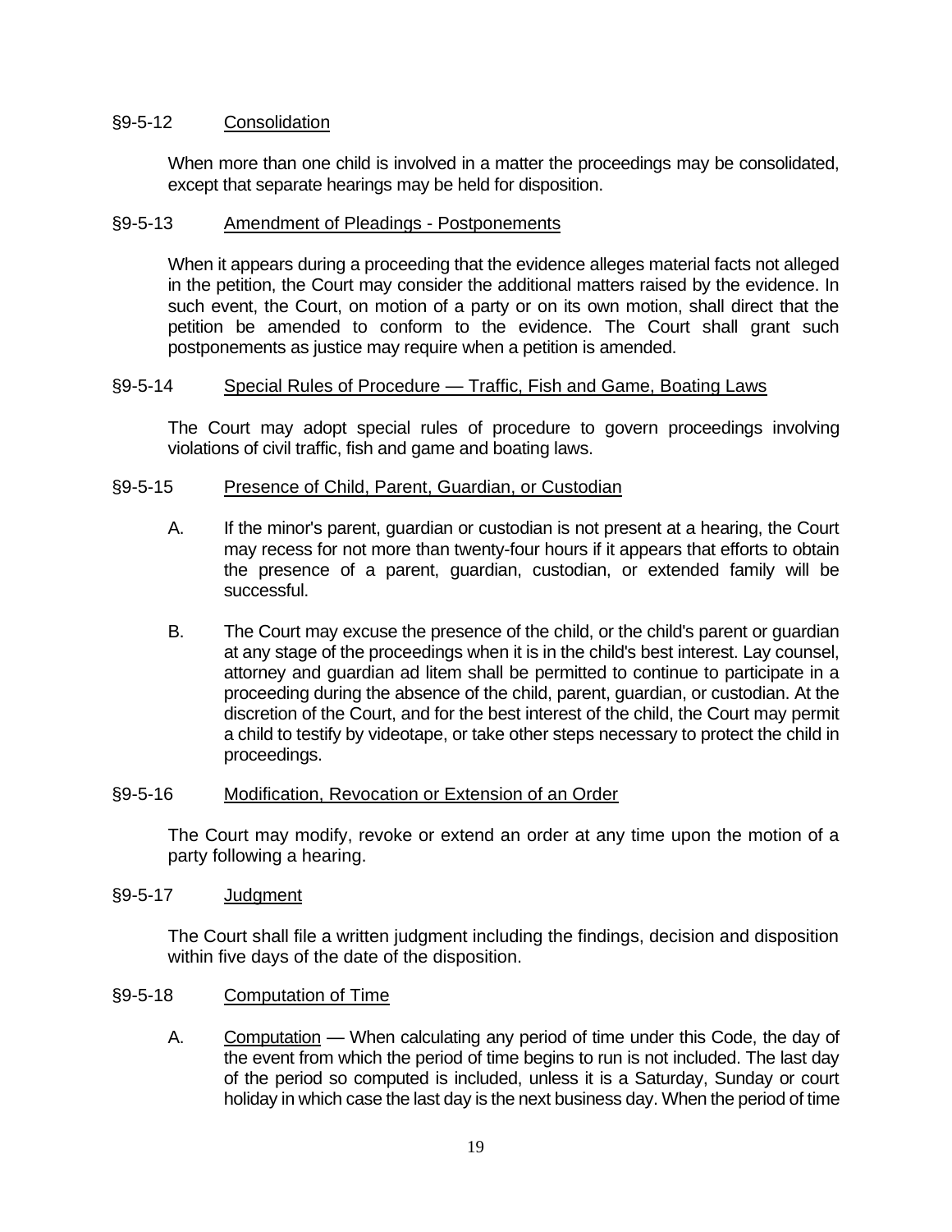### §9-5-12 Consolidation

When more than one child is involved in a matter the proceedings may be consolidated, except that separate hearings may be held for disposition.

### §9-5-13 Amendment of Pleadings - Postponements

When it appears during a proceeding that the evidence alleges material facts not alleged in the petition, the Court may consider the additional matters raised by the evidence. In such event, the Court, on motion of a party or on its own motion, shall direct that the petition be amended to conform to the evidence. The Court shall grant such postponements as justice may require when a petition is amended.

### §9-5-14 Special Rules of Procedure — Traffic, Fish and Game, Boating Laws

The Court may adopt special rules of procedure to govern proceedings involving violations of civil traffic, fish and game and boating laws.

### §9-5-15 Presence of Child, Parent, Guardian, or Custodian

A. If the minor's parent, guardian or custodian is not present at a hearing, the Court may recess for not more than twenty-four hours if it appears that efforts to obtain the presence of a parent, guardian, custodian, or extended family will be successful.

B. The Court may excuse the presence of the child, or the child's parent or guardian at any stage of the proceedings when it is in the child's best interest. Lay counsel, attorney and guardian ad litem shall be permitted to continue to participate in a proceeding during the absence of the child, parent, guardian, or custodian. At the discretion of the Court, and for the best interest of the child, the Court may permit a child to testify by videotape, or take other steps necessary to protect the child in proceedings.

### §9-5-16 Modification, Revocation or Extension of an Order

The Court may modify, revoke or extend an order at any time upon the motion of a party following a hearing.

### §9-5-17 Judgment

The Court shall file a written judgment including the findings, decision and disposition within five days of the date of the disposition.

### §9-5-18 Computation of Time

A. Computation — When calculating any period of time under this Code, the day of the event from which the period of time begins to run is not included. The last day of the period so computed is included, unless it is a Saturday, Sunday or court holiday in which case the last day is the next business day. When the period of time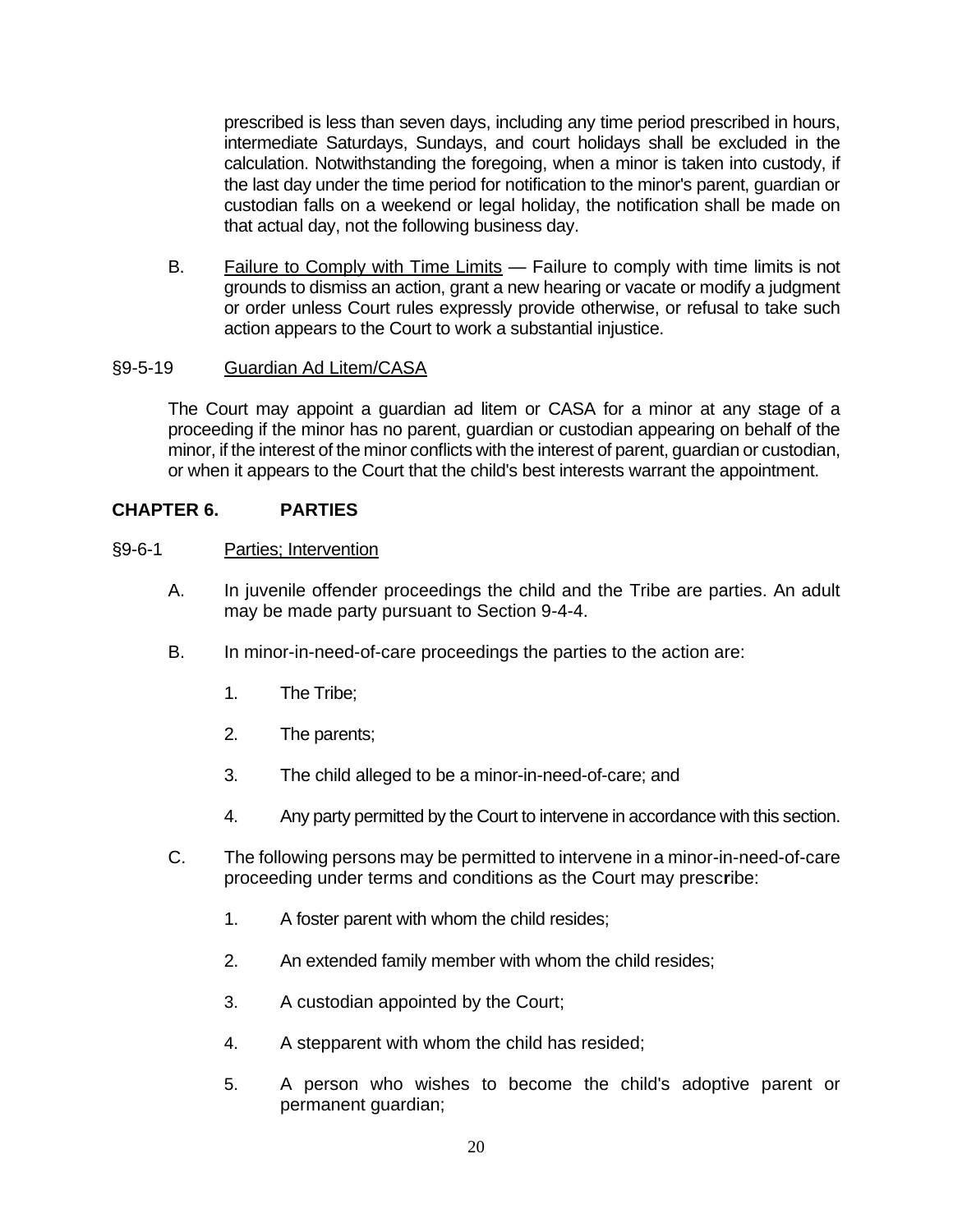prescribed is less than seven days, including any time period prescribed in hours, intermediate Saturdays, Sundays, and court holidays shall be excluded in the calculation. Notwithstanding the foregoing, when a minor is taken into custody, if the last day under the time period for notification to the minor's parent, guardian or custodian falls on a weekend or legal holiday, the notification shall be made on that actual day, not the following business day.

B. Failure to Comply with Time Limits — Failure to comply with time limits is not grounds to dismiss an action, grant a new hearing or vacate or modify a judgment or order unless Court rules expressly provide otherwise, or refusal to take such action appears to the Court to work a substantial injustice.

§9-5-19 Guardian Ad Litem/CASA

The Court may appoint a guardian ad litem or CASA for a minor at any stage of a proceeding if the minor has no parent, guardian or custodian appearing on behalf of the minor, if the interest of the minor conflicts with the interest of parent, guardian or custodian, or when it appears to the Court that the child's best interests warrant the appointment.

## CHAPTER 6. PARTIES

§9-6-1 Parties; Intervention

A. In juvenile offender proceedings the child and the Tribe are parties. An adult may be made party pursuant to Section 9-4-4.

B. In minor-in-need-of-care proceedings the parties to the action are:

1. The Tribe;
2. The parents;
3. The child alleged to be a minor-in-need-of-care; and
4. Any party permitted by the Court to intervene in accordance with this section.

C. The following persons may be permitted to intervene in a minor-in-need-of-care proceeding under terms and conditions as the Court may prescribe:

1. A foster parent with whom the child resides;
2. An extended family member with whom the child resides;
3. A custodian appointed by the Court;
4. A stepparent with whom the child has resided;
5. A person who wishes to become the child's adoptive parent or permanent guardian;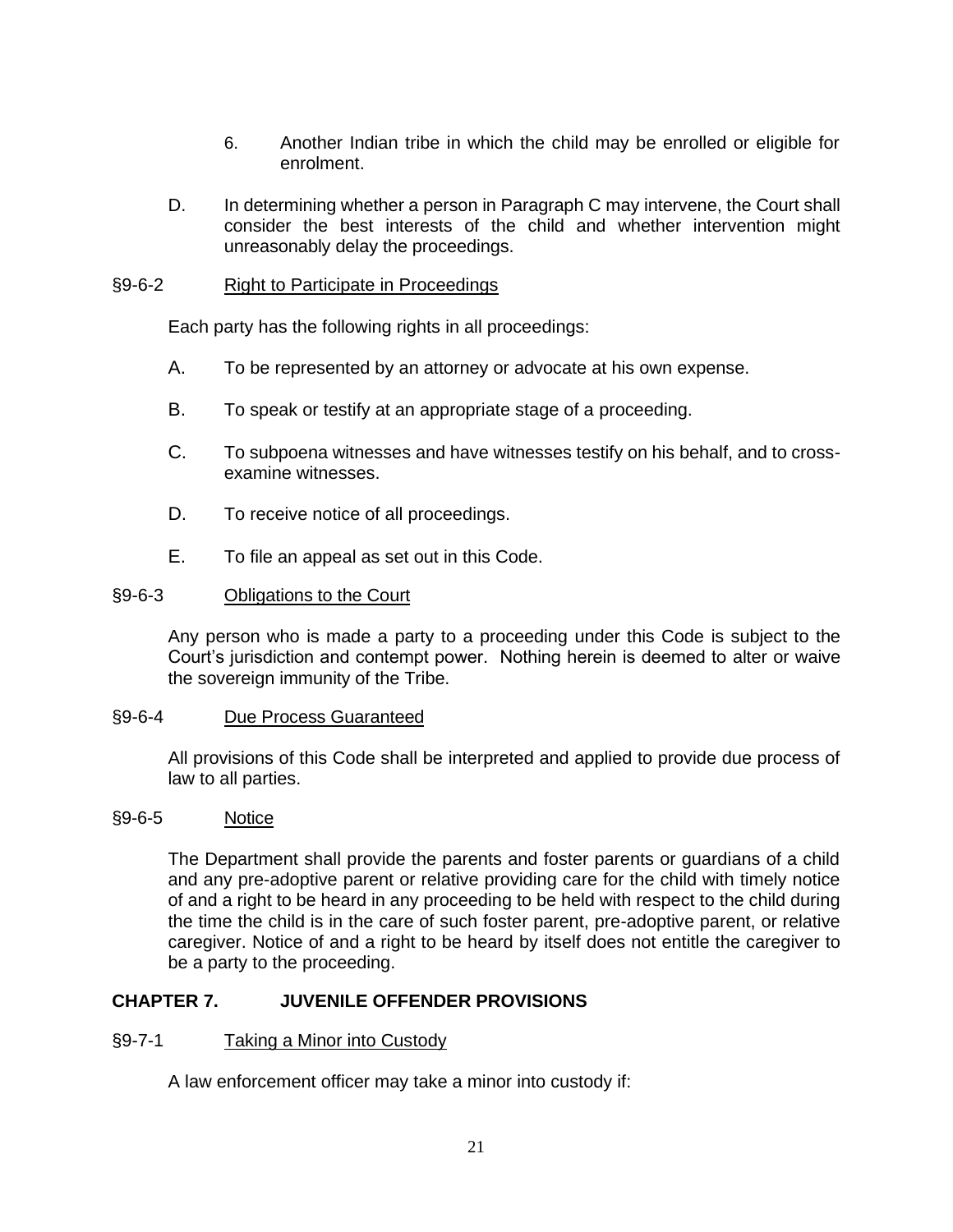6. Another Indian tribe in which the child may be enrolled or eligible for enrolment.

D. In determining whether a person in Paragraph C may intervene, the Court shall consider the best interests of the child and whether intervention might unreasonably delay the proceedings.

§9-6-2 Right to Participate in Proceedings

Each party has the following rights in all proceedings:

A. To be represented by an attorney or advocate at his own expense.

B. To speak or testify at an appropriate stage of a proceeding.

C. To subpoena witnesses and have witnesses testify on his behalf, and to cross-examine witnesses.

D. To receive notice of all proceedings.

E. To file an appeal as set out in this Code.

§9-6-3 Obligations to the Court

Any person who is made a party to a proceeding under this Code is subject to the Court's jurisdiction and contempt power. Nothing herein is deemed to alter or waive the sovereign immunity of the Tribe.

§9-6-4 Due Process Guaranteed

All provisions of this Code shall be interpreted and applied to provide due process of law to all parties.

§9-6-5 Notice

The Department shall provide the parents and foster parents or guardians of a child and any pre-adoptive parent or relative providing care for the child with timely notice of and a right to be heard in any proceeding to be held with respect to the child during the time the child is in the care of such foster parent, pre-adoptive parent, or relative caregiver. Notice of and a right to be heard by itself does not entitle the caregiver to be a party to the proceeding.

## CHAPTER 7. JUVENILE OFFENDER PROVISIONS

§9-7-1 Taking a Minor into Custody

A law enforcement officer may take a minor into custody if: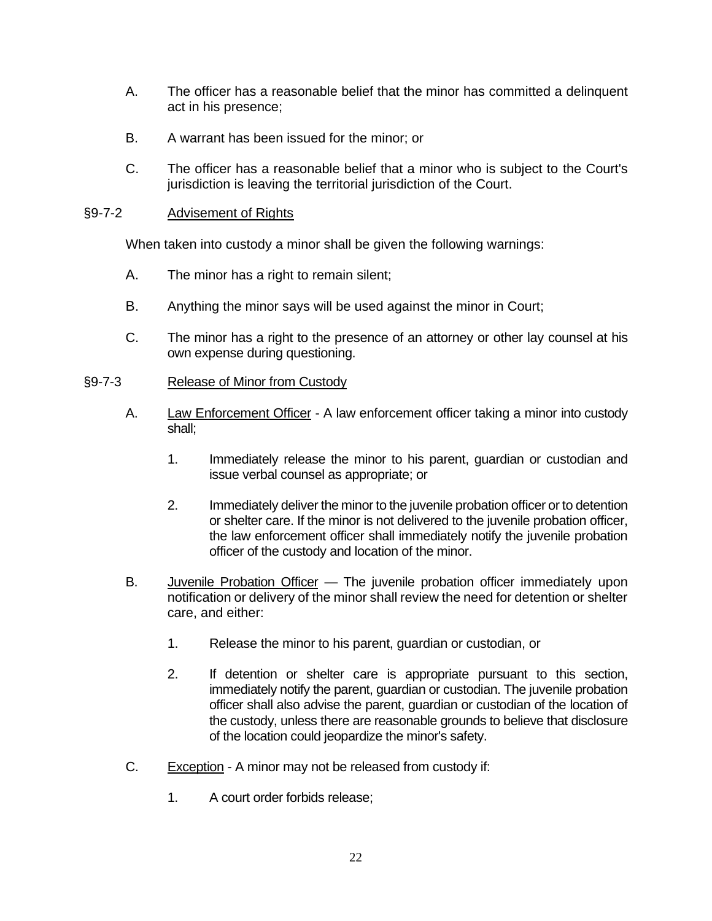A. The officer has a reasonable belief that the minor has committed a delinquent act in his presence;

B. A warrant has been issued for the minor; or

C. The officer has a reasonable belief that a minor who is subject to the Court's jurisdiction is leaving the territorial jurisdiction of the Court.

§9-7-2 Advisement of Rights

When taken into custody a minor shall be given the following warnings:

A. The minor has a right to remain silent;

B. Anything the minor says will be used against the minor in Court;

C. The minor has a right to the presence of an attorney or other lay counsel at his own expense during questioning.

§9-7-3 Release of Minor from Custody

A. Law Enforcement Officer - A law enforcement officer taking a minor into custody shall;

1. Immediately release the minor to his parent, guardian or custodian and issue verbal counsel as appropriate; or

2. Immediately deliver the minor to the juvenile probation officer or to detention or shelter care. If the minor is not delivered to the juvenile probation officer, the law enforcement officer shall immediately notify the juvenile probation officer of the custody and location of the minor.

B. Juvenile Probation Officer — The juvenile probation officer immediately upon notification or delivery of the minor shall review the need for detention or shelter care, and either:

1. Release the minor to his parent, guardian or custodian, or

2. If detention or shelter care is appropriate pursuant to this section, immediately notify the parent, guardian or custodian. The juvenile probation officer shall also advise the parent, guardian or custodian of the location of the custody, unless there are reasonable grounds to believe that disclosure of the location could jeopardize the minor's safety.

C. Exception - A minor may not be released from custody if:

1. A court order forbids release;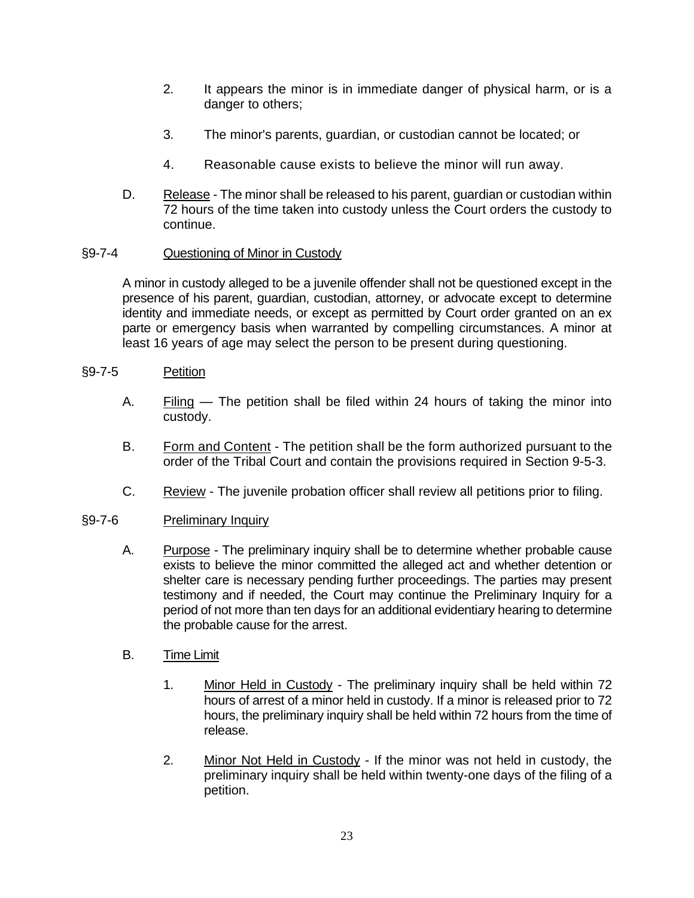2. It appears the minor is in immediate danger of physical harm, or is a danger to others;

3. The minor's parents, guardian, or custodian cannot be located; or

4. Reasonable cause exists to believe the minor will run away.

D. Release - The minor shall be released to his parent, guardian or custodian within 72 hours of the time taken into custody unless the Court orders the custody to continue.

### §9-7-4 Questioning of Minor in Custody

A minor in custody alleged to be a juvenile offender shall not be questioned except in the presence of his parent, guardian, custodian, attorney, or advocate except to determine identity and immediate needs, or except as permitted by Court order granted on an ex parte or emergency basis when warranted by compelling circumstances. A minor at least 16 years of age may select the person to be present during questioning.

### §9-7-5 Petition

A. Filing — The petition shall be filed within 24 hours of taking the minor into custody.

B. Form and Content - The petition shall be the form authorized pursuant to the order of the Tribal Court and contain the provisions required in Section 9-5-3.

C. Review - The juvenile probation officer shall review all petitions prior to filing.

### §9-7-6 Preliminary Inquiry

A. Purpose - The preliminary inquiry shall be to determine whether probable cause exists to believe the minor committed the alleged act and whether detention or shelter care is necessary pending further proceedings. The parties may present testimony and if needed, the Court may continue the Preliminary Inquiry for a period of not more than ten days for an additional evidentiary hearing to determine the probable cause for the arrest.

B. Time Limit

1. Minor Held in Custody - The preliminary inquiry shall be held within 72 hours of arrest of a minor held in custody. If a minor is released prior to 72 hours, the preliminary inquiry shall be held within 72 hours from the time of release.

2. Minor Not Held in Custody - If the minor was not held in custody, the preliminary inquiry shall be held within twenty-one days of the filing of a petition.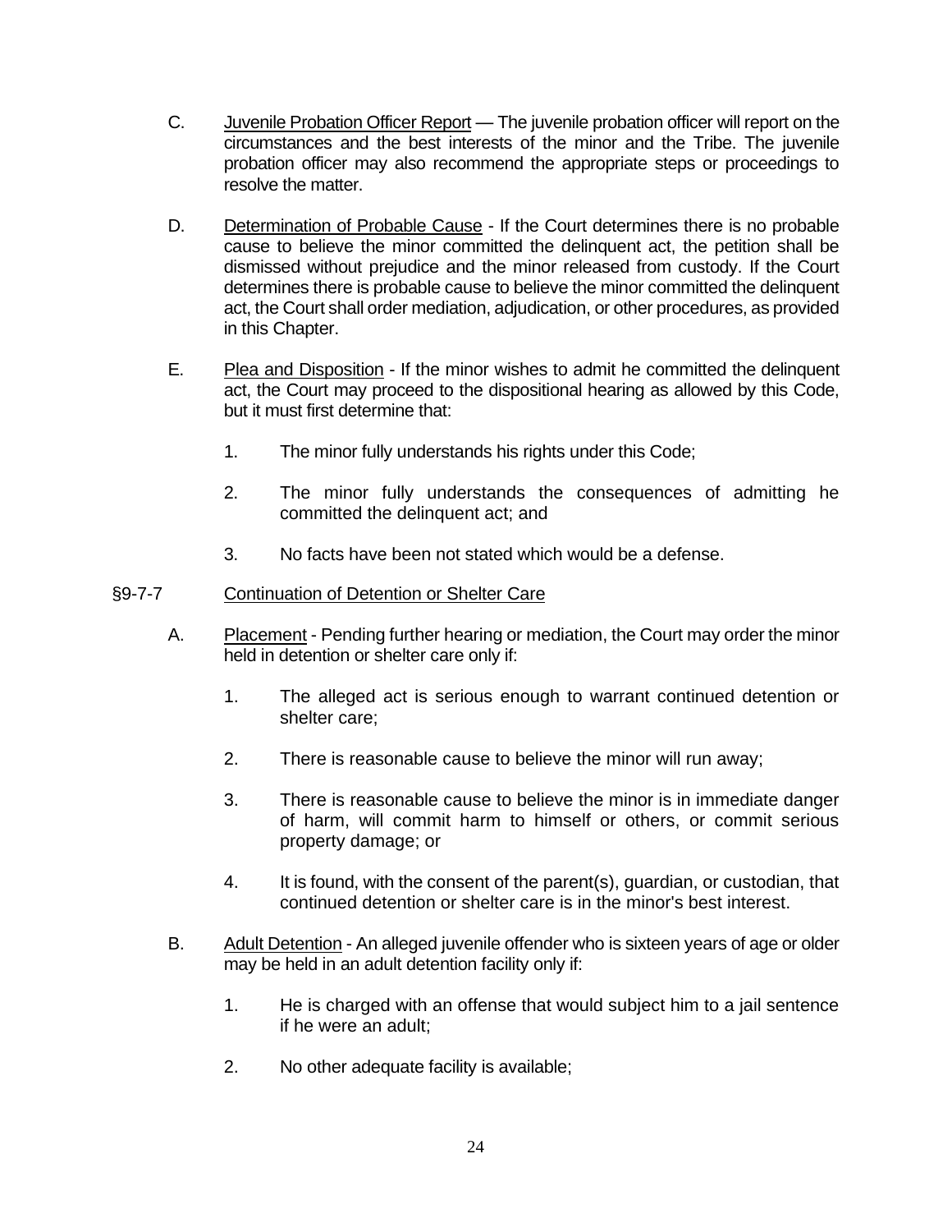C. Juvenile Probation Officer Report — The juvenile probation officer will report on the circumstances and the best interests of the minor and the Tribe. The juvenile probation officer may also recommend the appropriate steps or proceedings to resolve the matter.

D. Determination of Probable Cause - If the Court determines there is no probable cause to believe the minor committed the delinquent act, the petition shall be dismissed without prejudice and the minor released from custody. If the Court determines there is probable cause to believe the minor committed the delinquent act, the Court shall order mediation, adjudication, or other procedures, as provided in this Chapter.

E. Plea and Disposition - If the minor wishes to admit he committed the delinquent act, the Court may proceed to the dispositional hearing as allowed by this Code, but it must first determine that:

1. The minor fully understands his rights under this Code;

2. The minor fully understands the consequences of admitting he committed the delinquent act; and

3. No facts have been not stated which would be a defense.

## §9-7-7 Continuation of Detention or Shelter Care

A. Placement - Pending further hearing or mediation, the Court may order the minor held in detention or shelter care only if:

1. The alleged act is serious enough to warrant continued detention or shelter care;

2. There is reasonable cause to believe the minor will run away;

3. There is reasonable cause to believe the minor is in immediate danger of harm, will commit harm to himself or others, or commit serious property damage; or

4. It is found, with the consent of the parent(s), guardian, or custodian, that continued detention or shelter care is in the minor's best interest.

B. Adult Detention - An alleged juvenile offender who is sixteen years of age or older may be held in an adult detention facility only if:

1. He is charged with an offense that would subject him to a jail sentence if he were an adult;

2. No other adequate facility is available;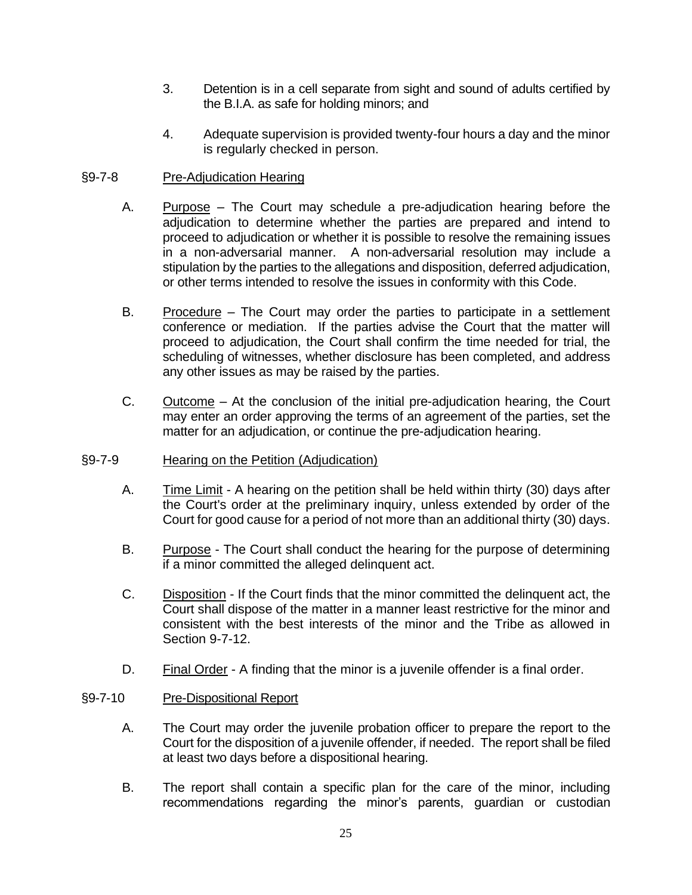3. Detention is in a cell separate from sight and sound of adults certified by the B.I.A. as safe for holding minors; and

4. Adequate supervision is provided twenty-four hours a day and the minor is regularly checked in person.

## §9-7-8 Pre-Adjudication Hearing

A. Purpose – The Court may schedule a pre-adjudication hearing before the adjudication to determine whether the parties are prepared and intend to proceed to adjudication or whether it is possible to resolve the remaining issues in a non-adversarial manner. A non-adversarial resolution may include a stipulation by the parties to the allegations and disposition, deferred adjudication, or other terms intended to resolve the issues in conformity with this Code.

B. Procedure – The Court may order the parties to participate in a settlement conference or mediation. If the parties advise the Court that the matter will proceed to adjudication, the Court shall confirm the time needed for trial, the scheduling of witnesses, whether disclosure has been completed, and address any other issues as may be raised by the parties.

C. Outcome – At the conclusion of the initial pre-adjudication hearing, the Court may enter an order approving the terms of an agreement of the parties, set the matter for an adjudication, or continue the pre-adjudication hearing.

## §9-7-9 Hearing on the Petition (Adjudication)

A. Time Limit - A hearing on the petition shall be held within thirty (30) days after the Court's order at the preliminary inquiry, unless extended by order of the Court for good cause for a period of not more than an additional thirty (30) days.

B. Purpose - The Court shall conduct the hearing for the purpose of determining if a minor committed the alleged delinquent act.

C. Disposition - If the Court finds that the minor committed the delinquent act, the Court shall dispose of the matter in a manner least restrictive for the minor and consistent with the best interests of the minor and the Tribe as allowed in Section 9-7-12.

D. Final Order - A finding that the minor is a juvenile offender is a final order.

## §9-7-10 Pre-Dispositional Report

A. The Court may order the juvenile probation officer to prepare the report to the Court for the disposition of a juvenile offender, if needed. The report shall be filed at least two days before a dispositional hearing.

B. The report shall contain a specific plan for the care of the minor, including recommendations regarding the minor's parents, guardian or custodian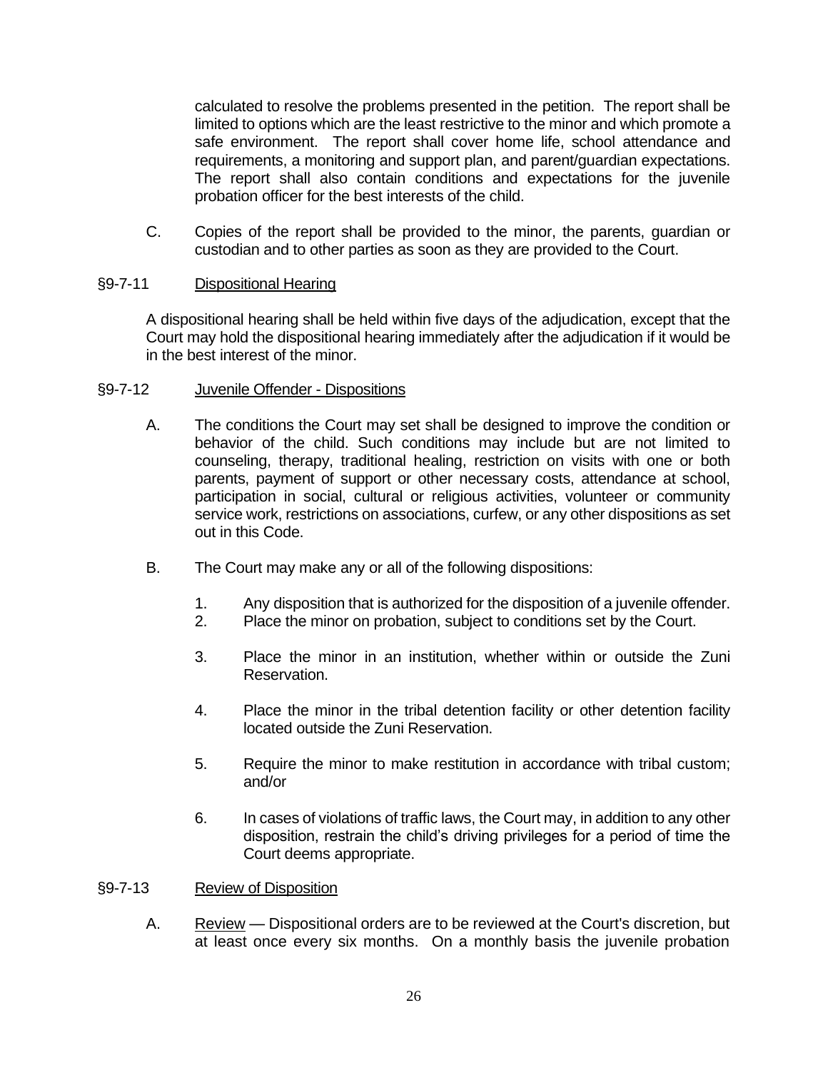calculated to resolve the problems presented in the petition. The report shall be limited to options which are the least restrictive to the minor and which promote a safe environment. The report shall cover home life, school attendance and requirements, a monitoring and support plan, and parent/guardian expectations. The report shall also contain conditions and expectations for the juvenile probation officer for the best interests of the child.

C. Copies of the report shall be provided to the minor, the parents, guardian or custodian and to other parties as soon as they are provided to the Court.

§9-7-11 Dispositional Hearing

A dispositional hearing shall be held within five days of the adjudication, except that the Court may hold the dispositional hearing immediately after the adjudication if it would be in the best interest of the minor.

§9-7-12 Juvenile Offender - Dispositions

A. The conditions the Court may set shall be designed to improve the condition or behavior of the child. Such conditions may include but are not limited to counseling, therapy, traditional healing, restriction on visits with one or both parents, payment of support or other necessary costs, attendance at school, participation in social, cultural or religious activities, volunteer or community service work, restrictions on associations, curfew, or any other dispositions as set out in this Code.

B. The Court may make any or all of the following dispositions:

1. Any disposition that is authorized for the disposition of a juvenile offender.
2. Place the minor on probation, subject to conditions set by the Court.
3. Place the minor in an institution, whether within or outside the Zuni Reservation.
4. Place the minor in the tribal detention facility or other detention facility located outside the Zuni Reservation.
5. Require the minor to make restitution in accordance with tribal custom; and/or
6. In cases of violations of traffic laws, the Court may, in addition to any other disposition, restrain the child's driving privileges for a period of time the Court deems appropriate.

§9-7-13 Review of Disposition

A. Review — Dispositional orders are to be reviewed at the Court's discretion, but at least once every six months. On a monthly basis the juvenile probation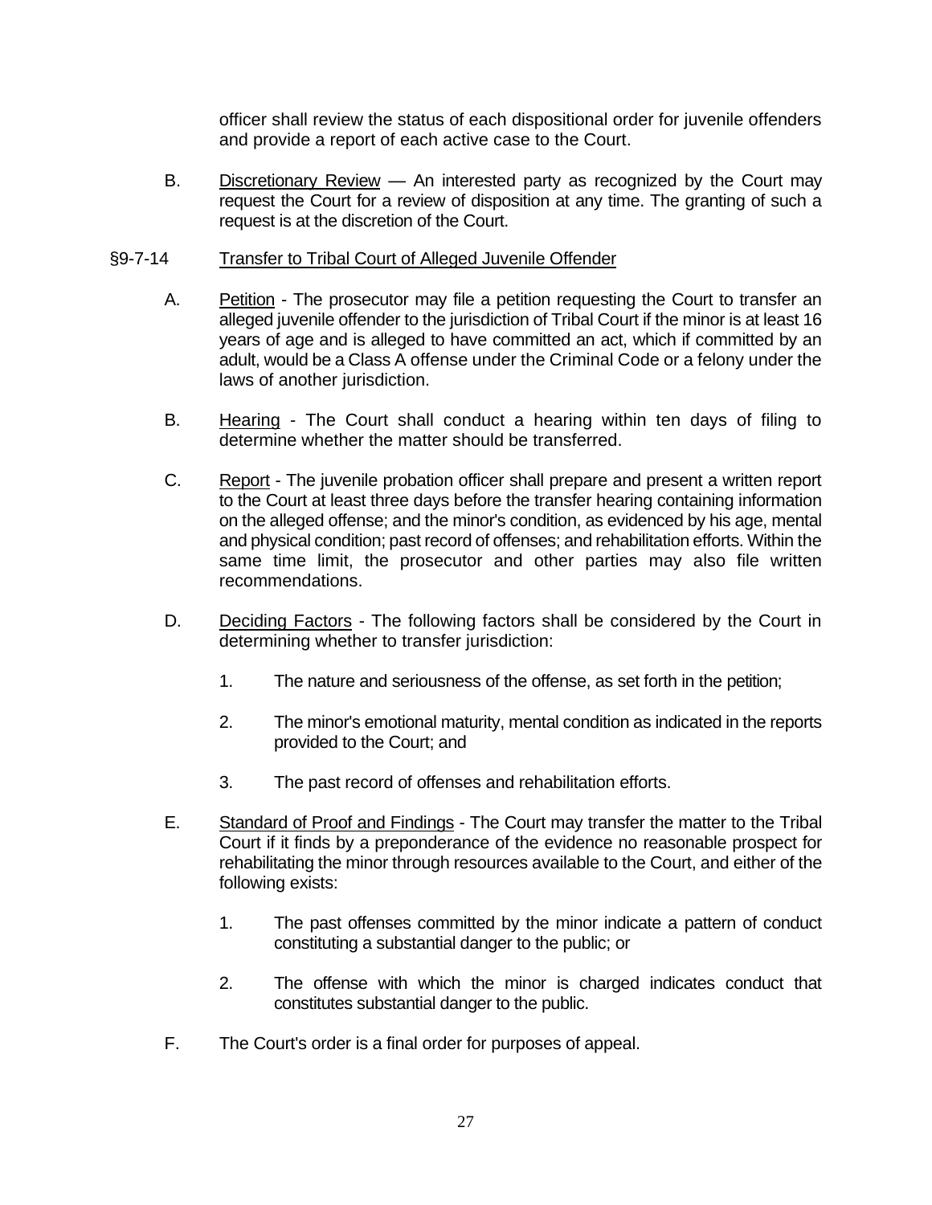officer shall review the status of each dispositional order for juvenile offenders and provide a report of each active case to the Court.

B. Discretionary Review — An interested party as recognized by the Court may request the Court for a review of disposition at any time. The granting of such a request is at the discretion of the Court.

## §9-7-14 Transfer to Tribal Court of Alleged Juvenile Offender

A. Petition - The prosecutor may file a petition requesting the Court to transfer an alleged juvenile offender to the jurisdiction of Tribal Court if the minor is at least 16 years of age and is alleged to have committed an act, which if committed by an adult, would be a Class A offense under the Criminal Code or a felony under the laws of another jurisdiction.

B. Hearing - The Court shall conduct a hearing within ten days of filing to determine whether the matter should be transferred.

C. Report - The juvenile probation officer shall prepare and present a written report to the Court at least three days before the transfer hearing containing information on the alleged offense; and the minor's condition, as evidenced by his age, mental and physical condition; past record of offenses; and rehabilitation efforts. Within the same time limit, the prosecutor and other parties may also file written recommendations.

D. Deciding Factors - The following factors shall be considered by the Court in determining whether to transfer jurisdiction:

1. The nature and seriousness of the offense, as set forth in the petition;

2. The minor's emotional maturity, mental condition as indicated in the reports provided to the Court; and

3. The past record of offenses and rehabilitation efforts.

E. Standard of Proof and Findings - The Court may transfer the matter to the Tribal Court if it finds by a preponderance of the evidence no reasonable prospect for rehabilitating the minor through resources available to the Court, and either of the following exists:

1. The past offenses committed by the minor indicate a pattern of conduct constituting a substantial danger to the public; or

2. The offense with which the minor is charged indicates conduct that constitutes substantial danger to the public.

F. The Court's order is a final order for purposes of appeal.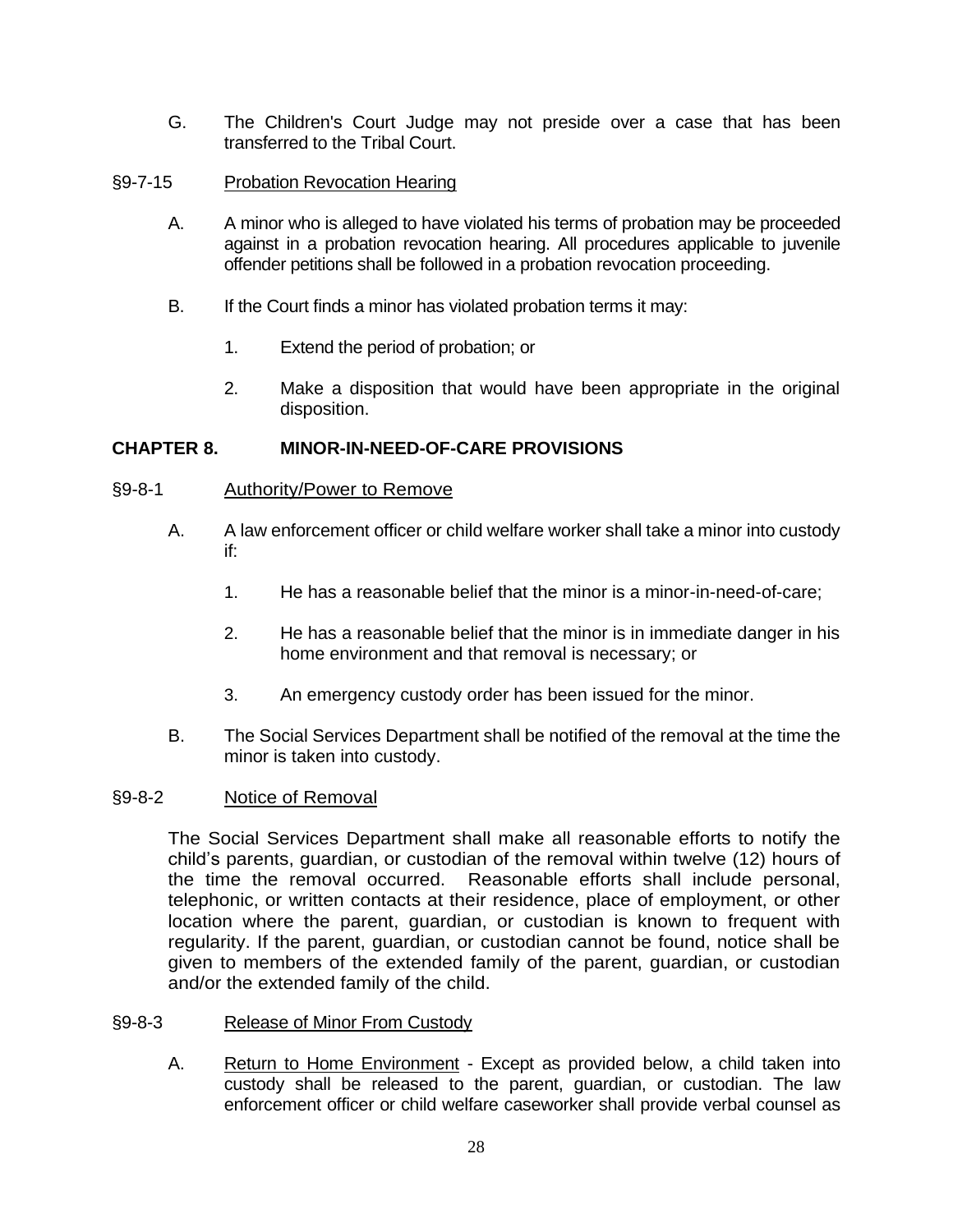G. The Children's Court Judge may not preside over a case that has been transferred to the Tribal Court.

### §9-7-15 Probation Revocation Hearing

A. A minor who is alleged to have violated his terms of probation may be proceeded against in a probation revocation hearing. All procedures applicable to juvenile offender petitions shall be followed in a probation revocation proceeding.

B. If the Court finds a minor has violated probation terms it may:

1. Extend the period of probation; or

2. Make a disposition that would have been appropriate in the original disposition.

## CHAPTER 8. MINOR-IN-NEED-OF-CARE PROVISIONS

### §9-8-1 Authority/Power to Remove

A. A law enforcement officer or child welfare worker shall take a minor into custody if:

1. He has a reasonable belief that the minor is a minor-in-need-of-care;

2. He has a reasonable belief that the minor is in immediate danger in his home environment and that removal is necessary; or

3. An emergency custody order has been issued for the minor.

B. The Social Services Department shall be notified of the removal at the time the minor is taken into custody.

### §9-8-2 Notice of Removal

The Social Services Department shall make all reasonable efforts to notify the child's parents, guardian, or custodian of the removal within twelve (12) hours of the time the removal occurred. Reasonable efforts shall include personal, telephonic, or written contacts at their residence, place of employment, or other location where the parent, guardian, or custodian is known to frequent with regularity. If the parent, guardian, or custodian cannot be found, notice shall be given to members of the extended family of the parent, guardian, or custodian and/or the extended family of the child.

### §9-8-3 Release of Minor From Custody

A. Return to Home Environment - Except as provided below, a child taken into custody shall be released to the parent, guardian, or custodian. The law enforcement officer or child welfare caseworker shall provide verbal counsel as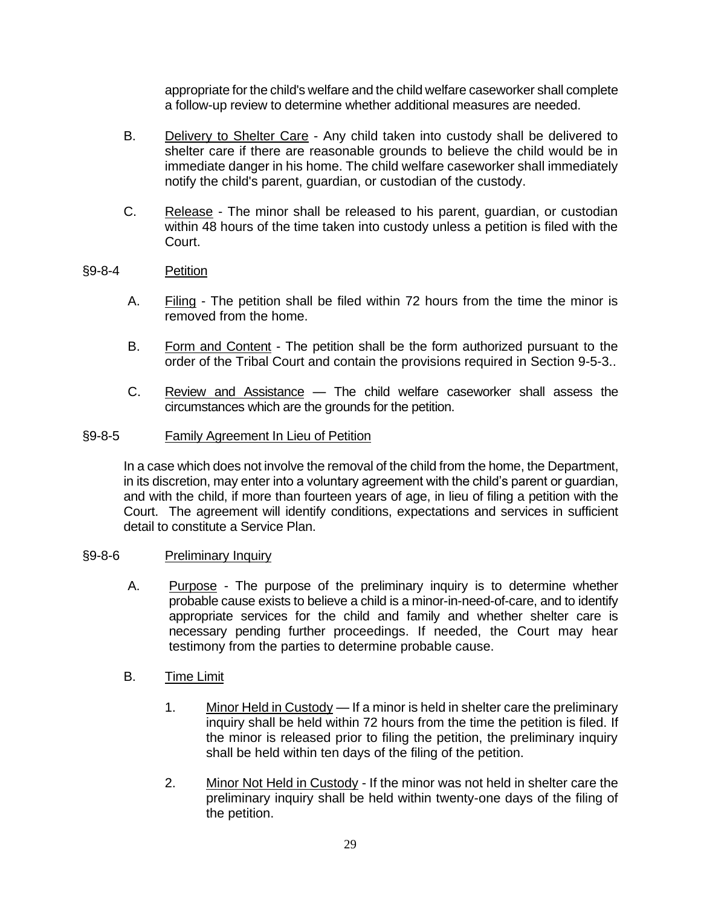appropriate for the child's welfare and the child welfare caseworker shall complete a follow-up review to determine whether additional measures are needed.

B. Delivery to Shelter Care - Any child taken into custody shall be delivered to shelter care if there are reasonable grounds to believe the child would be in immediate danger in his home. The child welfare caseworker shall immediately notify the child's parent, guardian, or custodian of the custody.

C. Release - The minor shall be released to his parent, guardian, or custodian within 48 hours of the time taken into custody unless a petition is filed with the Court.

## §9-8-4 Petition

A. Filing - The petition shall be filed within 72 hours from the time the minor is removed from the home.

B. Form and Content - The petition shall be the form authorized pursuant to the order of the Tribal Court and contain the provisions required in Section 9-5-3..

C. Review and Assistance — The child welfare caseworker shall assess the circumstances which are the grounds for the petition.

## §9-8-5 Family Agreement In Lieu of Petition

In a case which does not involve the removal of the child from the home, the Department, in its discretion, may enter into a voluntary agreement with the child's parent or guardian, and with the child, if more than fourteen years of age, in lieu of filing a petition with the Court. The agreement will identify conditions, expectations and services in sufficient detail to constitute a Service Plan.

## §9-8-6 Preliminary Inquiry

A. Purpose - The purpose of the preliminary inquiry is to determine whether probable cause exists to believe a child is a minor-in-need-of-care, and to identify appropriate services for the child and family and whether shelter care is necessary pending further proceedings. If needed, the Court may hear testimony from the parties to determine probable cause.

B. Time Limit

1. Minor Held in Custody — If a minor is held in shelter care the preliminary inquiry shall be held within 72 hours from the time the petition is filed. If the minor is released prior to filing the petition, the preliminary inquiry shall be held within ten days of the filing of the petition.

2. Minor Not Held in Custody - If the minor was not held in shelter care the preliminary inquiry shall be held within twenty-one days of the filing of the petition.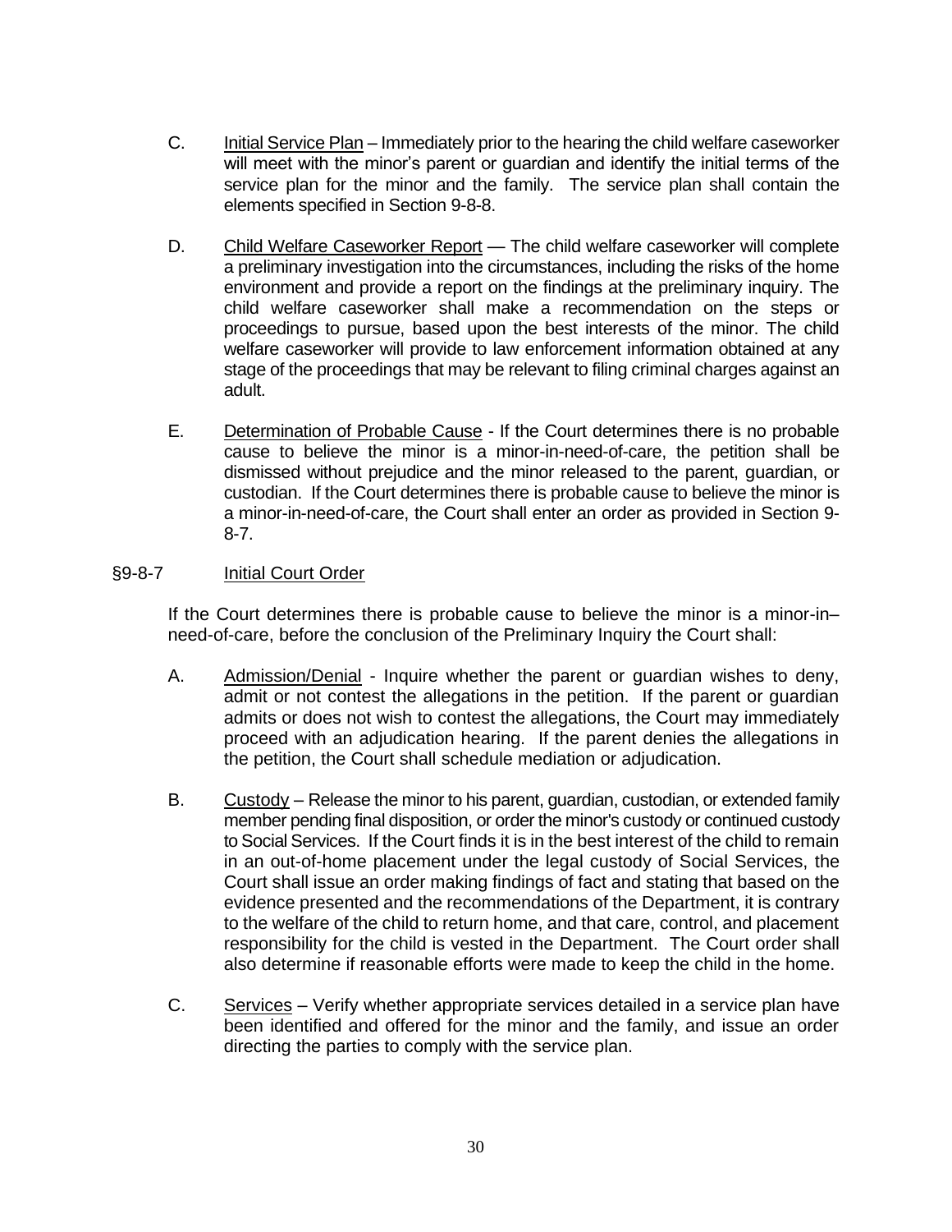C. Initial Service Plan – Immediately prior to the hearing the child welfare caseworker will meet with the minor's parent or guardian and identify the initial terms of the service plan for the minor and the family. The service plan shall contain the elements specified in Section 9-8-8.

D. Child Welfare Caseworker Report — The child welfare caseworker will complete a preliminary investigation into the circumstances, including the risks of the home environment and provide a report on the findings at the preliminary inquiry. The child welfare caseworker shall make a recommendation on the steps or proceedings to pursue, based upon the best interests of the minor. The child welfare caseworker will provide to law enforcement information obtained at any stage of the proceedings that may be relevant to filing criminal charges against an adult.

E. Determination of Probable Cause - If the Court determines there is no probable cause to believe the minor is a minor-in-need-of-care, the petition shall be dismissed without prejudice and the minor released to the parent, guardian, or custodian. If the Court determines there is probable cause to believe the minor is a minor-in-need-of-care, the Court shall enter an order as provided in Section 9-8-7.

## §9-8-7 Initial Court Order

If the Court determines there is probable cause to believe the minor is a minor-in–need-of-care, before the conclusion of the Preliminary Inquiry the Court shall:

A. Admission/Denial - Inquire whether the parent or guardian wishes to deny, admit or not contest the allegations in the petition. If the parent or guardian admits or does not wish to contest the allegations, the Court may immediately proceed with an adjudication hearing. If the parent denies the allegations in the petition, the Court shall schedule mediation or adjudication.

B. Custody – Release the minor to his parent, guardian, custodian, or extended family member pending final disposition, or order the minor's custody or continued custody to Social Services. If the Court finds it is in the best interest of the child to remain in an out-of-home placement under the legal custody of Social Services, the Court shall issue an order making findings of fact and stating that based on the evidence presented and the recommendations of the Department, it is contrary to the welfare of the child to return home, and that care, control, and placement responsibility for the child is vested in the Department. The Court order shall also determine if reasonable efforts were made to keep the child in the home.

C. Services – Verify whether appropriate services detailed in a service plan have been identified and offered for the minor and the family, and issue an order directing the parties to comply with the service plan.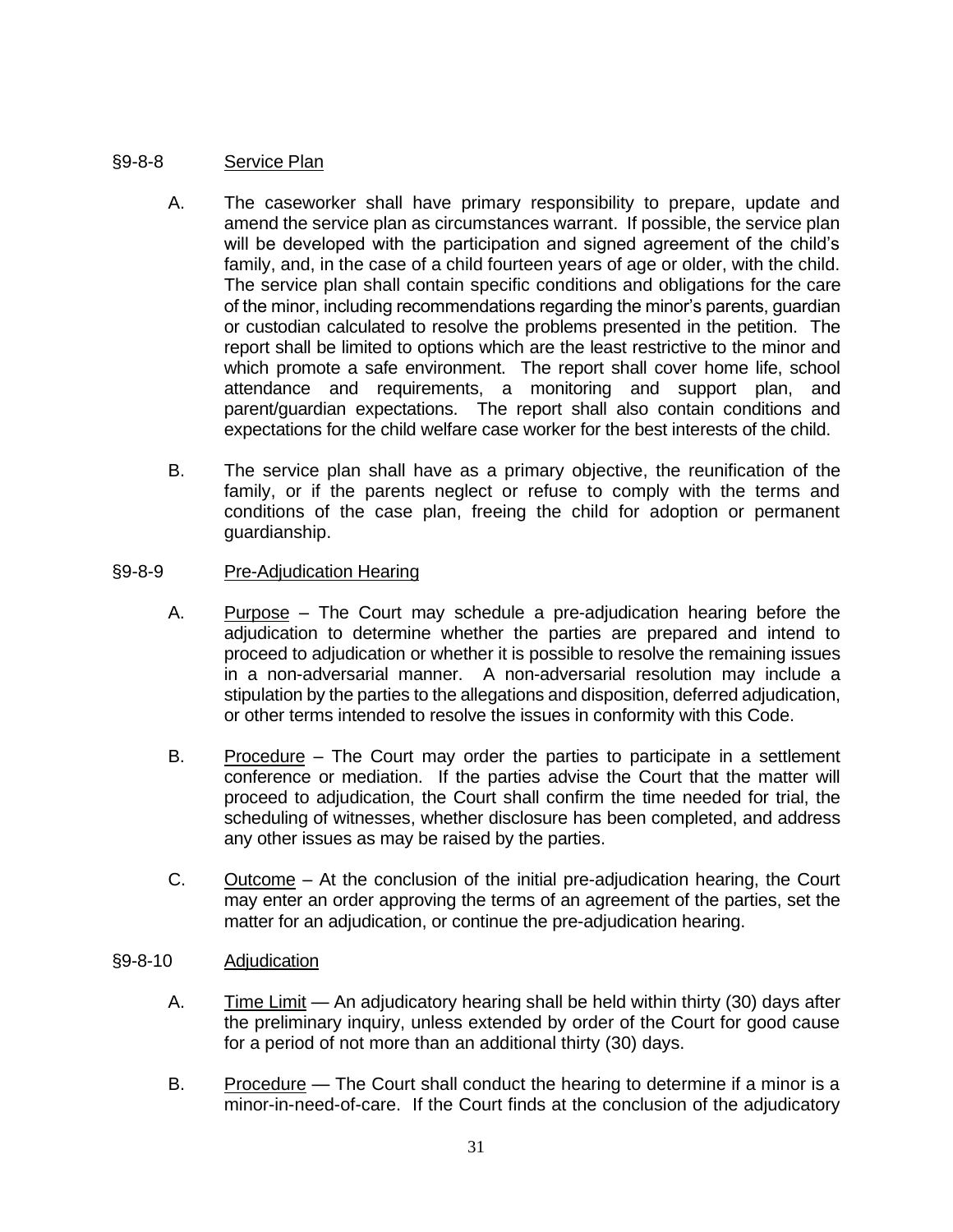§9-8-8 Service Plan

A. The caseworker shall have primary responsibility to prepare, update and amend the service plan as circumstances warrant. If possible, the service plan will be developed with the participation and signed agreement of the child's family, and, in the case of a child fourteen years of age or older, with the child. The service plan shall contain specific conditions and obligations for the care of the minor, including recommendations regarding the minor's parents, guardian or custodian calculated to resolve the problems presented in the petition. The report shall be limited to options which are the least restrictive to the minor and which promote a safe environment. The report shall cover home life, school attendance and requirements, a monitoring and support plan, and parent/guardian expectations. The report shall also contain conditions and expectations for the child welfare case worker for the best interests of the child.

B. The service plan shall have as a primary objective, the reunification of the family, or if the parents neglect or refuse to comply with the terms and conditions of the case plan, freeing the child for adoption or permanent guardianship.

§9-8-9 Pre-Adjudication Hearing

A. Purpose – The Court may schedule a pre-adjudication hearing before the adjudication to determine whether the parties are prepared and intend to proceed to adjudication or whether it is possible to resolve the remaining issues in a non-adversarial manner. A non-adversarial resolution may include a stipulation by the parties to the allegations and disposition, deferred adjudication, or other terms intended to resolve the issues in conformity with this Code.

B. Procedure – The Court may order the parties to participate in a settlement conference or mediation. If the parties advise the Court that the matter will proceed to adjudication, the Court shall confirm the time needed for trial, the scheduling of witnesses, whether disclosure has been completed, and address any other issues as may be raised by the parties.

C. Outcome – At the conclusion of the initial pre-adjudication hearing, the Court may enter an order approving the terms of an agreement of the parties, set the matter for an adjudication, or continue the pre-adjudication hearing.

§9-8-10 Adjudication

A. Time Limit — An adjudicatory hearing shall be held within thirty (30) days after the preliminary inquiry, unless extended by order of the Court for good cause for a period of not more than an additional thirty (30) days.

B. Procedure — The Court shall conduct the hearing to determine if a minor is a minor-in-need-of-care. If the Court finds at the conclusion of the adjudicatory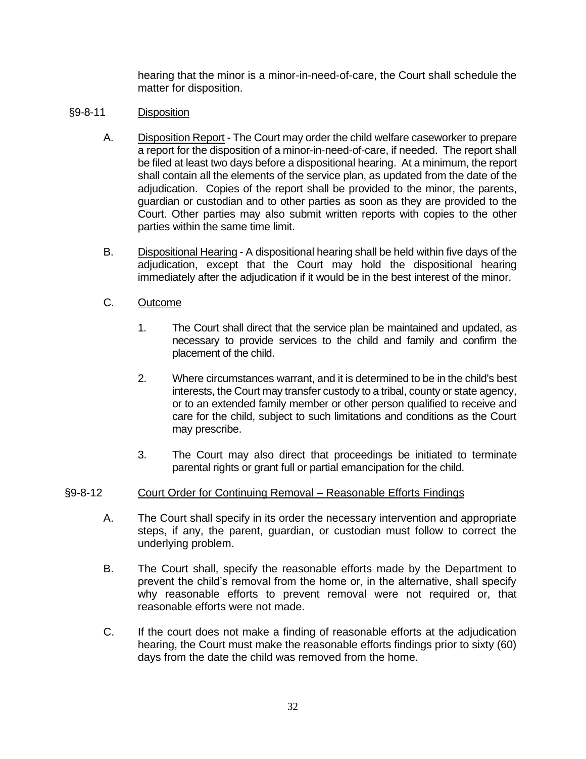hearing that the minor is a minor-in-need-of-care, the Court shall schedule the matter for disposition.

§9-8-11 Disposition

A. Disposition Report - The Court may order the child welfare caseworker to prepare a report for the disposition of a minor-in-need-of-care, if needed. The report shall be filed at least two days before a dispositional hearing. At a minimum, the report shall contain all the elements of the service plan, as updated from the date of the adjudication. Copies of the report shall be provided to the minor, the parents, guardian or custodian and to other parties as soon as they are provided to the Court. Other parties may also submit written reports with copies to the other parties within the same time limit.

B. Dispositional Hearing - A dispositional hearing shall be held within five days of the adjudication, except that the Court may hold the dispositional hearing immediately after the adjudication if it would be in the best interest of the minor.

C. Outcome

1. The Court shall direct that the service plan be maintained and updated, as necessary to provide services to the child and family and confirm the placement of the child.

2. Where circumstances warrant, and it is determined to be in the child's best interests, the Court may transfer custody to a tribal, county or state agency, or to an extended family member or other person qualified to receive and care for the child, subject to such limitations and conditions as the Court may prescribe.

3. The Court may also direct that proceedings be initiated to terminate parental rights or grant full or partial emancipation for the child.

§9-8-12 Court Order for Continuing Removal – Reasonable Efforts Findings

A. The Court shall specify in its order the necessary intervention and appropriate steps, if any, the parent, guardian, or custodian must follow to correct the underlying problem.

B. The Court shall, specify the reasonable efforts made by the Department to prevent the child's removal from the home or, in the alternative, shall specify why reasonable efforts to prevent removal were not required or, that reasonable efforts were not made.

C. If the court does not make a finding of reasonable efforts at the adjudication hearing, the Court must make the reasonable efforts findings prior to sixty (60) days from the date the child was removed from the home.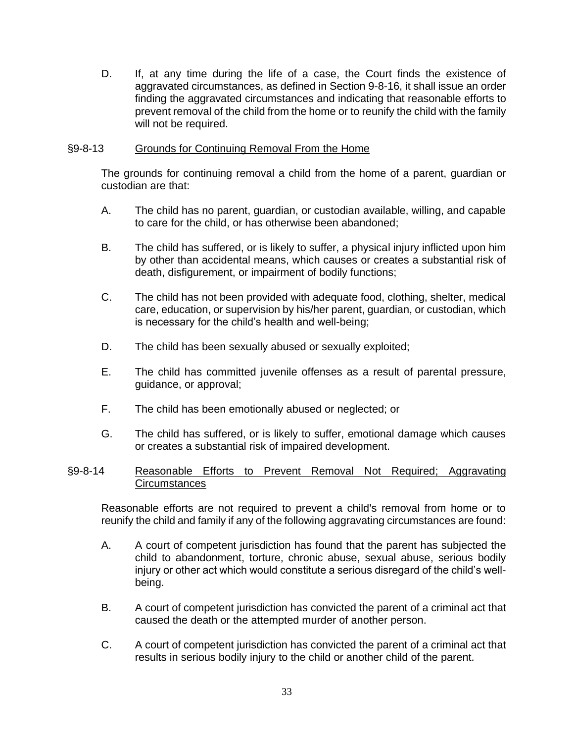D. If, at any time during the life of a case, the Court finds the existence of aggravated circumstances, as defined in Section 9-8-16, it shall issue an order finding the aggravated circumstances and indicating that reasonable efforts to prevent removal of the child from the home or to reunify the child with the family will not be required.

### §9-8-13 Grounds for Continuing Removal From the Home

The grounds for continuing removal a child from the home of a parent, guardian or custodian are that:

A. The child has no parent, guardian, or custodian available, willing, and capable to care for the child, or has otherwise been abandoned;

B. The child has suffered, or is likely to suffer, a physical injury inflicted upon him by other than accidental means, which causes or creates a substantial risk of death, disfigurement, or impairment of bodily functions;

C. The child has not been provided with adequate food, clothing, shelter, medical care, education, or supervision by his/her parent, guardian, or custodian, which is necessary for the child's health and well-being;

D. The child has been sexually abused or sexually exploited;

E. The child has committed juvenile offenses as a result of parental pressure, guidance, or approval;

F. The child has been emotionally abused or neglected; or

G. The child has suffered, or is likely to suffer, emotional damage which causes or creates a substantial risk of impaired development.

### §9-8-14 Reasonable Efforts to Prevent Removal Not Required; Aggravating Circumstances

Reasonable efforts are not required to prevent a child's removal from home or to reunify the child and family if any of the following aggravating circumstances are found:

A. A court of competent jurisdiction has found that the parent has subjected the child to abandonment, torture, chronic abuse, sexual abuse, serious bodily injury or other act which would constitute a serious disregard of the child's well-being.

B. A court of competent jurisdiction has convicted the parent of a criminal act that caused the death or the attempted murder of another person.

C. A court of competent jurisdiction has convicted the parent of a criminal act that results in serious bodily injury to the child or another child of the parent.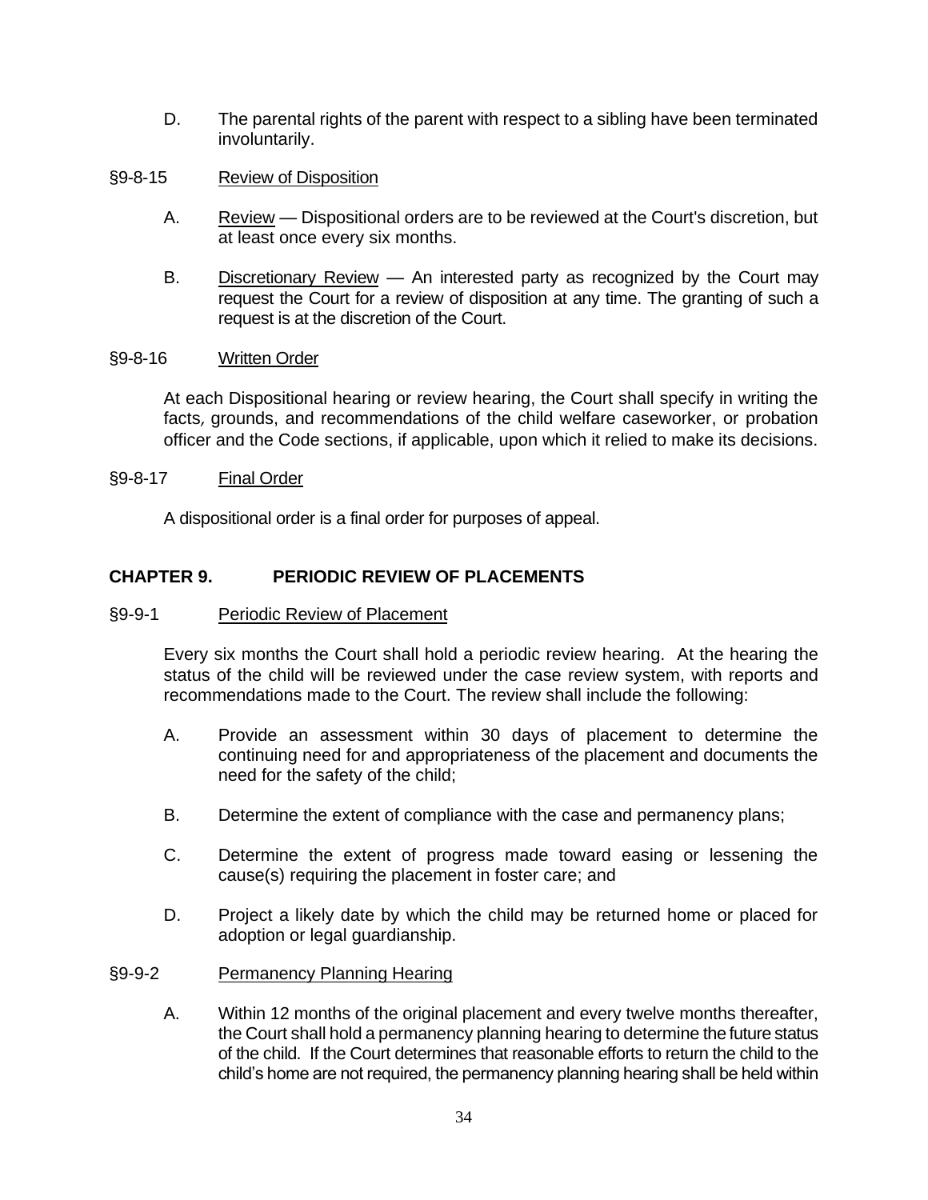D. The parental rights of the parent with respect to a sibling have been terminated involuntarily.

§9-8-15 Review of Disposition

A. Review — Dispositional orders are to be reviewed at the Court's discretion, but at least once every six months.

B. Discretionary Review — An interested party as recognized by the Court may request the Court for a review of disposition at any time. The granting of such a request is at the discretion of the Court.

§9-8-16 Written Order

At each Dispositional hearing or review hearing, the Court shall specify in writing the facts, grounds, and recommendations of the child welfare caseworker, or probation officer and the Code sections, if applicable, upon which it relied to make its decisions.

§9-8-17 Final Order

A dispositional order is a final order for purposes of appeal.

## CHAPTER 9. PERIODIC REVIEW OF PLACEMENTS

§9-9-1 Periodic Review of Placement

Every six months the Court shall hold a periodic review hearing. At the hearing the status of the child will be reviewed under the case review system, with reports and recommendations made to the Court. The review shall include the following:

A. Provide an assessment within 30 days of placement to determine the continuing need for and appropriateness of the placement and documents the need for the safety of the child;

B. Determine the extent of compliance with the case and permanency plans;

C. Determine the extent of progress made toward easing or lessening the cause(s) requiring the placement in foster care; and

D. Project a likely date by which the child may be returned home or placed for adoption or legal guardianship.

§9-9-2 Permanency Planning Hearing

A. Within 12 months of the original placement and every twelve months thereafter, the Court shall hold a permanency planning hearing to determine the future status of the child. If the Court determines that reasonable efforts to return the child to the child's home are not required, the permanency planning hearing shall be held within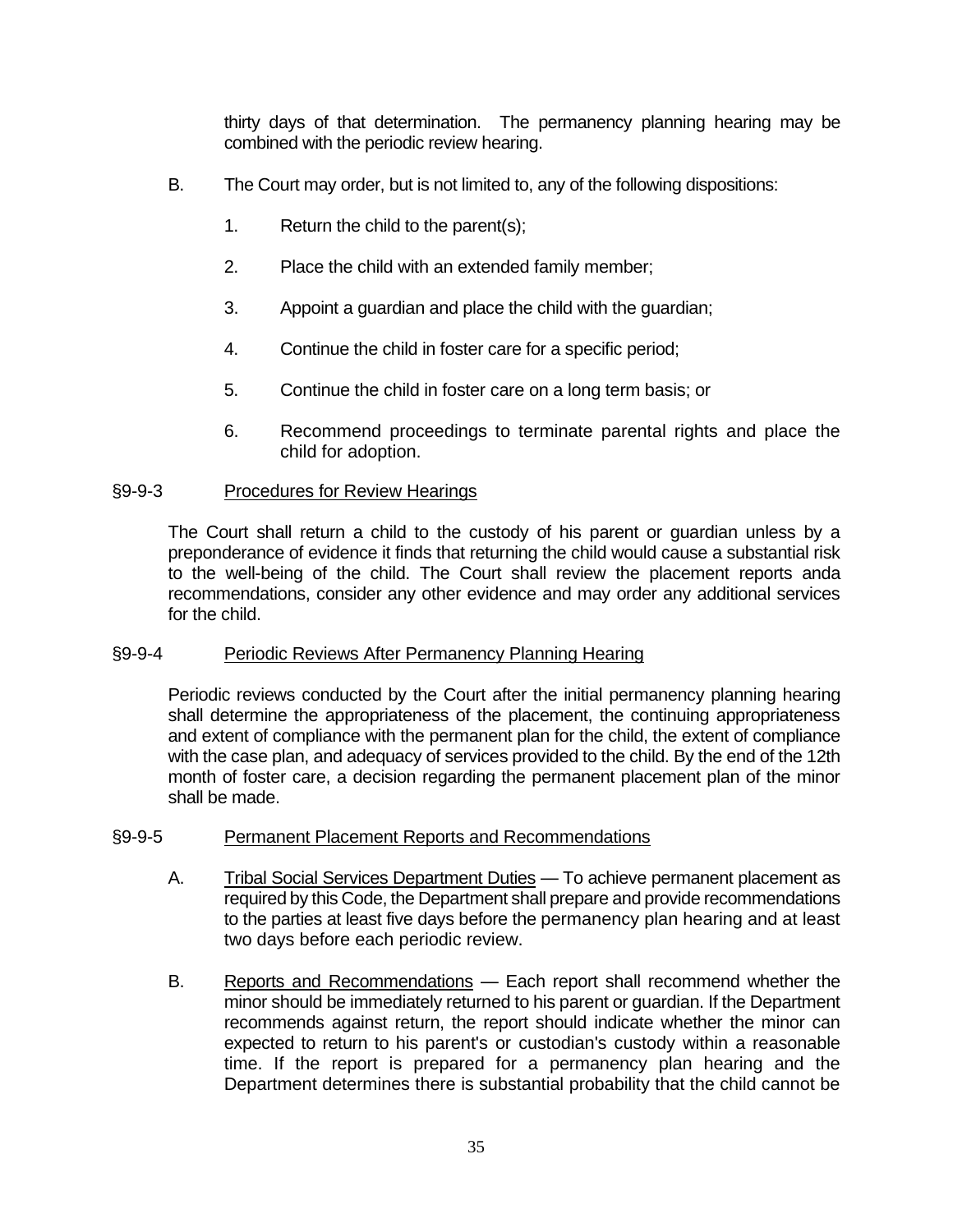thirty days of that determination. The permanency planning hearing may be combined with the periodic review hearing.

B. The Court may order, but is not limited to, any of the following dispositions:

1. Return the child to the parent(s);

2. Place the child with an extended family member;

3. Appoint a guardian and place the child with the guardian;

4. Continue the child in foster care for a specific period;

5. Continue the child in foster care on a long term basis; or

6. Recommend proceedings to terminate parental rights and place the child for adoption.

§9-9-3 Procedures for Review Hearings

The Court shall return a child to the custody of his parent or guardian unless by a preponderance of evidence it finds that returning the child would cause a substantial risk to the well-being of the child. The Court shall review the placement reports anda recommendations, consider any other evidence and may order any additional services for the child.

§9-9-4 Periodic Reviews After Permanency Planning Hearing

Periodic reviews conducted by the Court after the initial permanency planning hearing shall determine the appropriateness of the placement, the continuing appropriateness and extent of compliance with the permanent plan for the child, the extent of compliance with the case plan, and adequacy of services provided to the child. By the end of the 12th month of foster care, a decision regarding the permanent placement plan of the minor shall be made.

§9-9-5 Permanent Placement Reports and Recommendations

A. Tribal Social Services Department Duties — To achieve permanent placement as required by this Code, the Department shall prepare and provide recommendations to the parties at least five days before the permanency plan hearing and at least two days before each periodic review.

B. Reports and Recommendations — Each report shall recommend whether the minor should be immediately returned to his parent or guardian. If the Department recommends against return, the report should indicate whether the minor can expected to return to his parent's or custodian's custody within a reasonable time. If the report is prepared for a permanency plan hearing and the Department determines there is substantial probability that the child cannot be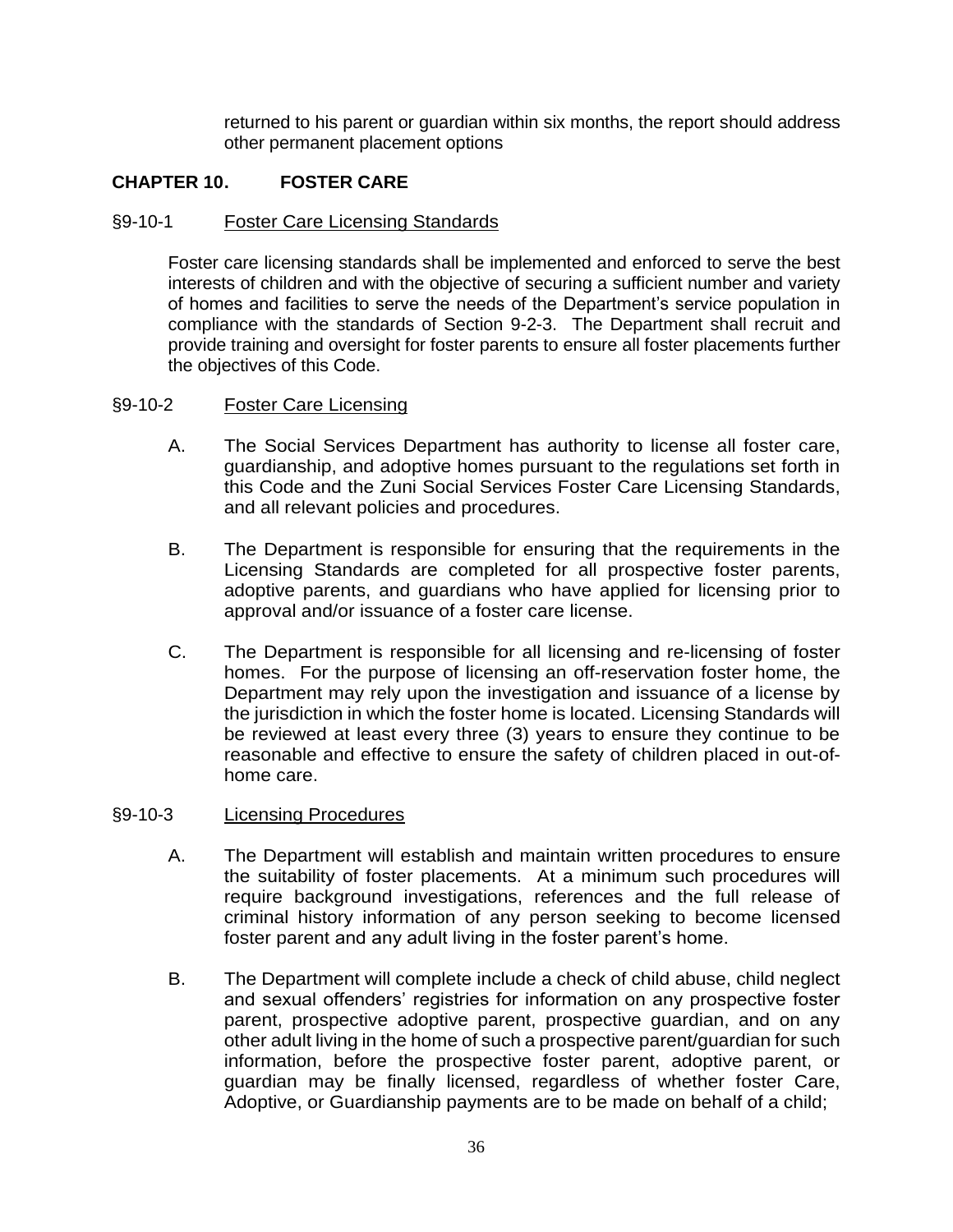returned to his parent or guardian within six months, the report should address other permanent placement options

## CHAPTER 10. FOSTER CARE

### §9-10-1 Foster Care Licensing Standards

Foster care licensing standards shall be implemented and enforced to serve the best interests of children and with the objective of securing a sufficient number and variety of homes and facilities to serve the needs of the Department's service population in compliance with the standards of Section 9-2-3. The Department shall recruit and provide training and oversight for foster parents to ensure all foster placements further the objectives of this Code.

### §9-10-2 Foster Care Licensing

A. The Social Services Department has authority to license all foster care, guardianship, and adoptive homes pursuant to the regulations set forth in this Code and the Zuni Social Services Foster Care Licensing Standards, and all relevant policies and procedures.

B. The Department is responsible for ensuring that the requirements in the Licensing Standards are completed for all prospective foster parents, adoptive parents, and guardians who have applied for licensing prior to approval and/or issuance of a foster care license.

C. The Department is responsible for all licensing and re-licensing of foster homes. For the purpose of licensing an off-reservation foster home, the Department may rely upon the investigation and issuance of a license by the jurisdiction in which the foster home is located. Licensing Standards will be reviewed at least every three (3) years to ensure they continue to be reasonable and effective to ensure the safety of children placed in out-of-home care.

### §9-10-3 Licensing Procedures

A. The Department will establish and maintain written procedures to ensure the suitability of foster placements. At a minimum such procedures will require background investigations, references and the full release of criminal history information of any person seeking to become licensed foster parent and any adult living in the foster parent's home.

B. The Department will complete include a check of child abuse, child neglect and sexual offenders' registries for information on any prospective foster parent, prospective adoptive parent, prospective guardian, and on any other adult living in the home of such a prospective parent/guardian for such information, before the prospective foster parent, adoptive parent, or guardian may be finally licensed, regardless of whether foster Care, Adoptive, or Guardianship payments are to be made on behalf of a child;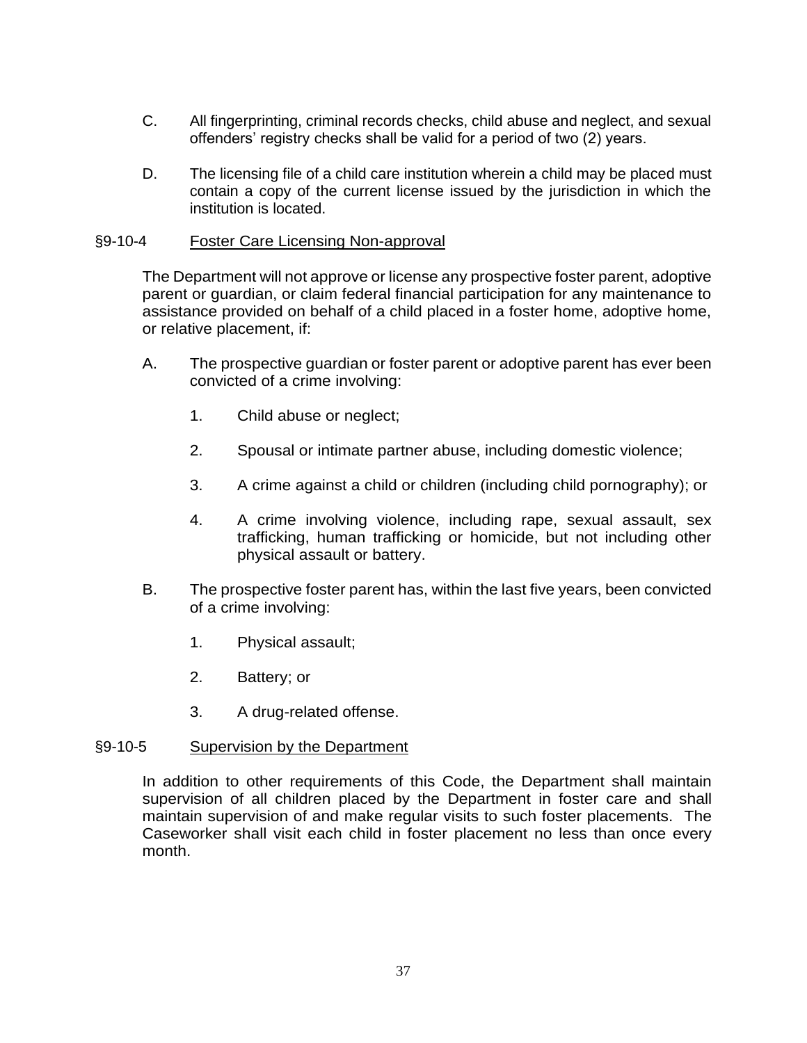C. All fingerprinting, criminal records checks, child abuse and neglect, and sexual offenders' registry checks shall be valid for a period of two (2) years.

D. The licensing file of a child care institution wherein a child may be placed must contain a copy of the current license issued by the jurisdiction in which the institution is located.

## §9-10-4 Foster Care Licensing Non-approval

The Department will not approve or license any prospective foster parent, adoptive parent or guardian, or claim federal financial participation for any maintenance to assistance provided on behalf of a child placed in a foster home, adoptive home, or relative placement, if:

A. The prospective guardian or foster parent or adoptive parent has ever been convicted of a crime involving:

   1. Child abuse or neglect;

   2. Spousal or intimate partner abuse, including domestic violence;

   3. A crime against a child or children (including child pornography); or

   4. A crime involving violence, including rape, sexual assault, sex trafficking, human trafficking or homicide, but not including other physical assault or battery.

B. The prospective foster parent has, within the last five years, been convicted of a crime involving:

   1. Physical assault;

   2. Battery; or

   3. A drug-related offense.

## §9-10-5 Supervision by the Department

In addition to other requirements of this Code, the Department shall maintain supervision of all children placed by the Department in foster care and shall maintain supervision of and make regular visits to such foster placements. The Caseworker shall visit each child in foster placement no less than once every month.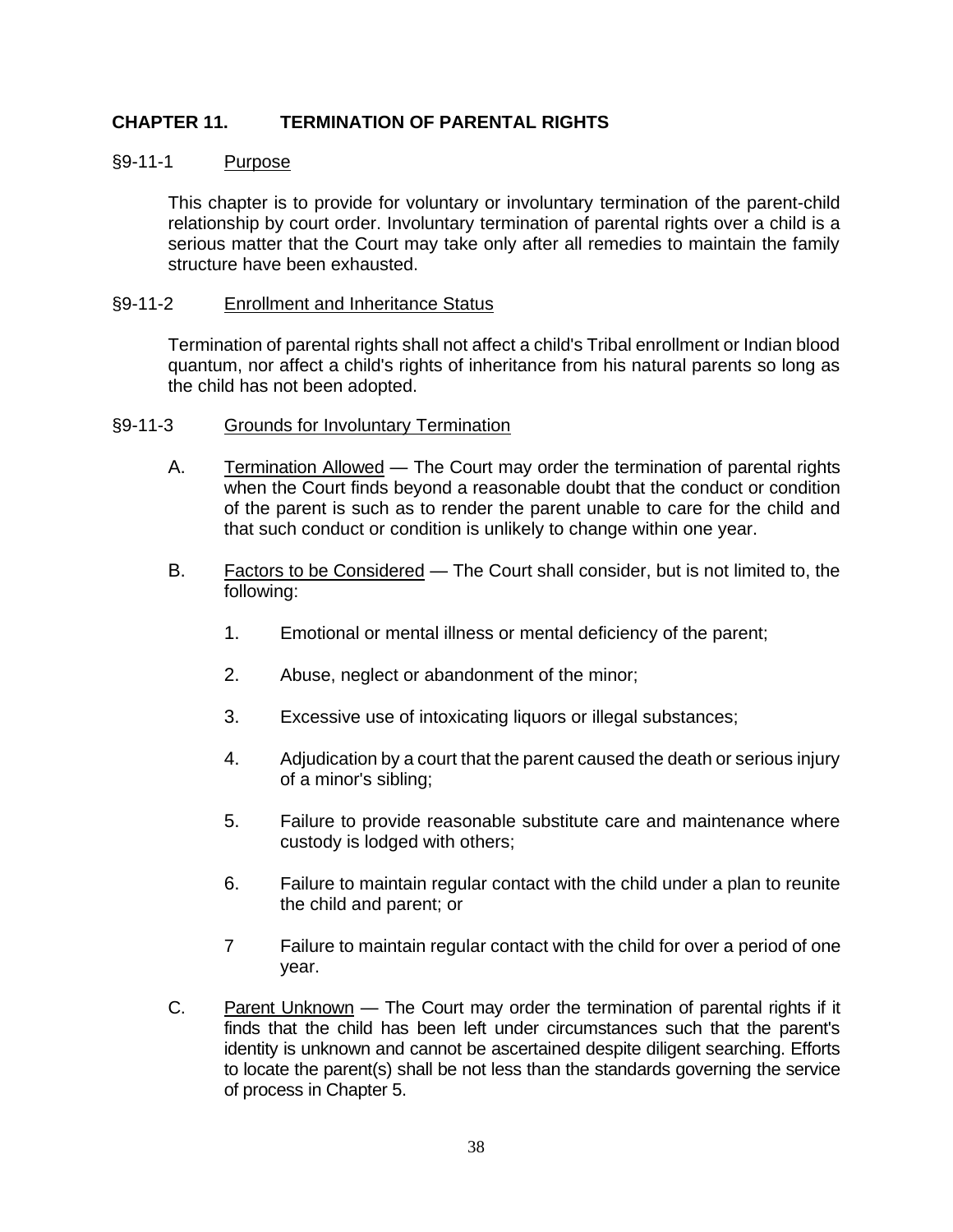## CHAPTER 11. TERMINATION OF PARENTAL RIGHTS

### §9-11-1 Purpose

This chapter is to provide for voluntary or involuntary termination of the parent-child relationship by court order. Involuntary termination of parental rights over a child is a serious matter that the Court may take only after all remedies to maintain the family structure have been exhausted.

### §9-11-2 Enrollment and Inheritance Status

Termination of parental rights shall not affect a child's Tribal enrollment or Indian blood quantum, nor affect a child's rights of inheritance from his natural parents so long as the child has not been adopted.

### §9-11-3 Grounds for Involuntary Termination

A. Termination Allowed — The Court may order the termination of parental rights when the Court finds beyond a reasonable doubt that the conduct or condition of the parent is such as to render the parent unable to care for the child and that such conduct or condition is unlikely to change within one year.

B. Factors to be Considered — The Court shall consider, but is not limited to, the following:

1. Emotional or mental illness or mental deficiency of the parent;

2. Abuse, neglect or abandonment of the minor;

3. Excessive use of intoxicating liquors or illegal substances;

4. Adjudication by a court that the parent caused the death or serious injury of a minor's sibling;

5. Failure to provide reasonable substitute care and maintenance where custody is lodged with others;

6. Failure to maintain regular contact with the child under a plan to reunite the child and parent; or

7 Failure to maintain regular contact with the child for over a period of one year.

C. Parent Unknown — The Court may order the termination of parental rights if it finds that the child has been left under circumstances such that the parent's identity is unknown and cannot be ascertained despite diligent searching. Efforts to locate the parent(s) shall be not less than the standards governing the service of process in Chapter 5.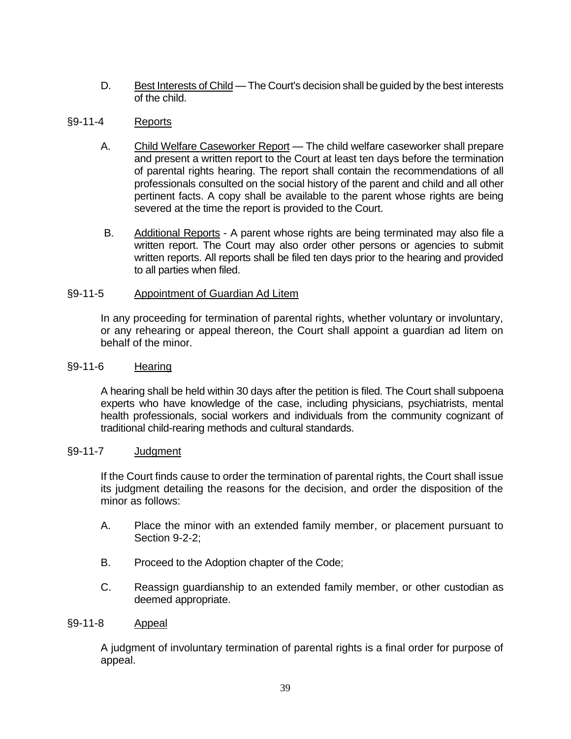D. Best Interests of Child — The Court's decision shall be guided by the best interests of the child.

§9-11-4 Reports

A. Child Welfare Caseworker Report — The child welfare caseworker shall prepare and present a written report to the Court at least ten days before the termination of parental rights hearing. The report shall contain the recommendations of all professionals consulted on the social history of the parent and child and all other pertinent facts. A copy shall be available to the parent whose rights are being severed at the time the report is provided to the Court.

B. Additional Reports - A parent whose rights are being terminated may also file a written report. The Court may also order other persons or agencies to submit written reports. All reports shall be filed ten days prior to the hearing and provided to all parties when filed.

§9-11-5 Appointment of Guardian Ad Litem

In any proceeding for termination of parental rights, whether voluntary or involuntary, or any rehearing or appeal thereon, the Court shall appoint a guardian ad litem on behalf of the minor.

§9-11-6 Hearing

A hearing shall be held within 30 days after the petition is filed. The Court shall subpoena experts who have knowledge of the case, including physicians, psychiatrists, mental health professionals, social workers and individuals from the community cognizant of traditional child-rearing methods and cultural standards.

§9-11-7 Judgment

If the Court finds cause to order the termination of parental rights, the Court shall issue its judgment detailing the reasons for the decision, and order the disposition of the minor as follows:

A. Place the minor with an extended family member, or placement pursuant to Section 9-2-2;

B. Proceed to the Adoption chapter of the Code;

C. Reassign guardianship to an extended family member, or other custodian as deemed appropriate.

§9-11-8 Appeal

A judgment of involuntary termination of parental rights is a final order for purpose of appeal.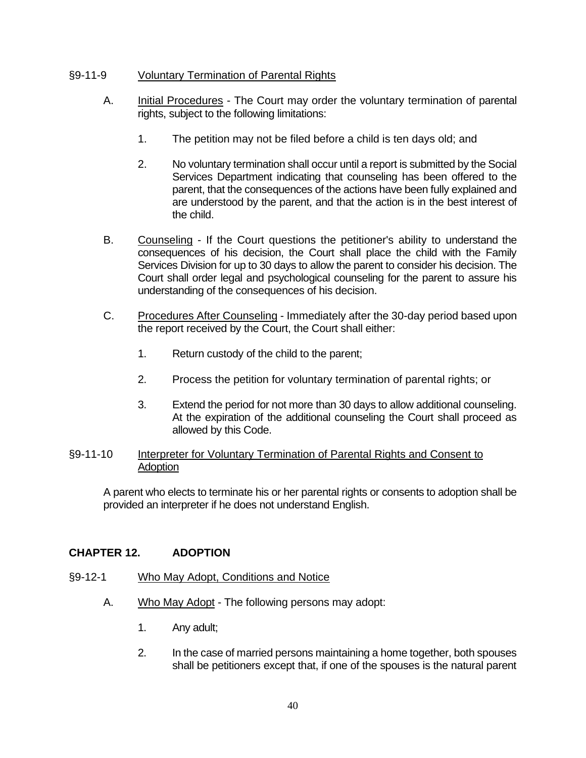§9-11-9 Voluntary Termination of Parental Rights

A. Initial Procedures - The Court may order the voluntary termination of parental rights, subject to the following limitations:

1. The petition may not be filed before a child is ten days old; and

2. No voluntary termination shall occur until a report is submitted by the Social Services Department indicating that counseling has been offered to the parent, that the consequences of the actions have been fully explained and are understood by the parent, and that the action is in the best interest of the child.

B. Counseling - If the Court questions the petitioner's ability to understand the consequences of his decision, the Court shall place the child with the Family Services Division for up to 30 days to allow the parent to consider his decision. The Court shall order legal and psychological counseling for the parent to assure his understanding of the consequences of his decision.

C. Procedures After Counseling - Immediately after the 30-day period based upon the report received by the Court, the Court shall either:

1. Return custody of the child to the parent;

2. Process the petition for voluntary termination of parental rights; or

3. Extend the period for not more than 30 days to allow additional counseling. At the expiration of the additional counseling the Court shall proceed as allowed by this Code.

§9-11-10 Interpreter for Voluntary Termination of Parental Rights and Consent to Adoption

A parent who elects to terminate his or her parental rights or consents to adoption shall be provided an interpreter if he does not understand English.

## CHAPTER 12. ADOPTION

§9-12-1 Who May Adopt, Conditions and Notice

A. Who May Adopt - The following persons may adopt:

1. Any adult;

2. In the case of married persons maintaining a home together, both spouses shall be petitioners except that, if one of the spouses is the natural parent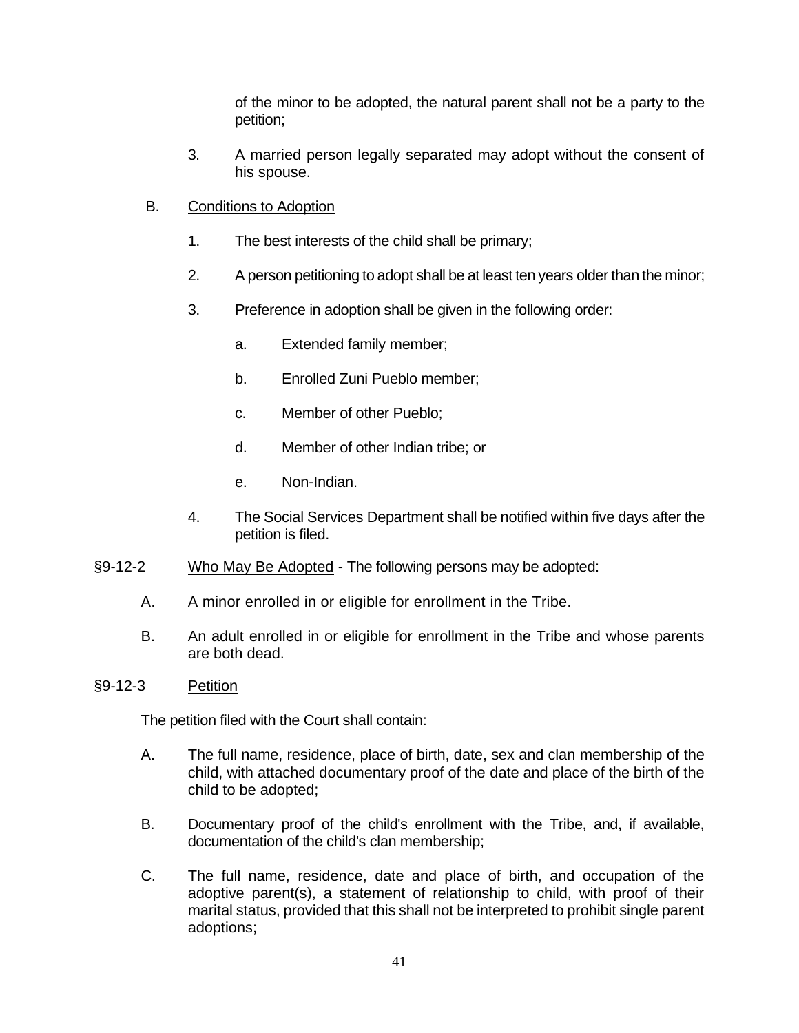of the minor to be adopted, the natural parent shall not be a party to the petition;

3. A married person legally separated may adopt without the consent of his spouse.

B. Conditions to Adoption

1. The best interests of the child shall be primary;

2. A person petitioning to adopt shall be at least ten years older than the minor;

3. Preference in adoption shall be given in the following order:

   a. Extended family member;

   b. Enrolled Zuni Pueblo member;

   c. Member of other Pueblo;

   d. Member of other Indian tribe; or

   e. Non-Indian.

4. The Social Services Department shall be notified within five days after the petition is filed.

§9-12-2 Who May Be Adopted - The following persons may be adopted:

A. A minor enrolled in or eligible for enrollment in the Tribe.

B. An adult enrolled in or eligible for enrollment in the Tribe and whose parents are both dead.

§9-12-3 Petition

The petition filed with the Court shall contain:

A. The full name, residence, place of birth, date, sex and clan membership of the child, with attached documentary proof of the date and place of the birth of the child to be adopted;

B. Documentary proof of the child's enrollment with the Tribe, and, if available, documentation of the child's clan membership;

C. The full name, residence, date and place of birth, and occupation of the adoptive parent(s), a statement of relationship to child, with proof of their marital status, provided that this shall not be interpreted to prohibit single parent adoptions;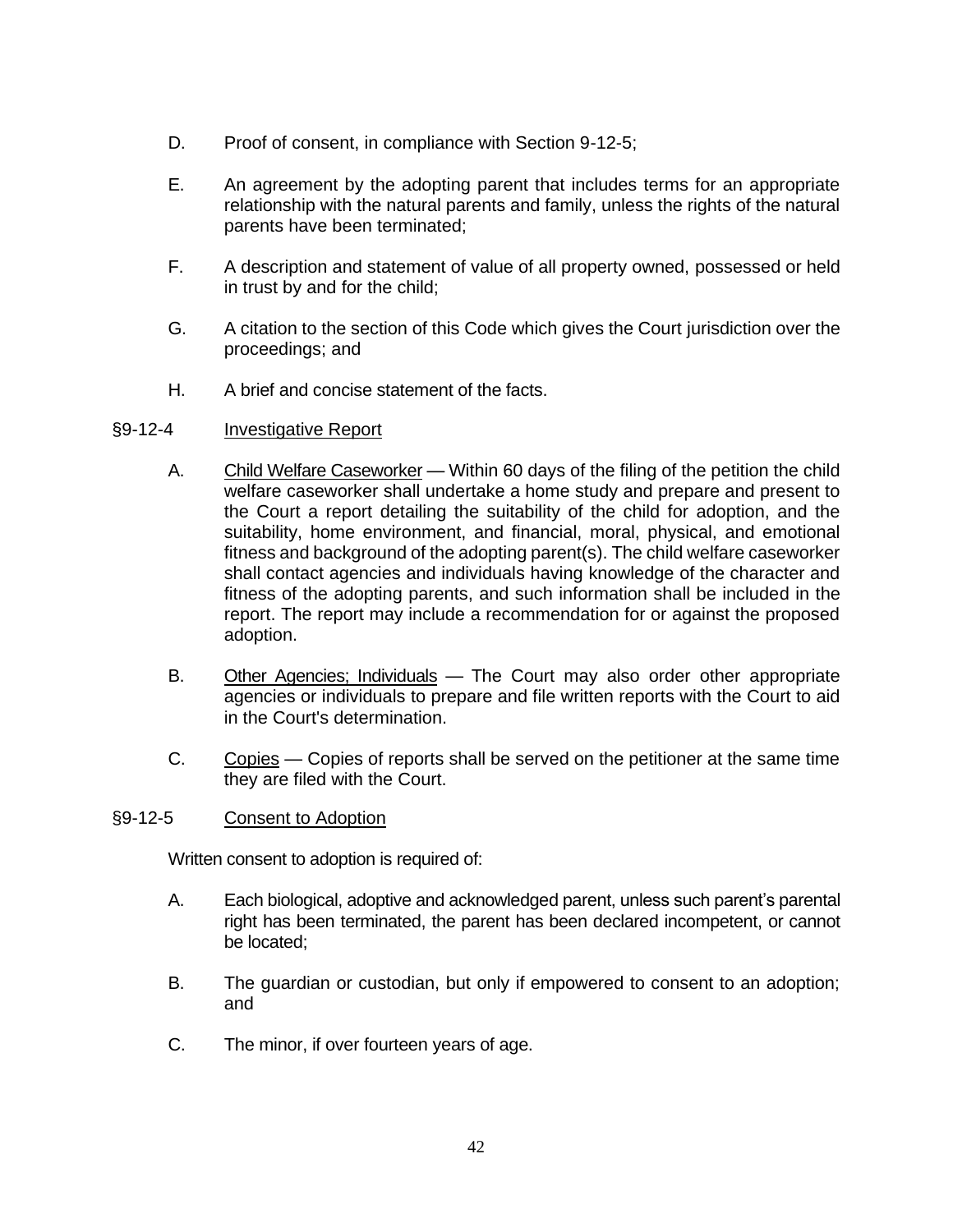D. Proof of consent, in compliance with Section 9-12-5;

E. An agreement by the adopting parent that includes terms for an appropriate relationship with the natural parents and family, unless the rights of the natural parents have been terminated;

F. A description and statement of value of all property owned, possessed or held in trust by and for the child;

G. A citation to the section of this Code which gives the Court jurisdiction over the proceedings; and

H. A brief and concise statement of the facts.

§9-12-4 Investigative Report

A. Child Welfare Caseworker — Within 60 days of the filing of the petition the child welfare caseworker shall undertake a home study and prepare and present to the Court a report detailing the suitability of the child for adoption, and the suitability, home environment, and financial, moral, physical, and emotional fitness and background of the adopting parent(s). The child welfare caseworker shall contact agencies and individuals having knowledge of the character and fitness of the adopting parents, and such information shall be included in the report. The report may include a recommendation for or against the proposed adoption.

B. Other Agencies; Individuals — The Court may also order other appropriate agencies or individuals to prepare and file written reports with the Court to aid in the Court's determination.

C. Copies — Copies of reports shall be served on the petitioner at the same time they are filed with the Court.

§9-12-5 Consent to Adoption

Written consent to adoption is required of:

A. Each biological, adoptive and acknowledged parent, unless such parent's parental right has been terminated, the parent has been declared incompetent, or cannot be located;

B. The guardian or custodian, but only if empowered to consent to an adoption; and

C. The minor, if over fourteen years of age.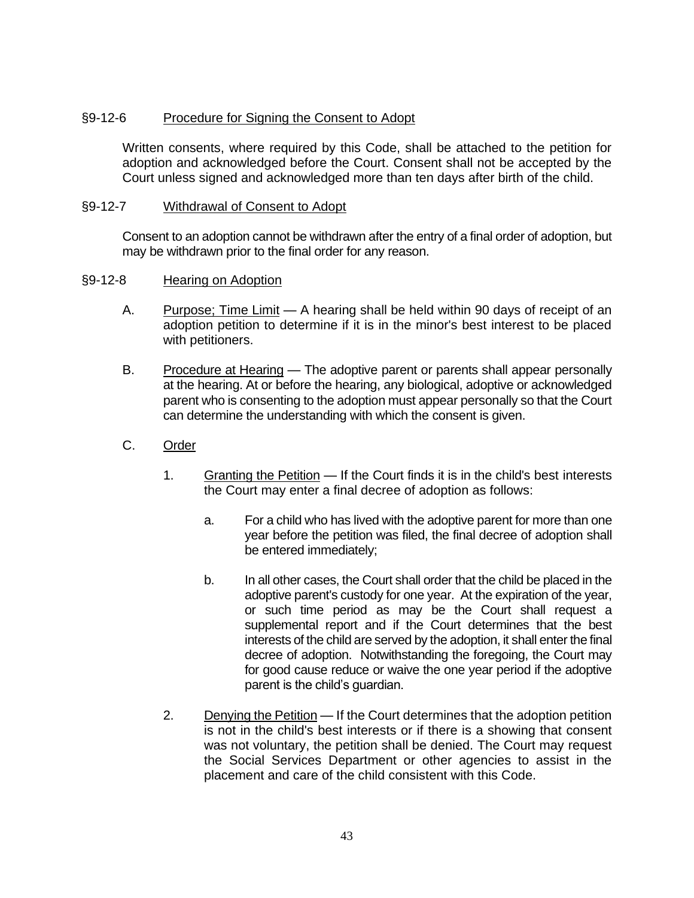## §9-12-6 Procedure for Signing the Consent to Adopt

Written consents, where required by this Code, shall be attached to the petition for adoption and acknowledged before the Court. Consent shall not be accepted by the Court unless signed and acknowledged more than ten days after birth of the child.

## §9-12-7 Withdrawal of Consent to Adopt

Consent to an adoption cannot be withdrawn after the entry of a final order of adoption, but may be withdrawn prior to the final order for any reason.

## §9-12-8 Hearing on Adoption

A. Purpose; Time Limit — A hearing shall be held within 90 days of receipt of an adoption petition to determine if it is in the minor's best interest to be placed with petitioners.

B. Procedure at Hearing — The adoptive parent or parents shall appear personally at the hearing. At or before the hearing, any biological, adoptive or acknowledged parent who is consenting to the adoption must appear personally so that the Court can determine the understanding with which the consent is given.

C. Order

1. Granting the Petition — If the Court finds it is in the child's best interests the Court may enter a final decree of adoption as follows:

   a. For a child who has lived with the adoptive parent for more than one year before the petition was filed, the final decree of adoption shall be entered immediately;

   b. In all other cases, the Court shall order that the child be placed in the adoptive parent's custody for one year. At the expiration of the year, or such time period as may be the Court shall request a supplemental report and if the Court determines that the best interests of the child are served by the adoption, it shall enter the final decree of adoption. Notwithstanding the foregoing, the Court may for good cause reduce or waive the one year period if the adoptive parent is the child's guardian.

2. Denying the Petition — If the Court determines that the adoption petition is not in the child's best interests or if there is a showing that consent was not voluntary, the petition shall be denied. The Court may request the Social Services Department or other agencies to assist in the placement and care of the child consistent with this Code.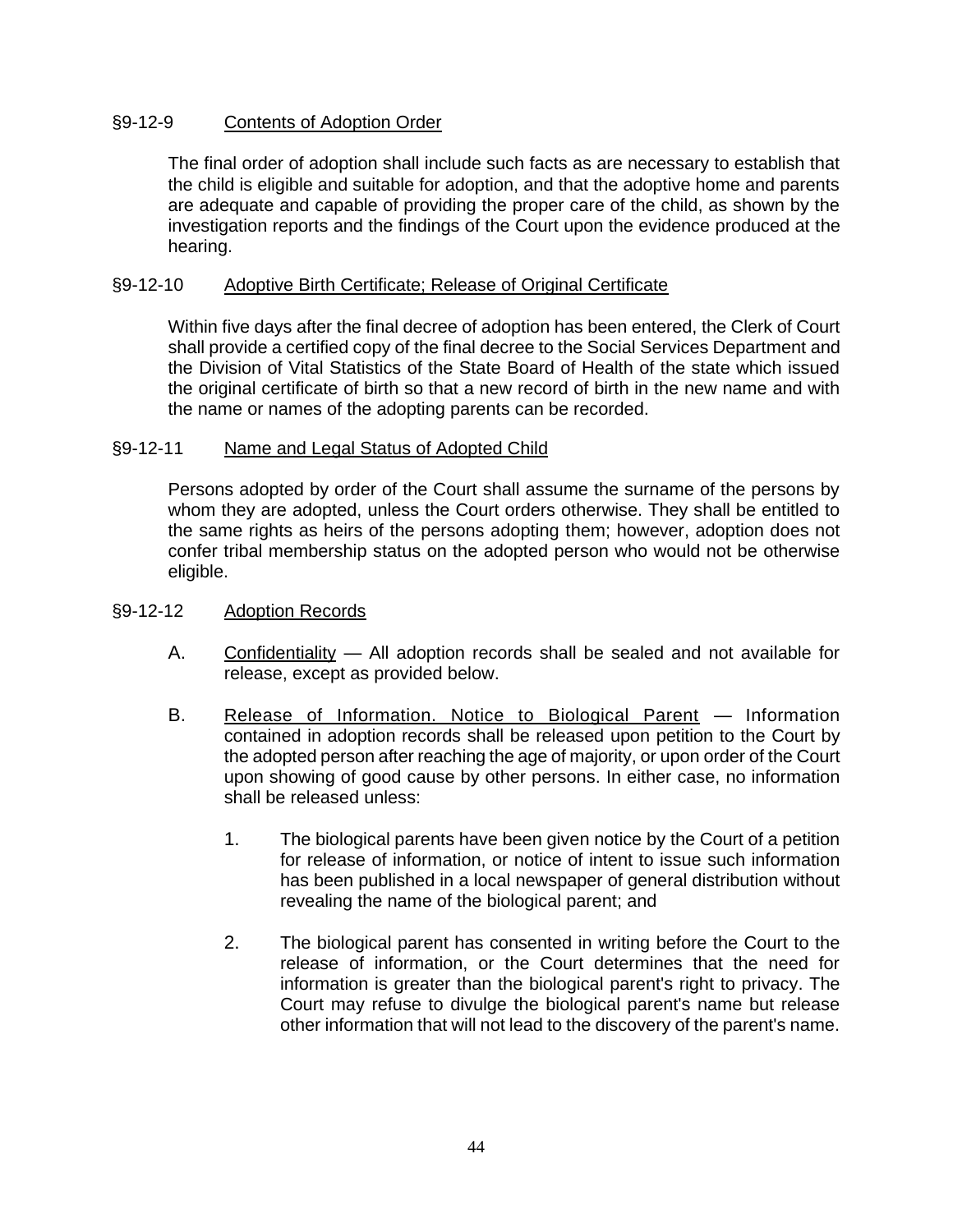### §9-12-9 Contents of Adoption Order

The final order of adoption shall include such facts as are necessary to establish that the child is eligible and suitable for adoption, and that the adoptive home and parents are adequate and capable of providing the proper care of the child, as shown by the investigation reports and the findings of the Court upon the evidence produced at the hearing.

### §9-12-10 Adoptive Birth Certificate; Release of Original Certificate

Within five days after the final decree of adoption has been entered, the Clerk of Court shall provide a certified copy of the final decree to the Social Services Department and the Division of Vital Statistics of the State Board of Health of the state which issued the original certificate of birth so that a new record of birth in the new name and with the name or names of the adopting parents can be recorded.

### §9-12-11 Name and Legal Status of Adopted Child

Persons adopted by order of the Court shall assume the surname of the persons by whom they are adopted, unless the Court orders otherwise. They shall be entitled to the same rights as heirs of the persons adopting them; however, adoption does not confer tribal membership status on the adopted person who would not be otherwise eligible.

### §9-12-12 Adoption Records

A. Confidentiality — All adoption records shall be sealed and not available for release, except as provided below.

B. Release of Information. Notice to Biological Parent — Information contained in adoption records shall be released upon petition to the Court by the adopted person after reaching the age of majority, or upon order of the Court upon showing of good cause by other persons. In either case, no information shall be released unless:

   1. The biological parents have been given notice by the Court of a petition for release of information, or notice of intent to issue such information has been published in a local newspaper of general distribution without revealing the name of the biological parent; and

   2. The biological parent has consented in writing before the Court to the release of information, or the Court determines that the need for information is greater than the biological parent's right to privacy. The Court may refuse to divulge the biological parent's name but release other information that will not lead to the discovery of the parent's name.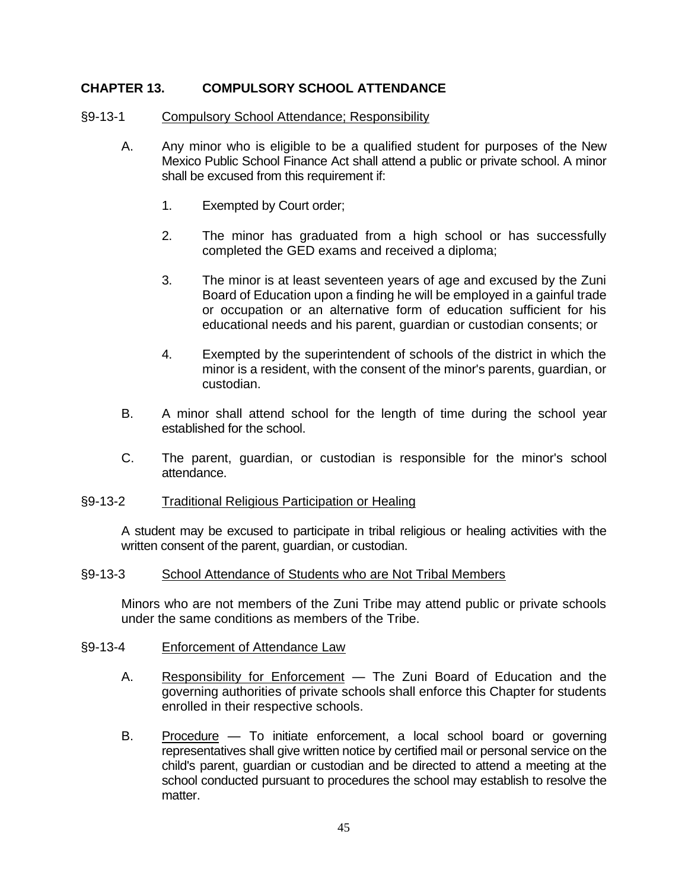## CHAPTER 13. COMPULSORY SCHOOL ATTENDANCE

§9-13-1 Compulsory School Attendance; Responsibility

A. Any minor who is eligible to be a qualified student for purposes of the New Mexico Public School Finance Act shall attend a public or private school. A minor shall be excused from this requirement if:

1. Exempted by Court order;

2. The minor has graduated from a high school or has successfully completed the GED exams and received a diploma;

3. The minor is at least seventeen years of age and excused by the Zuni Board of Education upon a finding he will be employed in a gainful trade or occupation or an alternative form of education sufficient for his educational needs and his parent, guardian or custodian consents; or

4. Exempted by the superintendent of schools of the district in which the minor is a resident, with the consent of the minor's parents, guardian, or custodian.

B. A minor shall attend school for the length of time during the school year established for the school.

C. The parent, guardian, or custodian is responsible for the minor's school attendance.

§9-13-2 Traditional Religious Participation or Healing

A student may be excused to participate in tribal religious or healing activities with the written consent of the parent, guardian, or custodian.

§9-13-3 School Attendance of Students who are Not Tribal Members

Minors who are not members of the Zuni Tribe may attend public or private schools under the same conditions as members of the Tribe.

§9-13-4 Enforcement of Attendance Law

A. Responsibility for Enforcement — The Zuni Board of Education and the governing authorities of private schools shall enforce this Chapter for students enrolled in their respective schools.

B. Procedure — To initiate enforcement, a local school board or governing representatives shall give written notice by certified mail or personal service on the child's parent, guardian or custodian and be directed to attend a meeting at the school conducted pursuant to procedures the school may establish to resolve the matter.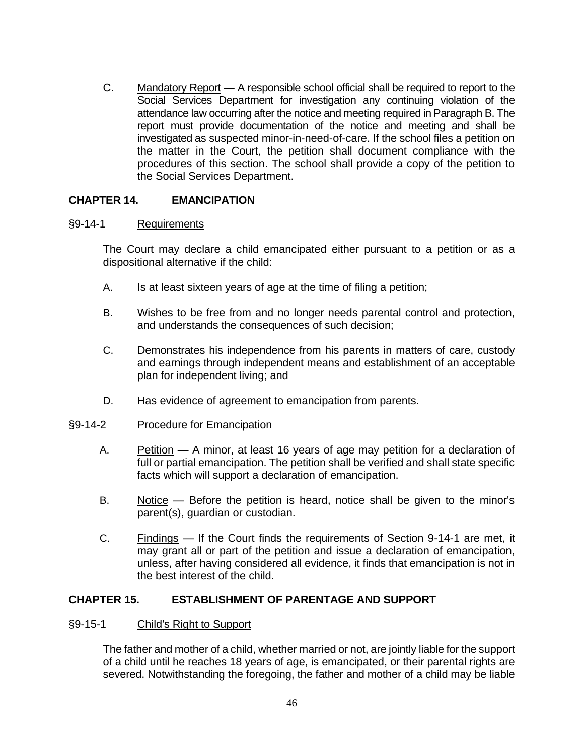C. Mandatory Report — A responsible school official shall be required to report to the Social Services Department for investigation any continuing violation of the attendance law occurring after the notice and meeting required in Paragraph B. The report must provide documentation of the notice and meeting and shall be investigated as suspected minor-in-need-of-care. If the school files a petition on the matter in the Court, the petition shall document compliance with the procedures of this section. The school shall provide a copy of the petition to the Social Services Department.

## CHAPTER 14. EMANCIPATION

### §9-14-1 Requirements

The Court may declare a child emancipated either pursuant to a petition or as a dispositional alternative if the child:

A. Is at least sixteen years of age at the time of filing a petition;

B. Wishes to be free from and no longer needs parental control and protection, and understands the consequences of such decision;

C. Demonstrates his independence from his parents in matters of care, custody and earnings through independent means and establishment of an acceptable plan for independent living; and

D. Has evidence of agreement to emancipation from parents.

### §9-14-2 Procedure for Emancipation

A. Petition — A minor, at least 16 years of age may petition for a declaration of full or partial emancipation. The petition shall be verified and shall state specific facts which will support a declaration of emancipation.

B. Notice — Before the petition is heard, notice shall be given to the minor's parent(s), guardian or custodian.

C. Findings — If the Court finds the requirements of Section 9-14-1 are met, it may grant all or part of the petition and issue a declaration of emancipation, unless, after having considered all evidence, it finds that emancipation is not in the best interest of the child.

## CHAPTER 15. ESTABLISHMENT OF PARENTAGE AND SUPPORT

### §9-15-1 Child's Right to Support

The father and mother of a child, whether married or not, are jointly liable for the support of a child until he reaches 18 years of age, is emancipated, or their parental rights are severed. Notwithstanding the foregoing, the father and mother of a child may be liable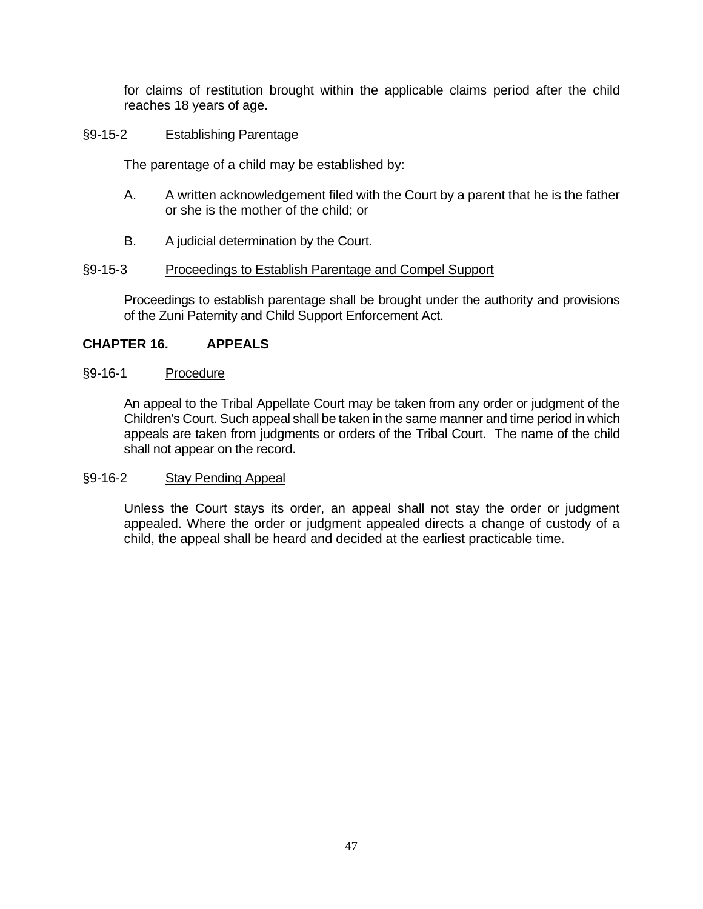for claims of restitution brought within the applicable claims period after the child reaches 18 years of age.

§9-15-2 Establishing Parentage

The parentage of a child may be established by:

A. A written acknowledgement filed with the Court by a parent that he is the father or she is the mother of the child; or

B. A judicial determination by the Court.

§9-15-3 Proceedings to Establish Parentage and Compel Support

Proceedings to establish parentage shall be brought under the authority and provisions of the Zuni Paternity and Child Support Enforcement Act.

## CHAPTER 16. APPEALS

§9-16-1 Procedure

An appeal to the Tribal Appellate Court may be taken from any order or judgment of the Children's Court. Such appeal shall be taken in the same manner and time period in which appeals are taken from judgments or orders of the Tribal Court. The name of the child shall not appear on the record.

§9-16-2 Stay Pending Appeal

Unless the Court stays its order, an appeal shall not stay the order or judgment appealed. Where the order or judgment appealed directs a change of custody of a child, the appeal shall be heard and decided at the earliest practicable time.